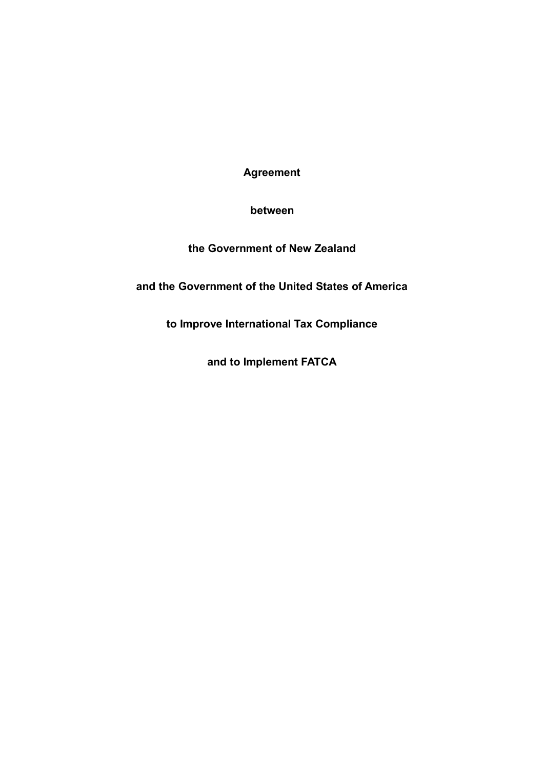# Agreement

# between

# the Government of New Zealand

# and the Government of the United States of America

# to Improve International Tax Compliance

# and to Implement FATCA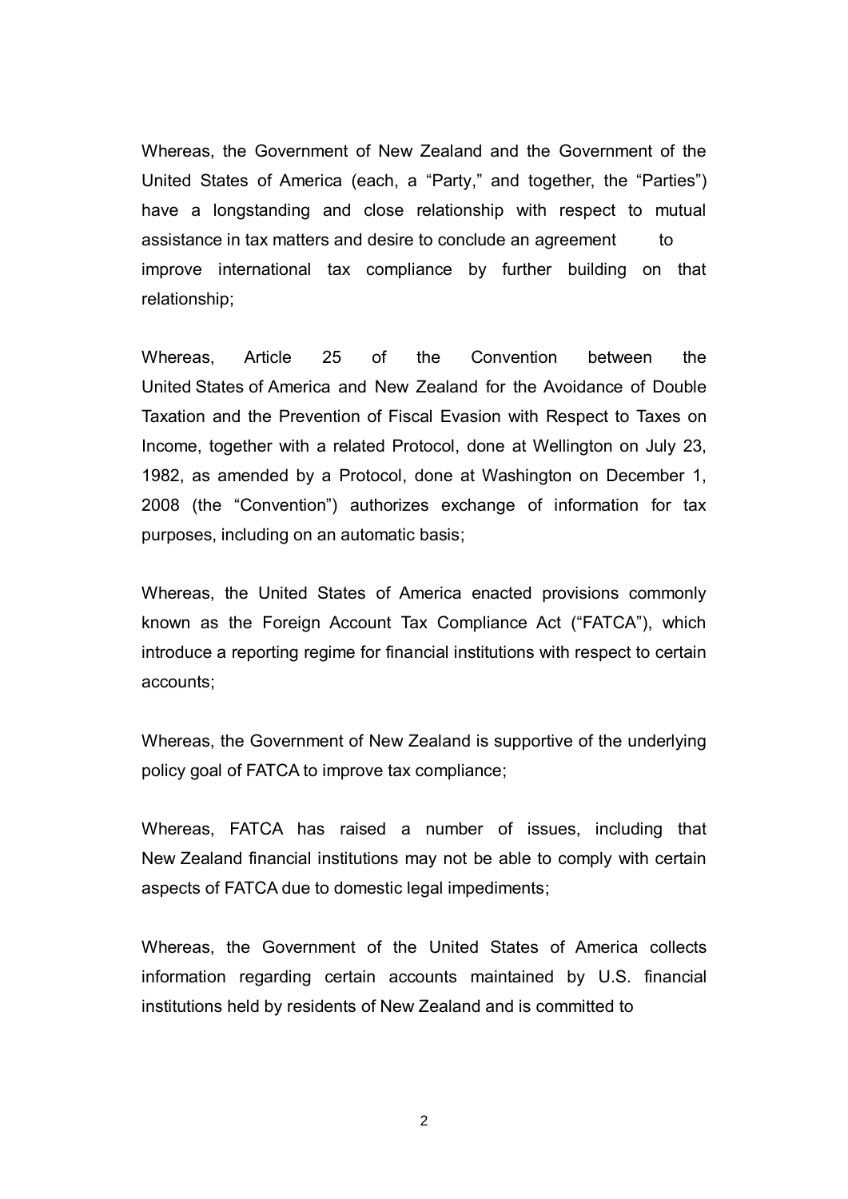Whereas, the Government of New Zealand and the Government of the United States of America (each, a "Party," and together, the "Parties") have a longstanding and close relationship with respect to mutual assistance in tax matters and desire to conclude an agreement to improve international tax compliance by further building on that relationship;

Whereas, Article 25 of the Convention between the United States of America and New Zealand for the Avoidance of Double Taxation and the Prevention of Fiscal Evasion with Respect to Taxes on Income, together with a related Protocol, done at Wellington on July 23, 1982, as amended by a Protocol, done at Washington on December 1, 2008 (the "Convention") authorizes exchange of information for tax purposes, including on an automatic basis;

Whereas, the United States of America enacted provisions commonly known as the Foreign Account Tax Compliance Act ("FATCA"), which introduce a reporting regime for financial institutions with respect to certain accounts;

Whereas, the Government of New Zealand is supportive of the underlying policy goal of FATCA to improve tax compliance;

Whereas, FATCA has raised a number of issues, including that New Zealand financial institutions may not be able to comply with certain aspects of FATCA due to domestic legal impediments;

Whereas, the Government of the United States of America collects information regarding certain accounts maintained by U.S. financial institutions held by residents of New Zealand and is committed to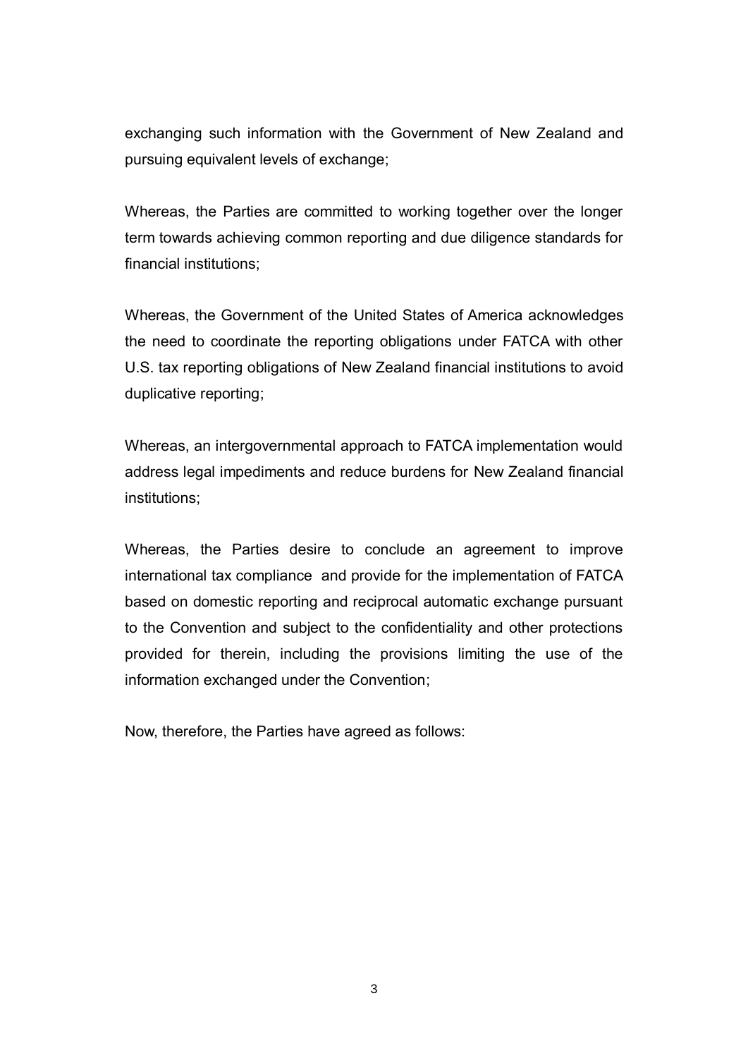exchanging such information with the Government of New Zealand and pursuing equivalent levels of exchange;

Whereas, the Parties are committed to working together over the longer term towards achieving common reporting and due diligence standards for financial institutions;

Whereas, the Government of the United States of America acknowledges the need to coordinate the reporting obligations under FATCA with other U.S. tax reporting obligations of New Zealand financial institutions to avoid duplicative reporting;

Whereas, an intergovernmental approach to FATCA implementation would address legal impediments and reduce burdens for New Zealand financial institutions;

Whereas, the Parties desire to conclude an agreement to improve international tax compliance and provide for the implementation of FATCA based on domestic reporting and reciprocal automatic exchange pursuant to the Convention and subject to the confidentiality and other protections provided for therein, including the provisions limiting the use of the information exchanged under the Convention;

Now, therefore, the Parties have agreed as follows: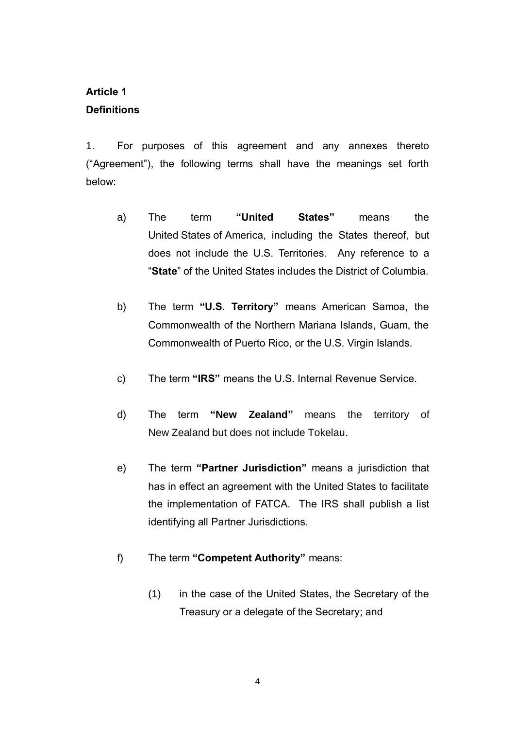**Article 1**
**Definitions**

1. For purposes of this agreement and any annexes thereto ("Agreement"), the following terms shall have the meanings set forth below:

a) The term **"United States"** means the United States of America, including the States thereof, but does not include the U.S. Territories. Any reference to a "**State**" of the United States includes the District of Columbia.

b) The term **"U.S. Territory"** means American Samoa, the Commonwealth of the Northern Mariana Islands, Guam, the Commonwealth of Puerto Rico, or the U.S. Virgin Islands.

c) The term **"IRS"** means the U.S. Internal Revenue Service.

d) The term **"New Zealand"** means the territory of New Zealand but does not include Tokelau.

e) The term **"Partner Jurisdiction"** means a jurisdiction that has in effect an agreement with the United States to facilitate the implementation of FATCA. The IRS shall publish a list identifying all Partner Jurisdictions.

f) The term **"Competent Authority"** means:

(1) in the case of the United States, the Secretary of the Treasury or a delegate of the Secretary; and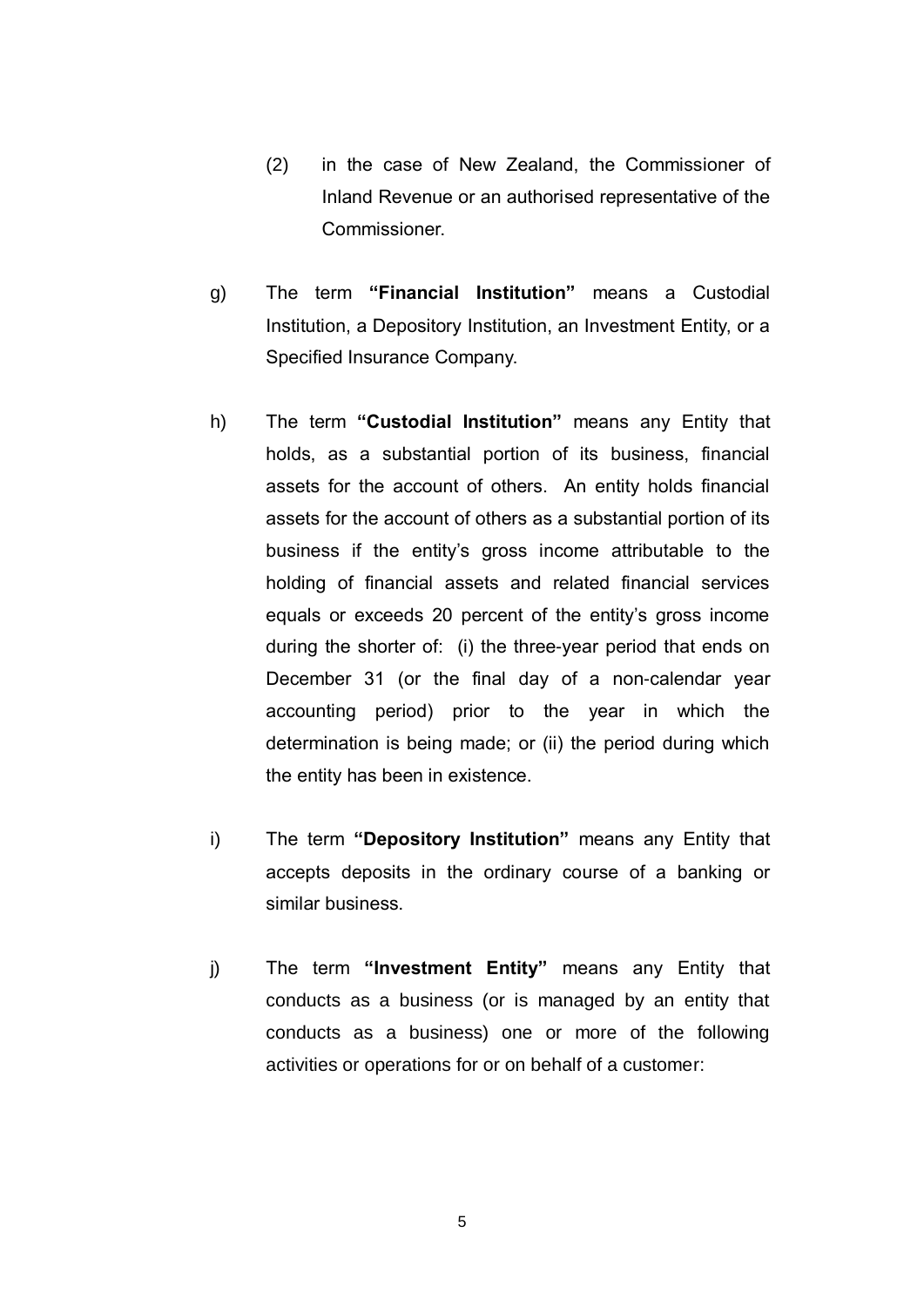(2) in the case of New Zealand, the Commissioner of Inland Revenue or an authorised representative of the Commissioner.

g) The term **"Financial Institution"** means a Custodial Institution, a Depository Institution, an Investment Entity, or a Specified Insurance Company.

h) The term **"Custodial Institution"** means any Entity that holds, as a substantial portion of its business, financial assets for the account of others. An entity holds financial assets for the account of others as a substantial portion of its business if the entity's gross income attributable to the holding of financial assets and related financial services equals or exceeds 20 percent of the entity's gross income during the shorter of: (i) the three-year period that ends on December 31 (or the final day of a non-calendar year accounting period) prior to the year in which the determination is being made; or (ii) the period during which the entity has been in existence.

i) The term **"Depository Institution"** means any Entity that accepts deposits in the ordinary course of a banking or similar business.

j) The term **"Investment Entity"** means any Entity that conducts as a business (or is managed by an entity that conducts as a business) one or more of the following activities or operations for or on behalf of a customer: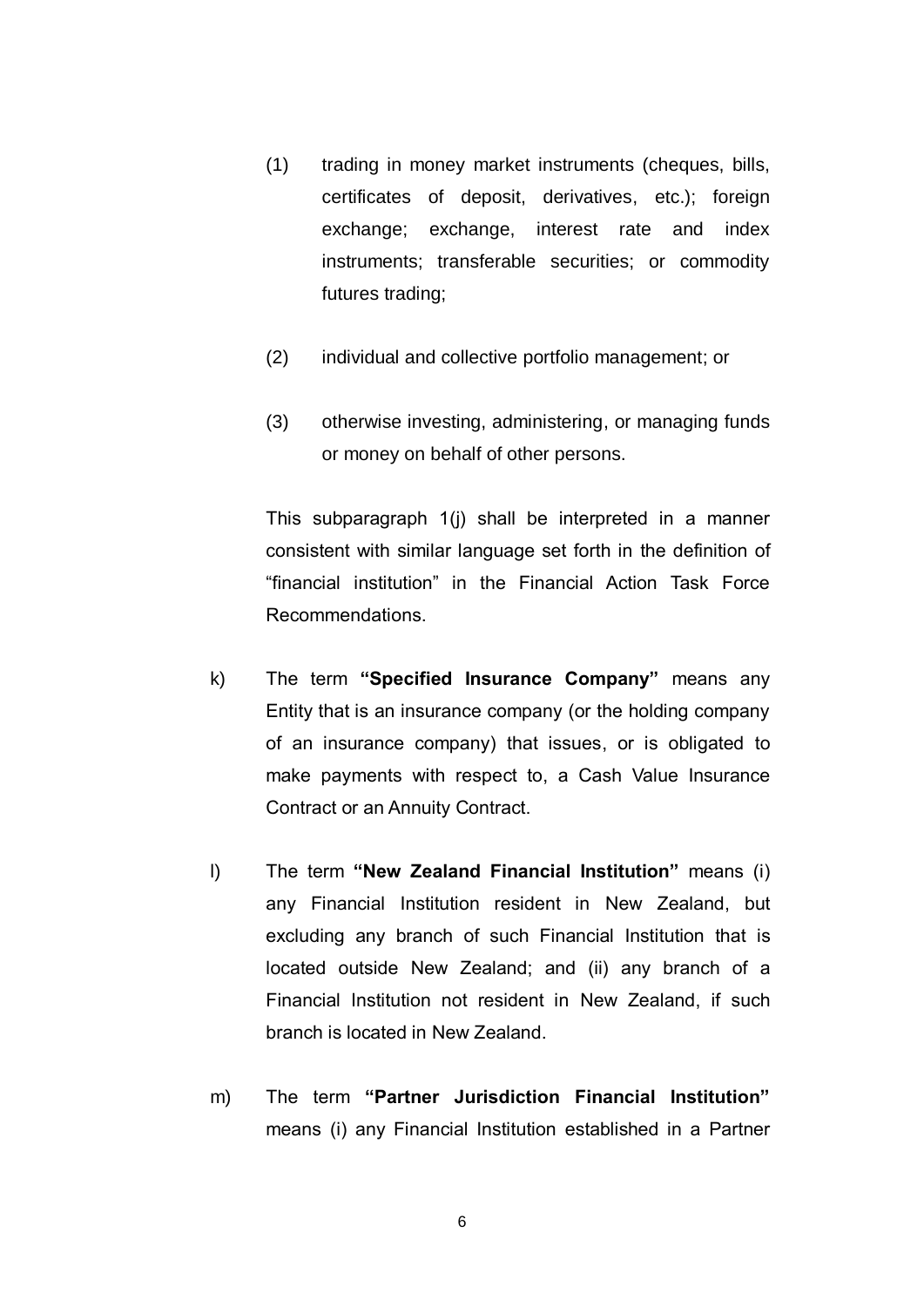(1) trading in money market instruments (cheques, bills, certificates of deposit, derivatives, etc.); foreign exchange; exchange, interest rate and index instruments; transferable securities; or commodity futures trading;

(2) individual and collective portfolio management; or

(3) otherwise investing, administering, or managing funds or money on behalf of other persons.

This subparagraph 1(j) shall be interpreted in a manner consistent with similar language set forth in the definition of “financial institution” in the Financial Action Task Force Recommendations.

k) The term **“Specified Insurance Company”** means any Entity that is an insurance company (or the holding company of an insurance company) that issues, or is obligated to make payments with respect to, a Cash Value Insurance Contract or an Annuity Contract.

l) The term **“New Zealand Financial Institution”** means (i) any Financial Institution resident in New Zealand, but excluding any branch of such Financial Institution that is located outside New Zealand; and (ii) any branch of a Financial Institution not resident in New Zealand, if such branch is located in New Zealand.

m) The term **“Partner Jurisdiction Financial Institution”** means (i) any Financial Institution established in a Partner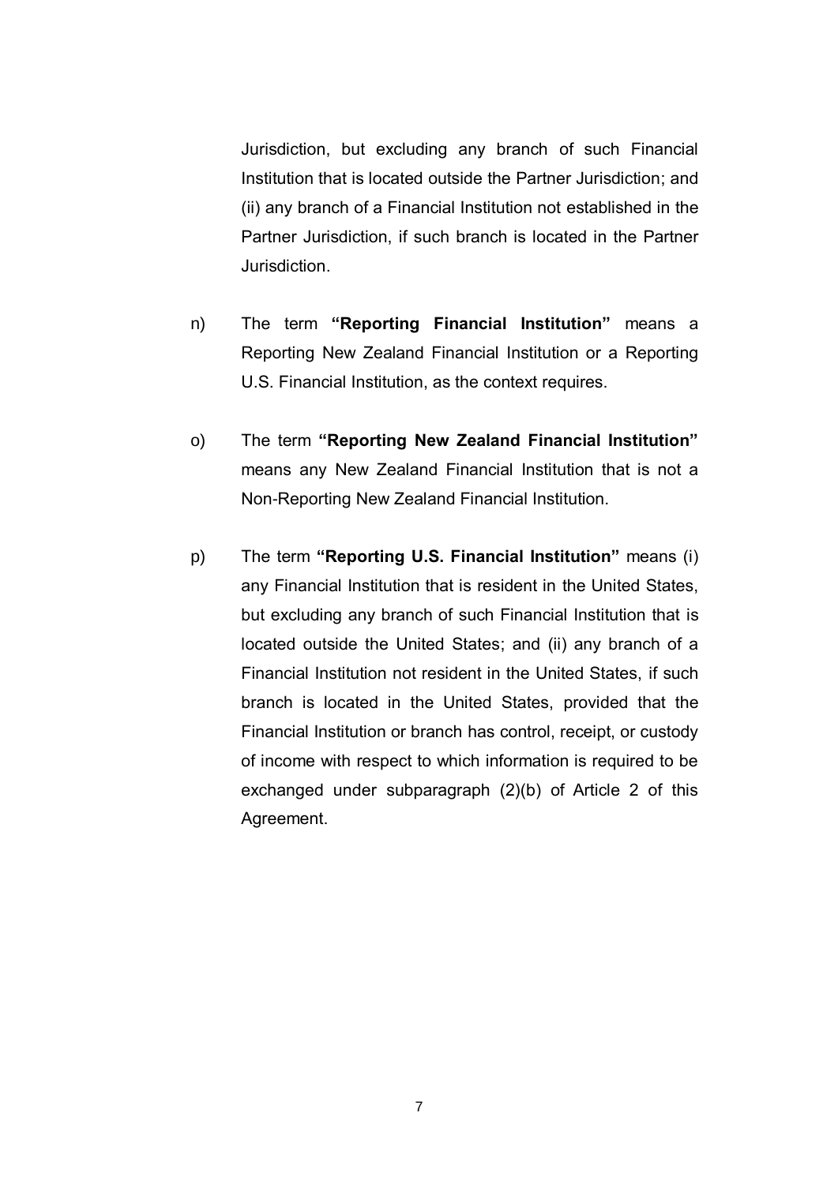Jurisdiction, but excluding any branch of such Financial Institution that is located outside the Partner Jurisdiction; and (ii) any branch of a Financial Institution not established in the Partner Jurisdiction, if such branch is located in the Partner Jurisdiction.

n) The term **"Reporting Financial Institution"** means a Reporting New Zealand Financial Institution or a Reporting U.S. Financial Institution, as the context requires.

o) The term **"Reporting New Zealand Financial Institution"** means any New Zealand Financial Institution that is not a Non-Reporting New Zealand Financial Institution.

p) The term **"Reporting U.S. Financial Institution"** means (i) any Financial Institution that is resident in the United States, but excluding any branch of such Financial Institution that is located outside the United States; and (ii) any branch of a Financial Institution not resident in the United States, if such branch is located in the United States, provided that the Financial Institution or branch has control, receipt, or custody of income with respect to which information is required to be exchanged under subparagraph (2)(b) of Article 2 of this Agreement.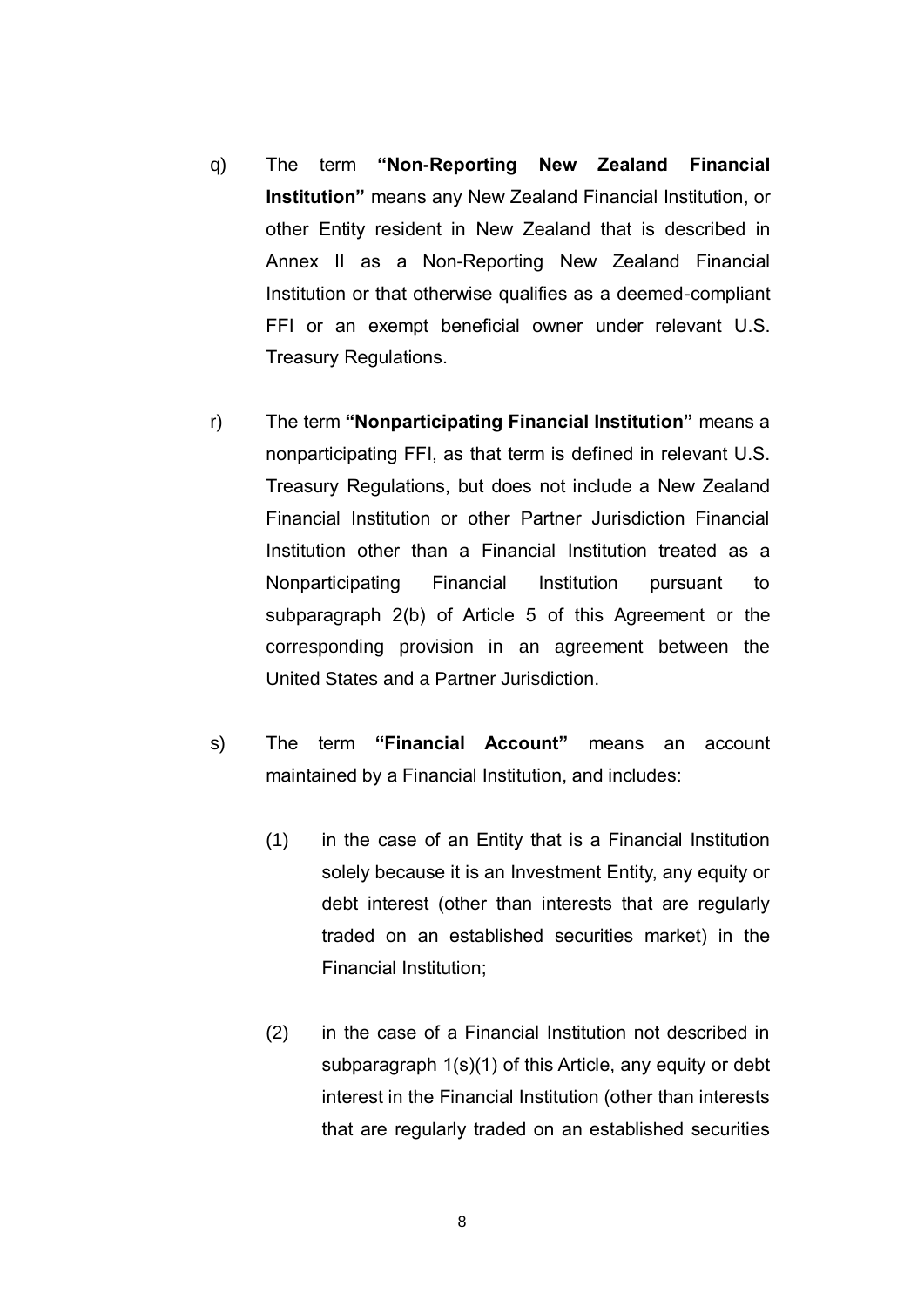q) The term **"Non-Reporting New Zealand Financial Institution"** means any New Zealand Financial Institution, or other Entity resident in New Zealand that is described in Annex II as a Non-Reporting New Zealand Financial Institution or that otherwise qualifies as a deemed-compliant FFI or an exempt beneficial owner under relevant U.S. Treasury Regulations.

r) The term **"Nonparticipating Financial Institution"** means a nonparticipating FFI, as that term is defined in relevant U.S. Treasury Regulations, but does not include a New Zealand Financial Institution or other Partner Jurisdiction Financial Institution other than a Financial Institution treated as a Nonparticipating Financial Institution pursuant to subparagraph 2(b) of Article 5 of this Agreement or the corresponding provision in an agreement between the United States and a Partner Jurisdiction.

s) The term **"Financial Account"** means an account maintained by a Financial Institution, and includes:

(1) in the case of an Entity that is a Financial Institution solely because it is an Investment Entity, any equity or debt interest (other than interests that are regularly traded on an established securities market) in the Financial Institution;

(2) in the case of a Financial Institution not described in subparagraph 1(s)(1) of this Article, any equity or debt interest in the Financial Institution (other than interests that are regularly traded on an established securities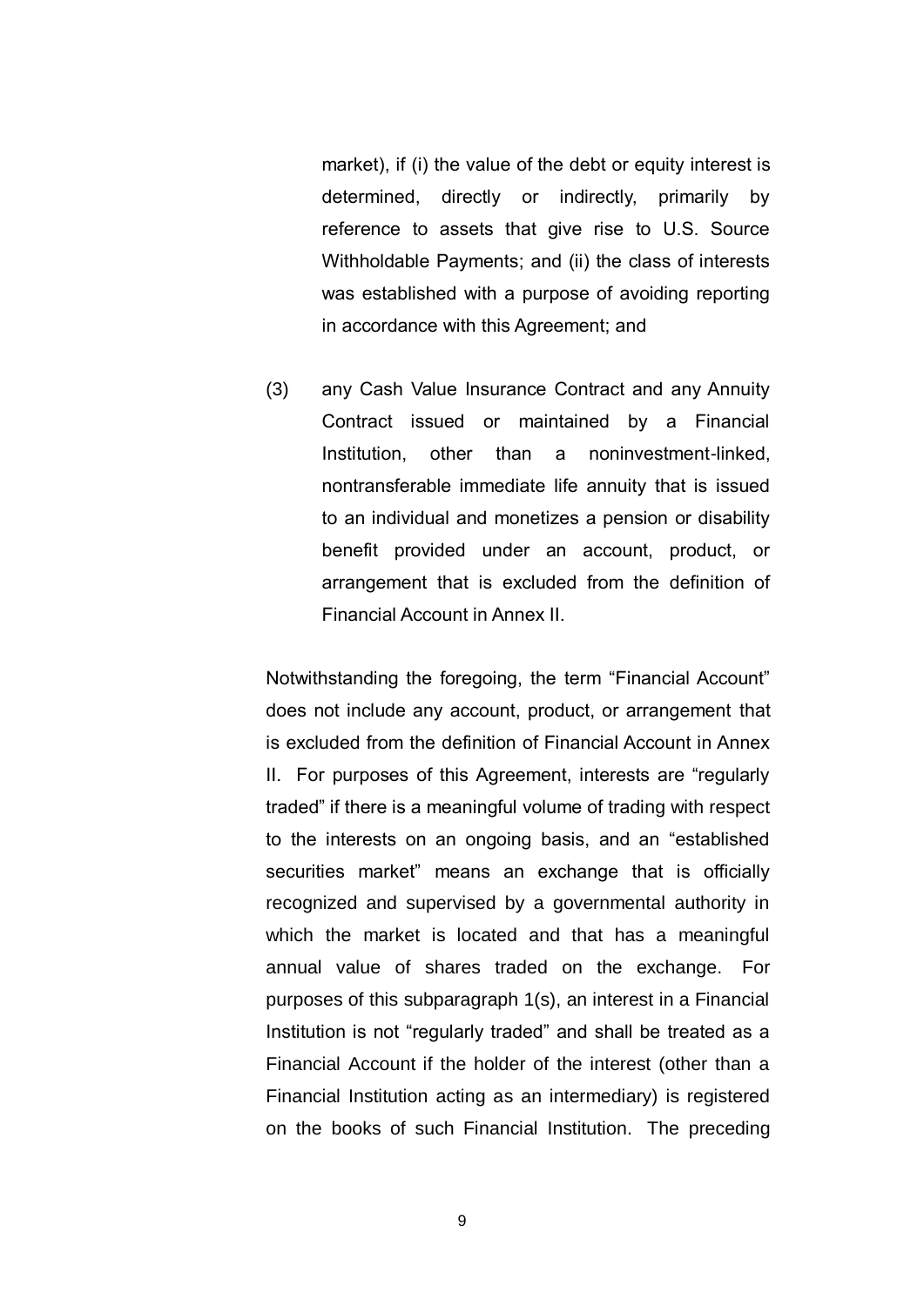market), if (i) the value of the debt or equity interest is determined, directly or indirectly, primarily by reference to assets that give rise to U.S. Source Withholdable Payments; and (ii) the class of interests was established with a purpose of avoiding reporting in accordance with this Agreement; and

(3) any Cash Value Insurance Contract and any Annuity Contract issued or maintained by a Financial Institution, other than a noninvestment-linked, nontransferable immediate life annuity that is issued to an individual and monetizes a pension or disability benefit provided under an account, product, or arrangement that is excluded from the definition of Financial Account in Annex II.

Notwithstanding the foregoing, the term "Financial Account" does not include any account, product, or arrangement that is excluded from the definition of Financial Account in Annex II. For purposes of this Agreement, interests are "regularly traded" if there is a meaningful volume of trading with respect to the interests on an ongoing basis, and an "established securities market" means an exchange that is officially recognized and supervised by a governmental authority in which the market is located and that has a meaningful annual value of shares traded on the exchange. For purposes of this subparagraph 1(s), an interest in a Financial Institution is not "regularly traded" and shall be treated as a Financial Account if the holder of the interest (other than a Financial Institution acting as an intermediary) is registered on the books of such Financial Institution. The preceding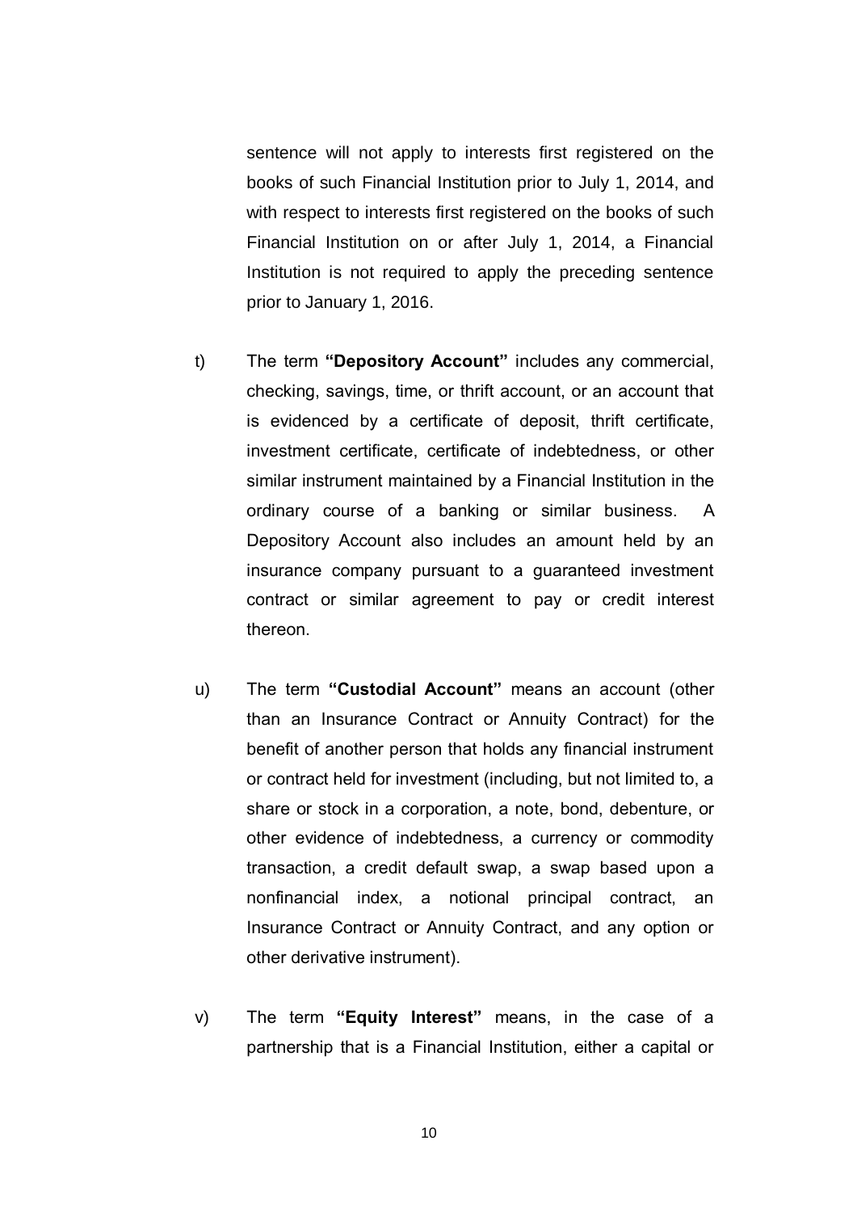sentence will not apply to interests first registered on the books of such Financial Institution prior to July 1, 2014, and with respect to interests first registered on the books of such Financial Institution on or after July 1, 2014, a Financial Institution is not required to apply the preceding sentence prior to January 1, 2016.

t) The term **"Depository Account"** includes any commercial, checking, savings, time, or thrift account, or an account that is evidenced by a certificate of deposit, thrift certificate, investment certificate, certificate of indebtedness, or other similar instrument maintained by a Financial Institution in the ordinary course of a banking or similar business. A Depository Account also includes an amount held by an insurance company pursuant to a guaranteed investment contract or similar agreement to pay or credit interest thereon.

u) The term **"Custodial Account"** means an account (other than an Insurance Contract or Annuity Contract) for the benefit of another person that holds any financial instrument or contract held for investment (including, but not limited to, a share or stock in a corporation, a note, bond, debenture, or other evidence of indebtedness, a currency or commodity transaction, a credit default swap, a swap based upon a nonfinancial index, a notional principal contract, an Insurance Contract or Annuity Contract, and any option or other derivative instrument).

v) The term **"Equity Interest"** means, in the case of a partnership that is a Financial Institution, either a capital or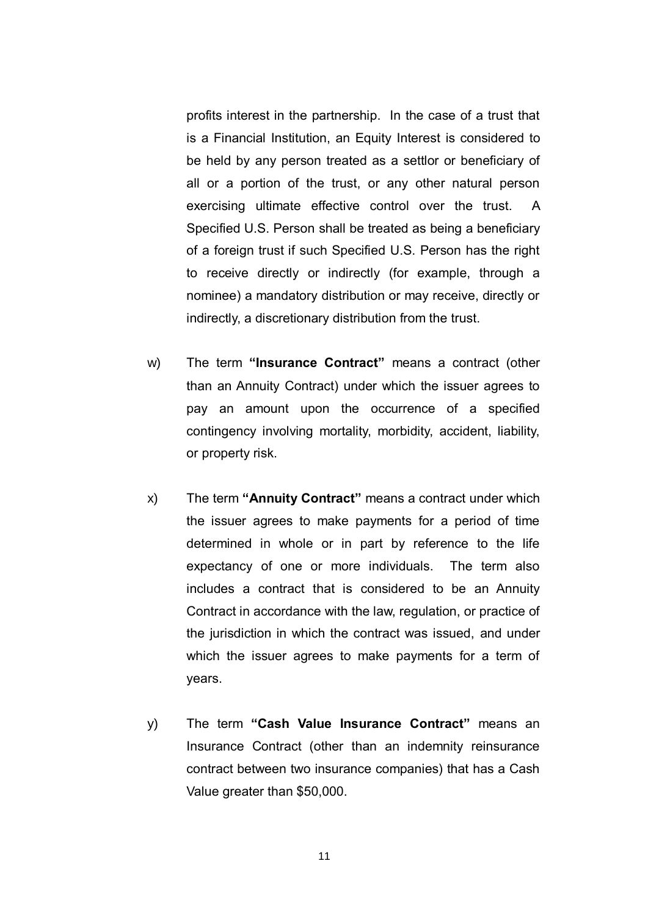profits interest in the partnership. In the case of a trust that is a Financial Institution, an Equity Interest is considered to be held by any person treated as a settlor or beneficiary of all or a portion of the trust, or any other natural person exercising ultimate effective control over the trust. A Specified U.S. Person shall be treated as being a beneficiary of a foreign trust if such Specified U.S. Person has the right to receive directly or indirectly (for example, through a nominee) a mandatory distribution or may receive, directly or indirectly, a discretionary distribution from the trust.

w) The term **"Insurance Contract"** means a contract (other than an Annuity Contract) under which the issuer agrees to pay an amount upon the occurrence of a specified contingency involving mortality, morbidity, accident, liability, or property risk.

x) The term **"Annuity Contract"** means a contract under which the issuer agrees to make payments for a period of time determined in whole or in part by reference to the life expectancy of one or more individuals. The term also includes a contract that is considered to be an Annuity Contract in accordance with the law, regulation, or practice of the jurisdiction in which the contract was issued, and under which the issuer agrees to make payments for a term of years.

y) The term **"Cash Value Insurance Contract"** means an Insurance Contract (other than an indemnity reinsurance contract between two insurance companies) that has a Cash Value greater than $50,000.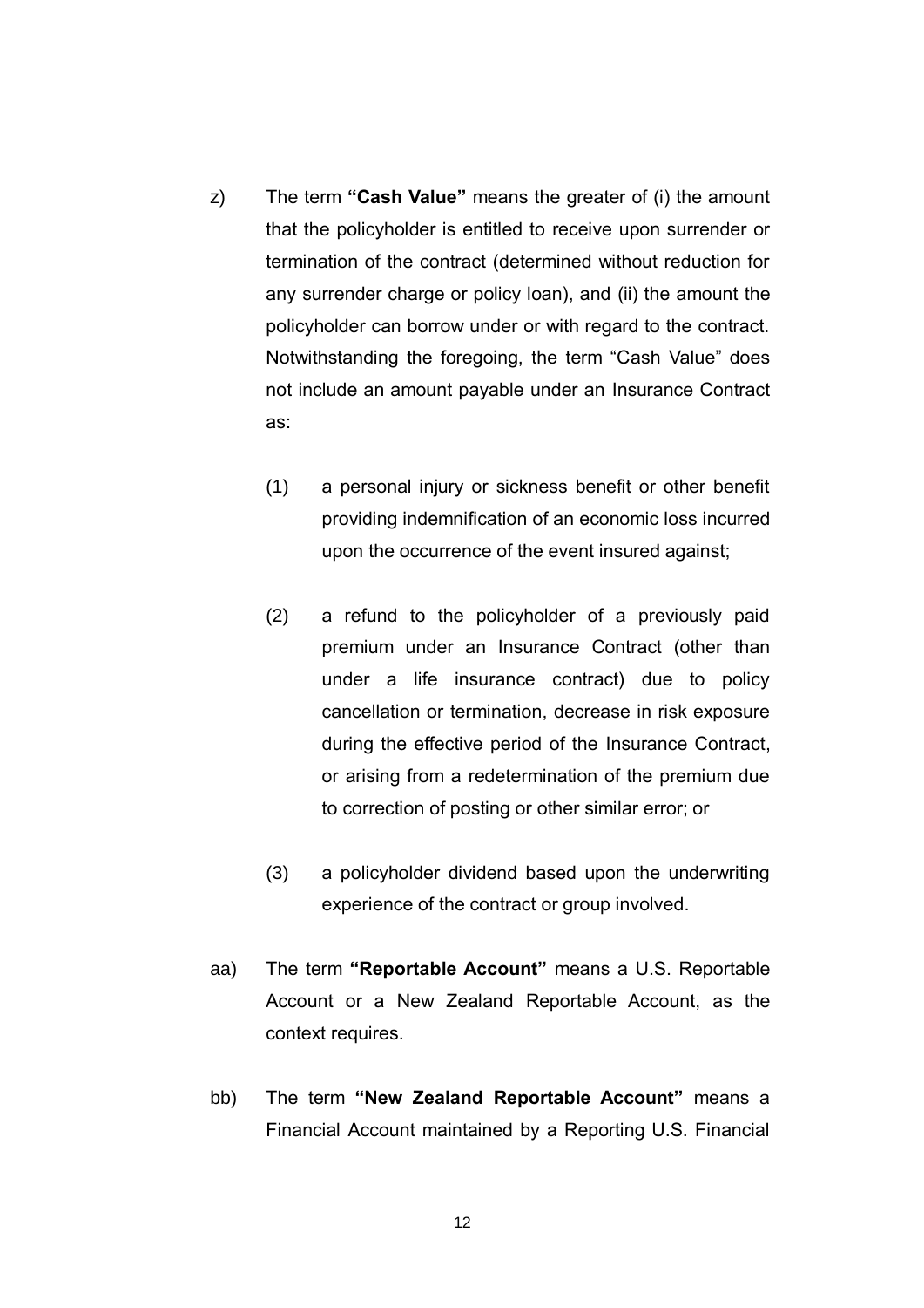z) The term **"Cash Value"** means the greater of (i) the amount that the policyholder is entitled to receive upon surrender or termination of the contract (determined without reduction for any surrender charge or policy loan), and (ii) the amount the policyholder can borrow under or with regard to the contract. Notwithstanding the foregoing, the term "Cash Value" does not include an amount payable under an Insurance Contract as:

  (1) a personal injury or sickness benefit or other benefit providing indemnification of an economic loss incurred upon the occurrence of the event insured against;

  (2) a refund to the policyholder of a previously paid premium under an Insurance Contract (other than under a life insurance contract) due to policy cancellation or termination, decrease in risk exposure during the effective period of the Insurance Contract, or arising from a redetermination of the premium due to correction of posting or other similar error; or

  (3) a policyholder dividend based upon the underwriting experience of the contract or group involved.

aa) The term **"Reportable Account"** means a U.S. Reportable Account or a New Zealand Reportable Account, as the context requires.

bb) The term **"New Zealand Reportable Account"** means a Financial Account maintained by a Reporting U.S. Financial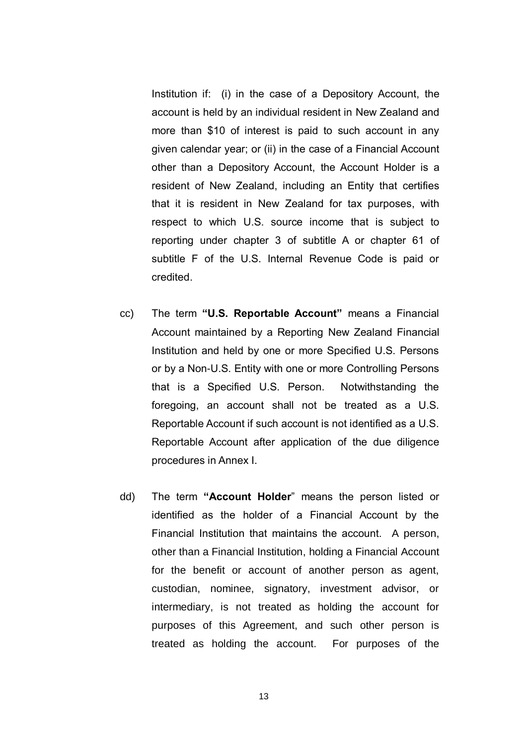Institution if: (i) in the case of a Depository Account, the account is held by an individual resident in New Zealand and more than $10 of interest is paid to such account in any given calendar year; or (ii) in the case of a Financial Account other than a Depository Account, the Account Holder is a resident of New Zealand, including an Entity that certifies that it is resident in New Zealand for tax purposes, with respect to which U.S. source income that is subject to reporting under chapter 3 of subtitle A or chapter 61 of subtitle F of the U.S. Internal Revenue Code is paid or credited.

cc) The term **"U.S. Reportable Account"** means a Financial Account maintained by a Reporting New Zealand Financial Institution and held by one or more Specified U.S. Persons or by a Non-U.S. Entity with one or more Controlling Persons that is a Specified U.S. Person. Notwithstanding the foregoing, an account shall not be treated as a U.S. Reportable Account if such account is not identified as a U.S. Reportable Account after application of the due diligence procedures in Annex I.

dd) The term **"Account Holder"** means the person listed or identified as the holder of a Financial Account by the Financial Institution that maintains the account. A person, other than a Financial Institution, holding a Financial Account for the benefit or account of another person as agent, custodian, nominee, signatory, investment advisor, or intermediary, is not treated as holding the account for purposes of this Agreement, and such other person is treated as holding the account. For purposes of the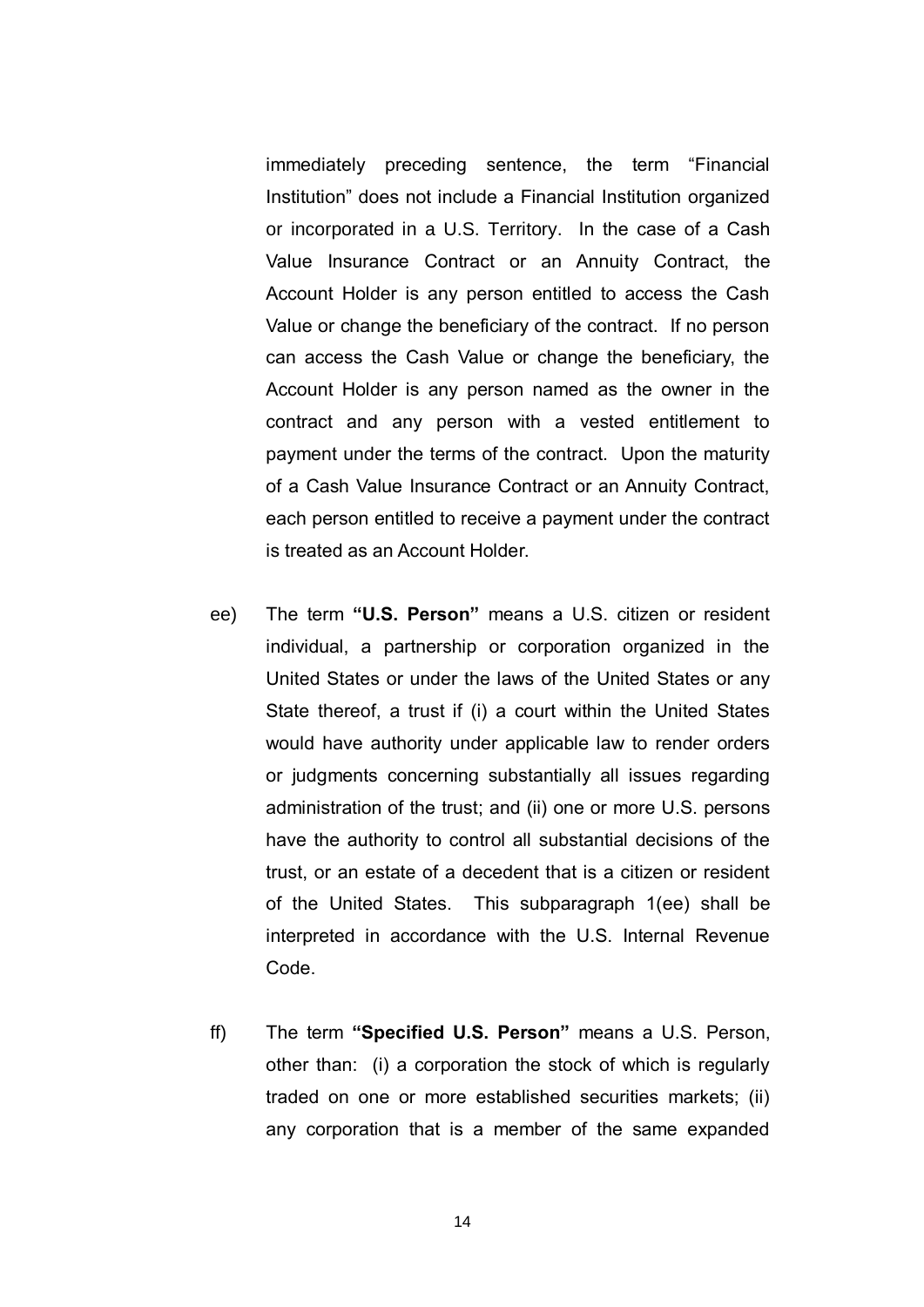immediately preceding sentence, the term "Financial Institution" does not include a Financial Institution organized or incorporated in a U.S. Territory. In the case of a Cash Value Insurance Contract or an Annuity Contract, the Account Holder is any person entitled to access the Cash Value or change the beneficiary of the contract. If no person can access the Cash Value or change the beneficiary, the Account Holder is any person named as the owner in the contract and any person with a vested entitlement to payment under the terms of the contract. Upon the maturity of a Cash Value Insurance Contract or an Annuity Contract, each person entitled to receive a payment under the contract is treated as an Account Holder.

ee) The term **"U.S. Person"** means a U.S. citizen or resident individual, a partnership or corporation organized in the United States or under the laws of the United States or any State thereof, a trust if (i) a court within the United States would have authority under applicable law to render orders or judgments concerning substantially all issues regarding administration of the trust; and (ii) one or more U.S. persons have the authority to control all substantial decisions of the trust, or an estate of a decedent that is a citizen or resident of the United States. This subparagraph 1(ee) shall be interpreted in accordance with the U.S. Internal Revenue Code.

ff) The term **"Specified U.S. Person"** means a U.S. Person, other than: (i) a corporation the stock of which is regularly traded on one or more established securities markets; (ii) any corporation that is a member of the same expanded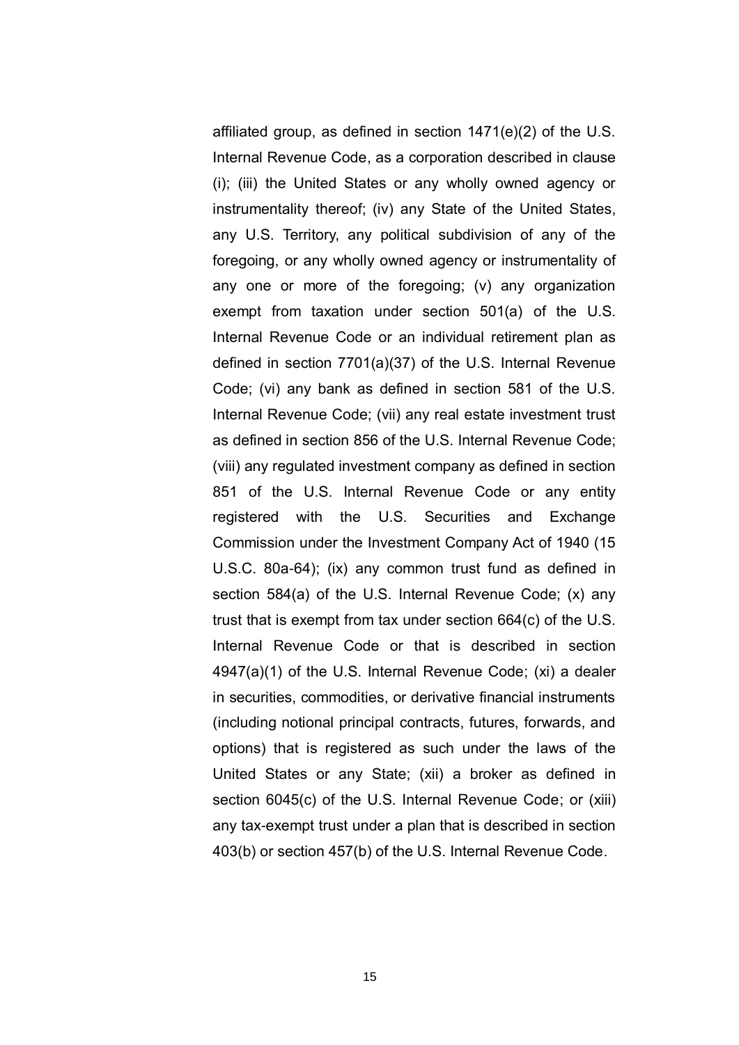affiliated group, as defined in section 1471(e)(2) of the U.S. Internal Revenue Code, as a corporation described in clause (i); (iii) the United States or any wholly owned agency or instrumentality thereof; (iv) any State of the United States, any U.S. Territory, any political subdivision of any of the foregoing, or any wholly owned agency or instrumentality of any one or more of the foregoing; (v) any organization exempt from taxation under section 501(a) of the U.S. Internal Revenue Code or an individual retirement plan as defined in section 7701(a)(37) of the U.S. Internal Revenue Code; (vi) any bank as defined in section 581 of the U.S. Internal Revenue Code; (vii) any real estate investment trust as defined in section 856 of the U.S. Internal Revenue Code; (viii) any regulated investment company as defined in section 851 of the U.S. Internal Revenue Code or any entity registered with the U.S. Securities and Exchange Commission under the Investment Company Act of 1940 (15 U.S.C. 80a-64); (ix) any common trust fund as defined in section 584(a) of the U.S. Internal Revenue Code; (x) any trust that is exempt from tax under section 664(c) of the U.S. Internal Revenue Code or that is described in section 4947(a)(1) of the U.S. Internal Revenue Code; (xi) a dealer in securities, commodities, or derivative financial instruments (including notional principal contracts, futures, forwards, and options) that is registered as such under the laws of the United States or any State; (xii) a broker as defined in section 6045(c) of the U.S. Internal Revenue Code; or (xiii) any tax-exempt trust under a plan that is described in section 403(b) or section 457(b) of the U.S. Internal Revenue Code.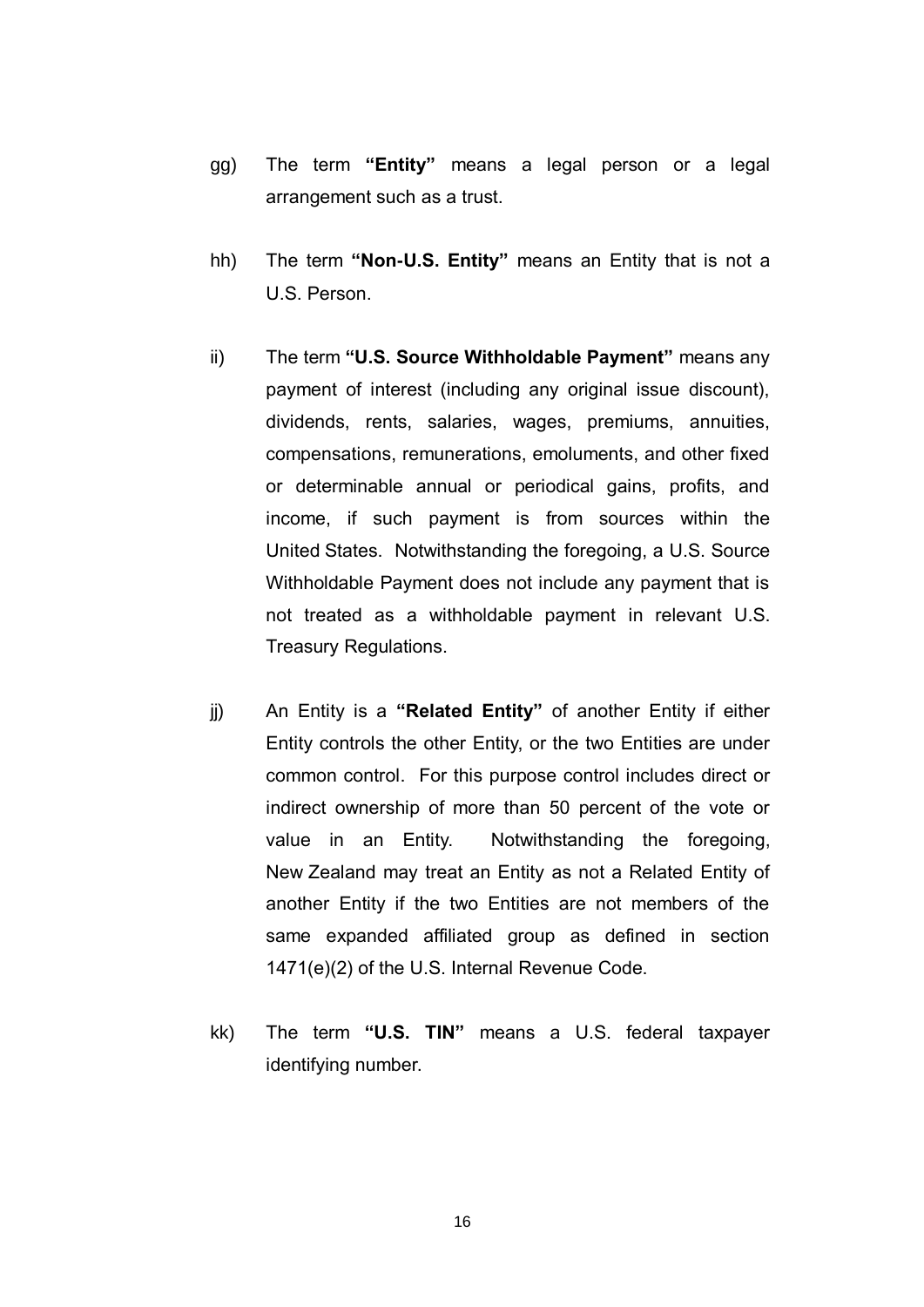gg) The term **"Entity"** means a legal person or a legal arrangement such as a trust.

hh) The term **"Non-U.S. Entity"** means an Entity that is not a U.S. Person.

ii) The term **"U.S. Source Withholdable Payment"** means any payment of interest (including any original issue discount), dividends, rents, salaries, wages, premiums, annuities, compensations, remunerations, emoluments, and other fixed or determinable annual or periodical gains, profits, and income, if such payment is from sources within the United States. Notwithstanding the foregoing, a U.S. Source Withholdable Payment does not include any payment that is not treated as a withholdable payment in relevant U.S. Treasury Regulations.

jj) An Entity is a **"Related Entity"** of another Entity if either Entity controls the other Entity, or the two Entities are under common control. For this purpose control includes direct or indirect ownership of more than 50 percent of the vote or value in an Entity. Notwithstanding the foregoing, New Zealand may treat an Entity as not a Related Entity of another Entity if the two Entities are not members of the same expanded affiliated group as defined in section 1471(e)(2) of the U.S. Internal Revenue Code.

kk) The term **"U.S. TIN"** means a U.S. federal taxpayer identifying number.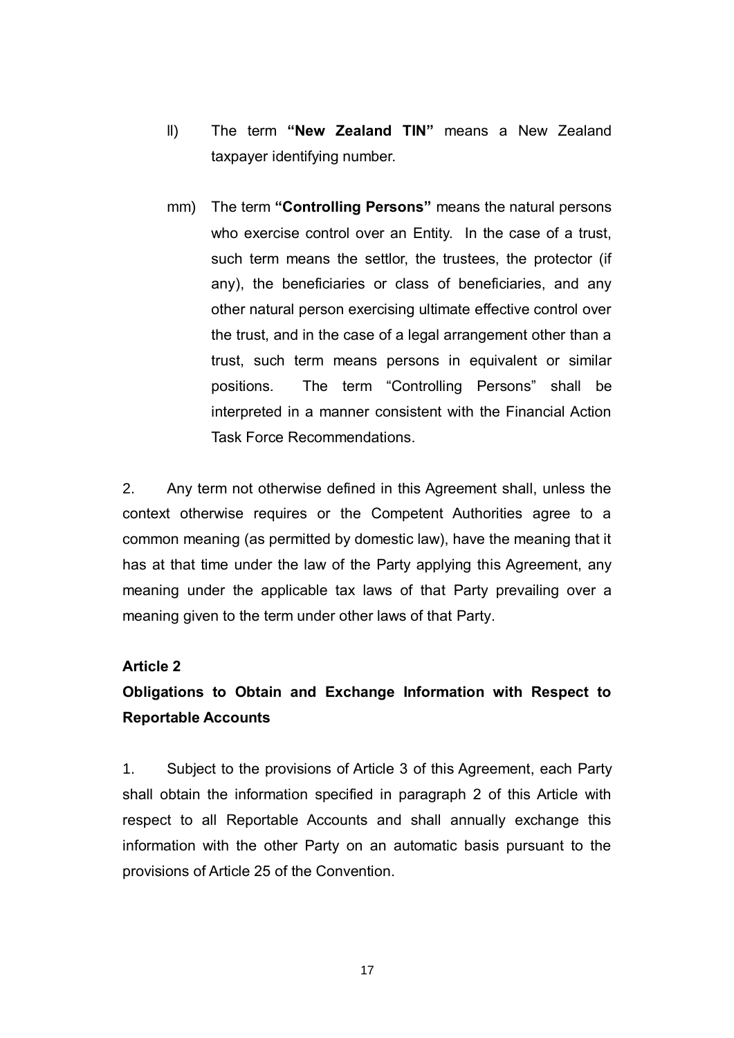ll) The term **"New Zealand TIN"** means a New Zealand taxpayer identifying number.

mm) The term **"Controlling Persons"** means the natural persons who exercise control over an Entity. In the case of a trust, such term means the settlor, the trustees, the protector (if any), the beneficiaries or class of beneficiaries, and any other natural person exercising ultimate effective control over the trust, and in the case of a legal arrangement other than a trust, such term means persons in equivalent or similar positions. The term "Controlling Persons" shall be interpreted in a manner consistent with the Financial Action Task Force Recommendations.

2. Any term not otherwise defined in this Agreement shall, unless the context otherwise requires or the Competent Authorities agree to a common meaning (as permitted by domestic law), have the meaning that it has at that time under the law of the Party applying this Agreement, any meaning under the applicable tax laws of that Party prevailing over a meaning given to the term under other laws of that Party.

**Article 2**

**Obligations to Obtain and Exchange Information with Respect to Reportable Accounts**

1. Subject to the provisions of Article 3 of this Agreement, each Party shall obtain the information specified in paragraph 2 of this Article with respect to all Reportable Accounts and shall annually exchange this information with the other Party on an automatic basis pursuant to the provisions of Article 25 of the Convention.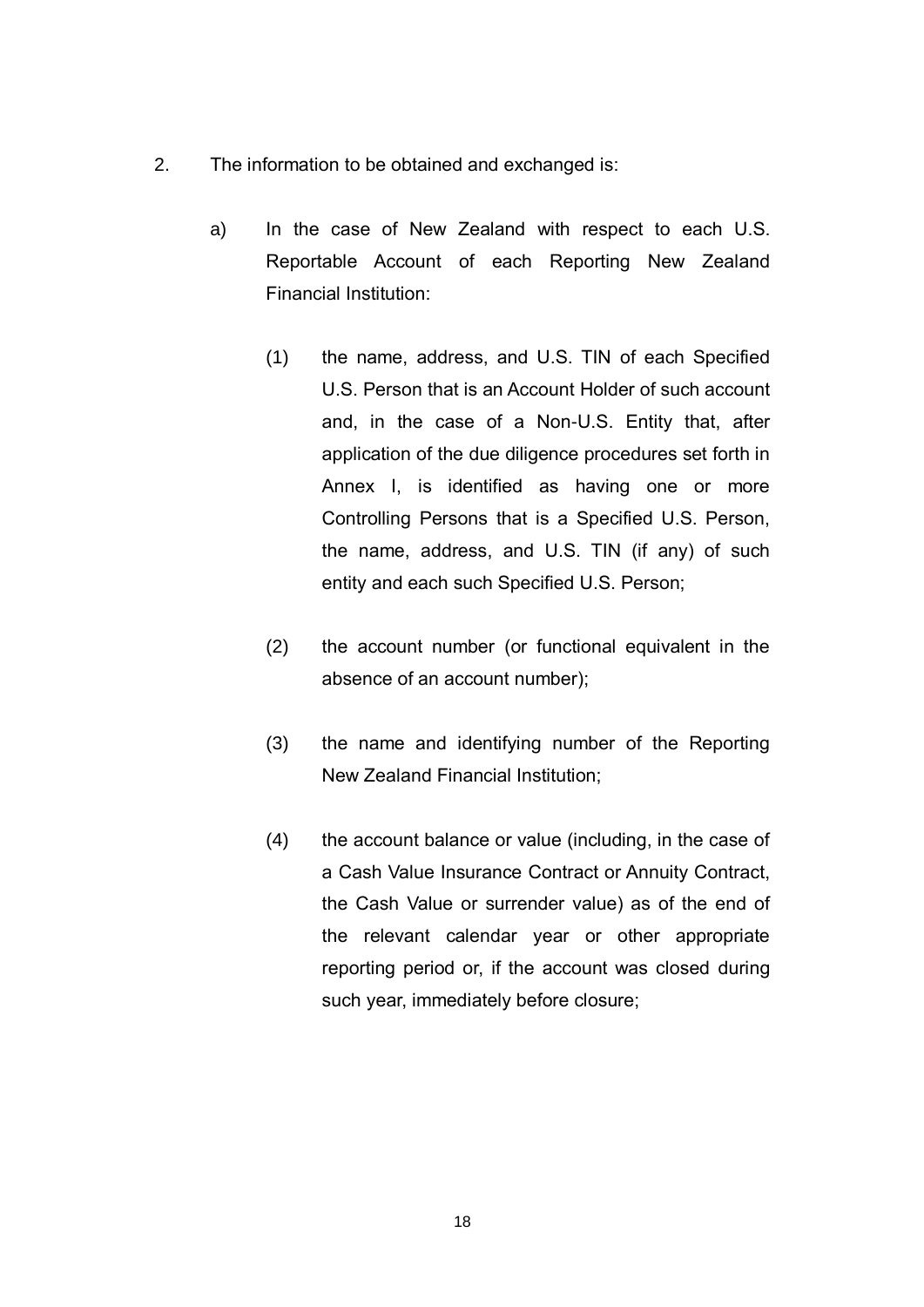2. The information to be obtained and exchanged is:

   a) In the case of New Zealand with respect to each U.S. Reportable Account of each Reporting New Zealand Financial Institution:

      (1) the name, address, and U.S. TIN of each Specified U.S. Person that is an Account Holder of such account and, in the case of a Non-U.S. Entity that, after application of the due diligence procedures set forth in Annex I, is identified as having one or more Controlling Persons that is a Specified U.S. Person, the name, address, and U.S. TIN (if any) of such entity and each such Specified U.S. Person;

      (2) the account number (or functional equivalent in the absence of an account number);

      (3) the name and identifying number of the Reporting New Zealand Financial Institution;

      (4) the account balance or value (including, in the case of a Cash Value Insurance Contract or Annuity Contract, the Cash Value or surrender value) as of the end of the relevant calendar year or other appropriate reporting period or, if the account was closed during such year, immediately before closure;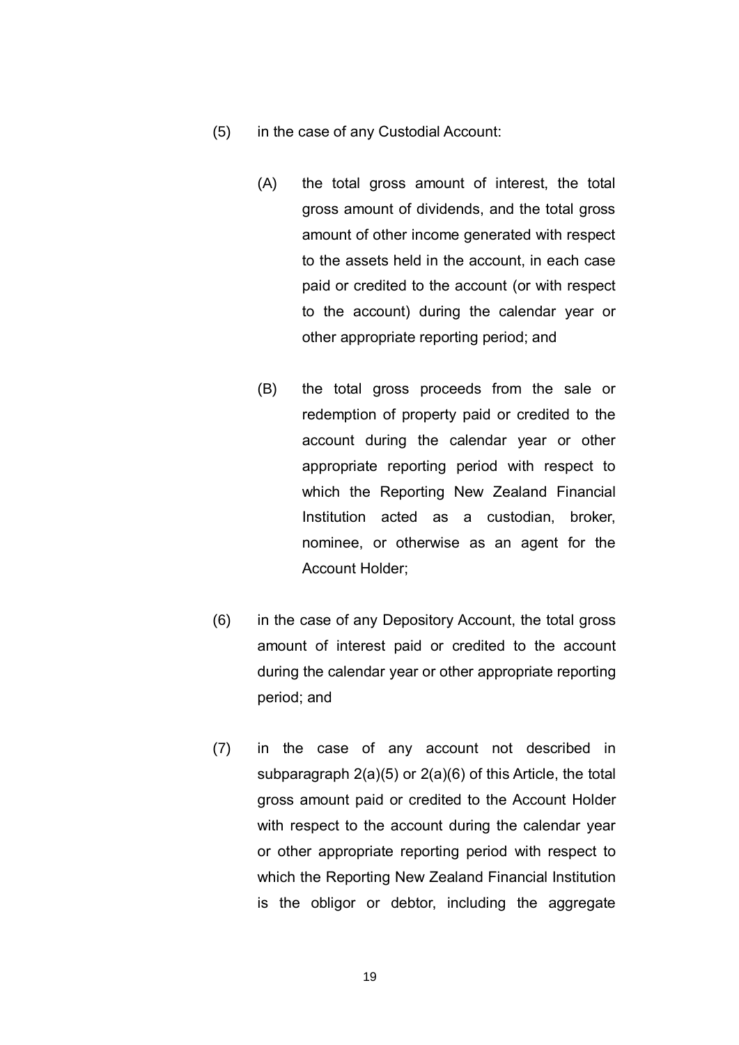(5) in the case of any Custodial Account:

  (A) the total gross amount of interest, the total gross amount of dividends, and the total gross amount of other income generated with respect to the assets held in the account, in each case paid or credited to the account (or with respect to the account) during the calendar year or other appropriate reporting period; and

  (B) the total gross proceeds from the sale or redemption of property paid or credited to the account during the calendar year or other appropriate reporting period with respect to which the Reporting New Zealand Financial Institution acted as a custodian, broker, nominee, or otherwise as an agent for the Account Holder;

(6) in the case of any Depository Account, the total gross amount of interest paid or credited to the account during the calendar year or other appropriate reporting period; and

(7) in the case of any account not described in subparagraph 2(a)(5) or 2(a)(6) of this Article, the total gross amount paid or credited to the Account Holder with respect to the account during the calendar year or other appropriate reporting period with respect to which the Reporting New Zealand Financial Institution is the obligor or debtor, including the aggregate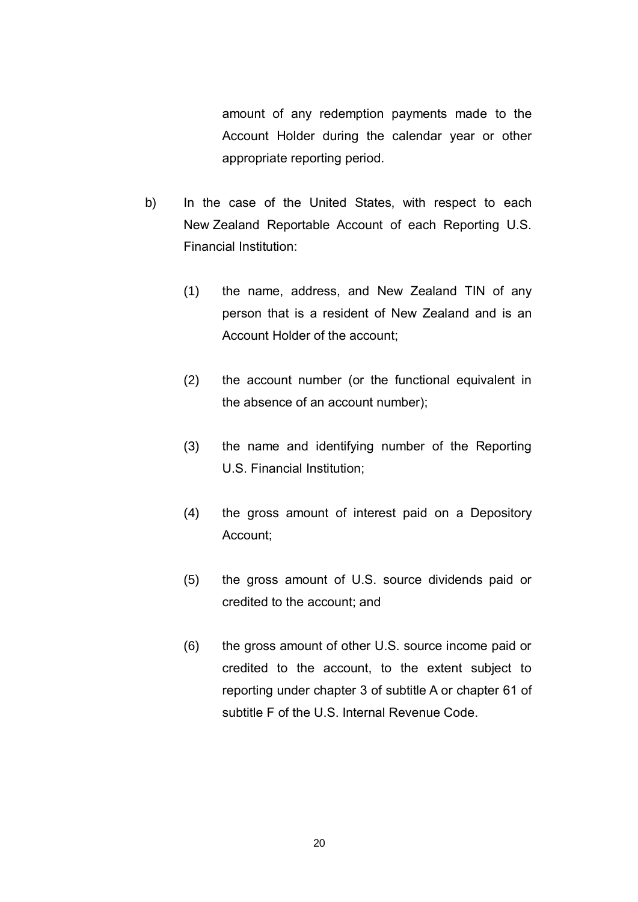amount of any redemption payments made to the Account Holder during the calendar year or other appropriate reporting period.

b) In the case of the United States, with respect to each New Zealand Reportable Account of each Reporting U.S. Financial Institution:

(1) the name, address, and New Zealand TIN of any person that is a resident of New Zealand and is an Account Holder of the account;

(2) the account number (or the functional equivalent in the absence of an account number);

(3) the name and identifying number of the Reporting U.S. Financial Institution;

(4) the gross amount of interest paid on a Depository Account;

(5) the gross amount of U.S. source dividends paid or credited to the account; and

(6) the gross amount of other U.S. source income paid or credited to the account, to the extent subject to reporting under chapter 3 of subtitle A or chapter 61 of subtitle F of the U.S. Internal Revenue Code.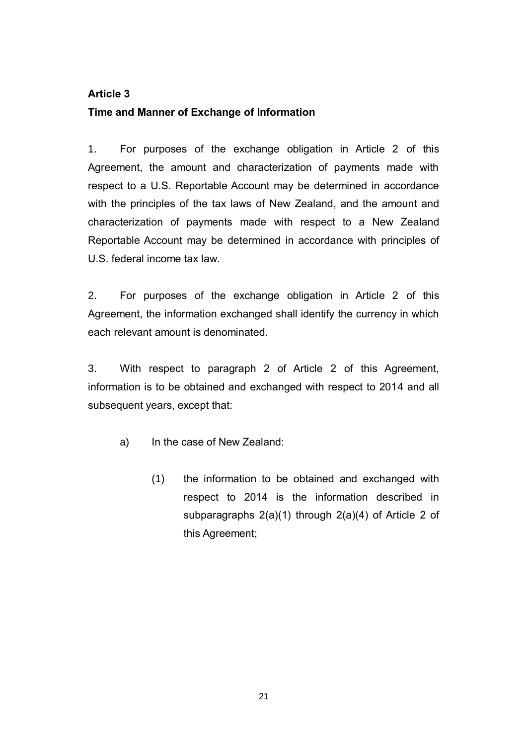## Article 3

### Time and Manner of Exchange of Information

1. For purposes of the exchange obligation in Article 2 of this Agreement, the amount and characterization of payments made with respect to a U.S. Reportable Account may be determined in accordance with the principles of the tax laws of New Zealand, and the amount and characterization of payments made with respect to a New Zealand Reportable Account may be determined in accordance with principles of U.S. federal income tax law.

2. For purposes of the exchange obligation in Article 2 of this Agreement, the information exchanged shall identify the currency in which each relevant amount is denominated.

3. With respect to paragraph 2 of Article 2 of this Agreement, information is to be obtained and exchanged with respect to 2014 and all subsequent years, except that:

   a) In the case of New Zealand:

      (1) the information to be obtained and exchanged with respect to 2014 is the information described in subparagraphs 2(a)(1) through 2(a)(4) of Article 2 of this Agreement;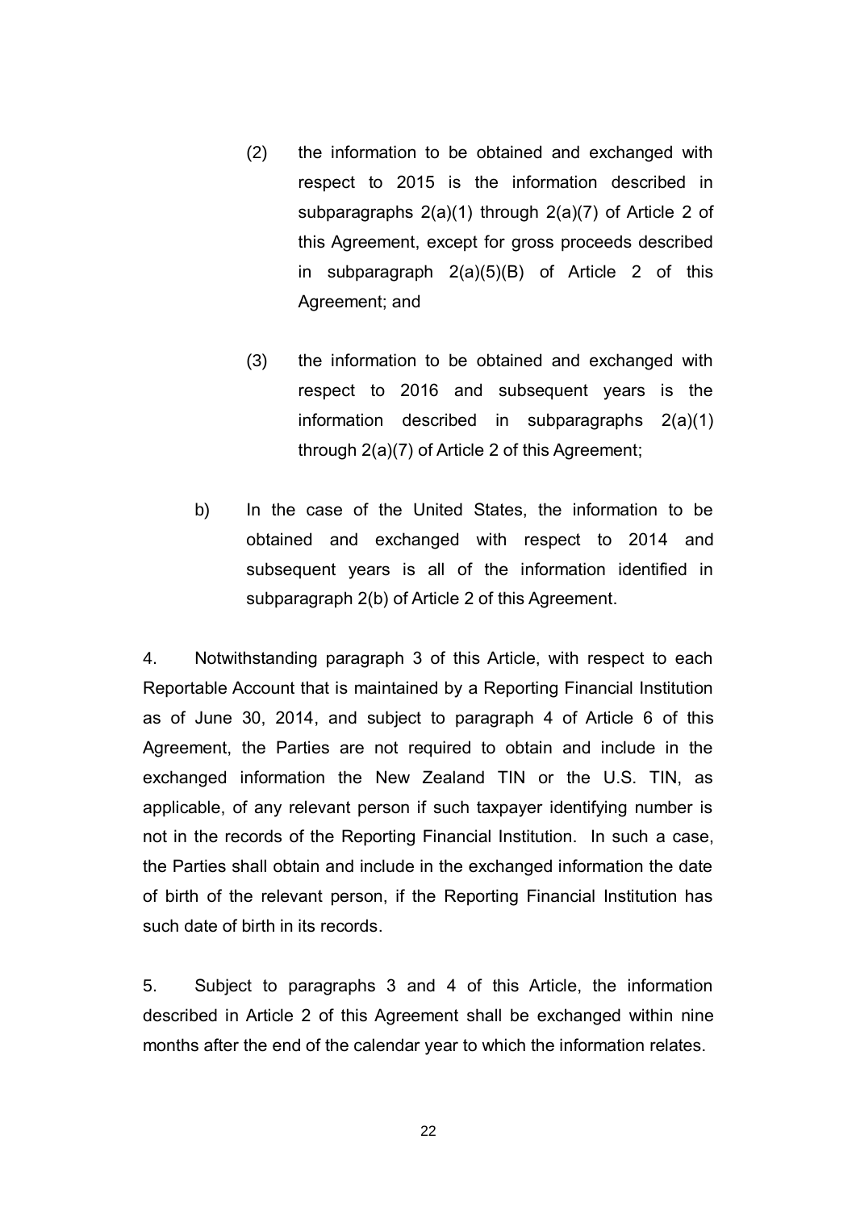(2) the information to be obtained and exchanged with respect to 2015 is the information described in subparagraphs 2(a)(1) through 2(a)(7) of Article 2 of this Agreement, except for gross proceeds described in subparagraph 2(a)(5)(B) of Article 2 of this Agreement; and

(3) the information to be obtained and exchanged with respect to 2016 and subsequent years is the information described in subparagraphs 2(a)(1) through 2(a)(7) of Article 2 of this Agreement;

b) In the case of the United States, the information to be obtained and exchanged with respect to 2014 and subsequent years is all of the information identified in subparagraph 2(b) of Article 2 of this Agreement.

4. Notwithstanding paragraph 3 of this Article, with respect to each Reportable Account that is maintained by a Reporting Financial Institution as of June 30, 2014, and subject to paragraph 4 of Article 6 of this Agreement, the Parties are not required to obtain and include in the exchanged information the New Zealand TIN or the U.S. TIN, as applicable, of any relevant person if such taxpayer identifying number is not in the records of the Reporting Financial Institution. In such a case, the Parties shall obtain and include in the exchanged information the date of birth of the relevant person, if the Reporting Financial Institution has such date of birth in its records.

5. Subject to paragraphs 3 and 4 of this Article, the information described in Article 2 of this Agreement shall be exchanged within nine months after the end of the calendar year to which the information relates.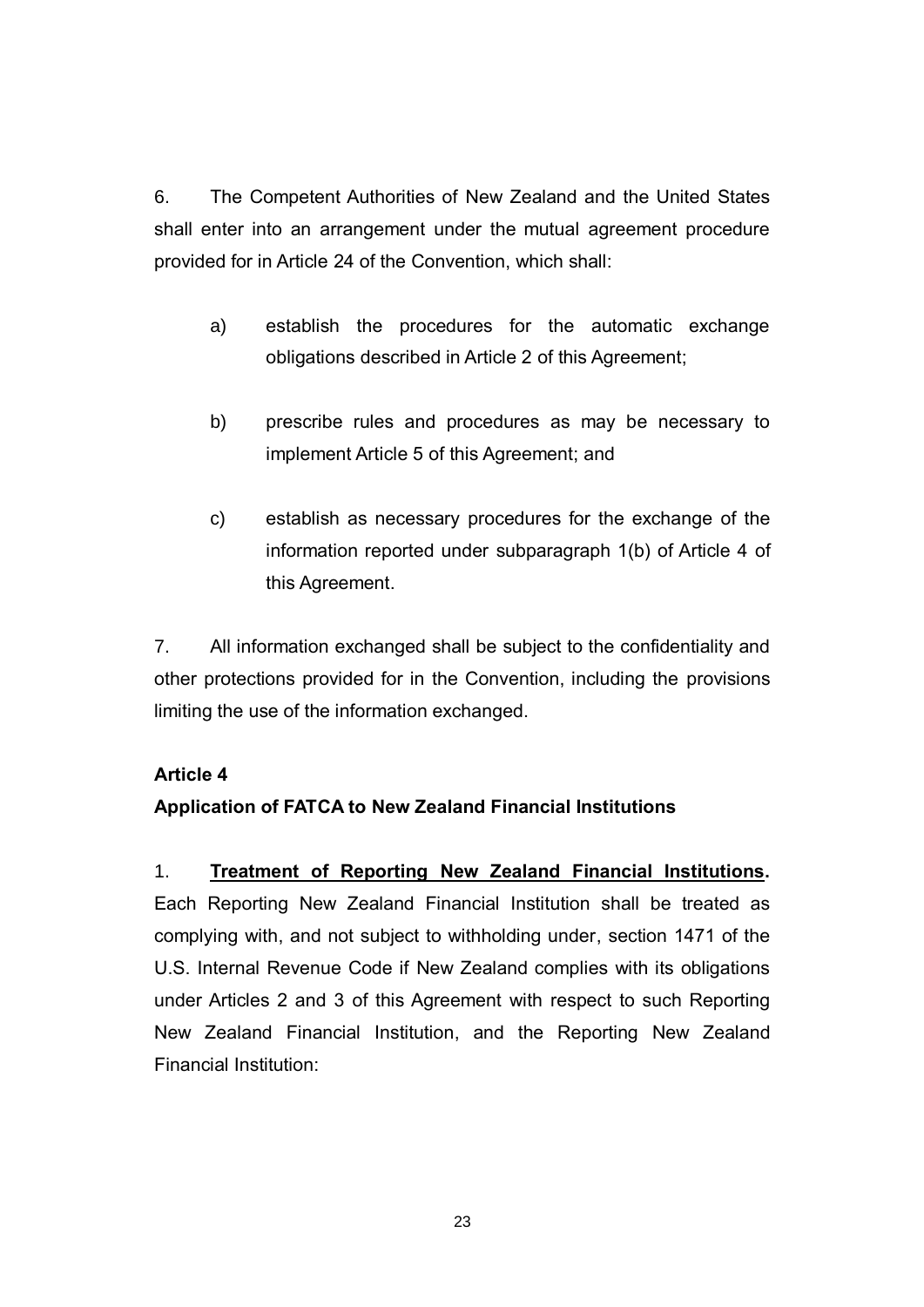6. The Competent Authorities of New Zealand and the United States shall enter into an arrangement under the mutual agreement procedure provided for in Article 24 of the Convention, which shall:

a) establish the procedures for the automatic exchange obligations described in Article 2 of this Agreement;

b) prescribe rules and procedures as may be necessary to implement Article 5 of this Agreement; and

c) establish as necessary procedures for the exchange of the information reported under subparagraph 1(b) of Article 4 of this Agreement.

7. All information exchanged shall be subject to the confidentiality and other protections provided for in the Convention, including the provisions limiting the use of the information exchanged.

**Article 4**

**Application of FATCA to New Zealand Financial Institutions**

1. **Treatment of Reporting New Zealand Financial Institutions.** Each Reporting New Zealand Financial Institution shall be treated as complying with, and not subject to withholding under, section 1471 of the U.S. Internal Revenue Code if New Zealand complies with its obligations under Articles 2 and 3 of this Agreement with respect to such Reporting New Zealand Financial Institution, and the Reporting New Zealand Financial Institution: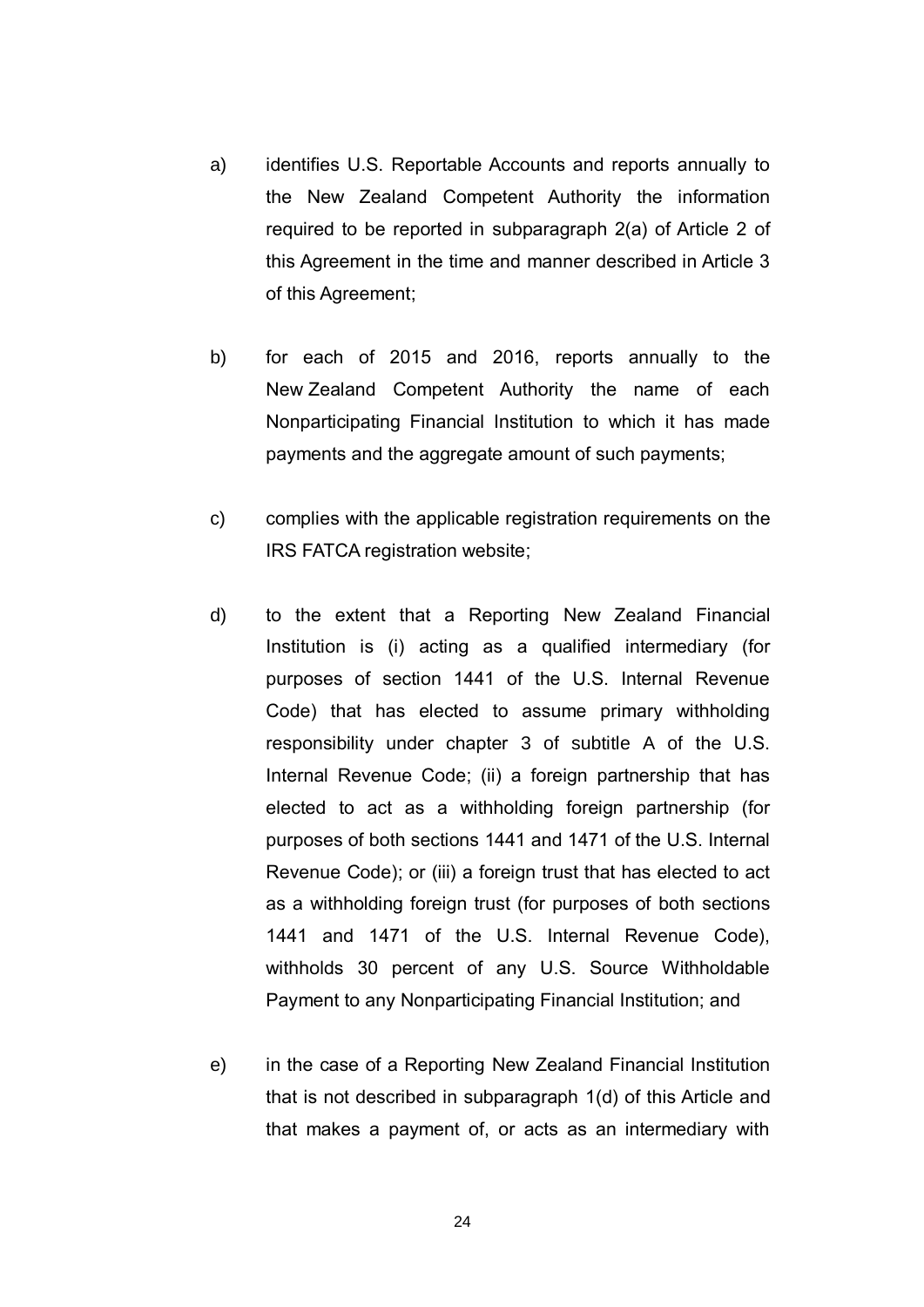a) identifies U.S. Reportable Accounts and reports annually to the New Zealand Competent Authority the information required to be reported in subparagraph 2(a) of Article 2 of this Agreement in the time and manner described in Article 3 of this Agreement;

b) for each of 2015 and 2016, reports annually to the New Zealand Competent Authority the name of each Nonparticipating Financial Institution to which it has made payments and the aggregate amount of such payments;

c) complies with the applicable registration requirements on the IRS FATCA registration website;

d) to the extent that a Reporting New Zealand Financial Institution is (i) acting as a qualified intermediary (for purposes of section 1441 of the U.S. Internal Revenue Code) that has elected to assume primary withholding responsibility under chapter 3 of subtitle A of the U.S. Internal Revenue Code; (ii) a foreign partnership that has elected to act as a withholding foreign partnership (for purposes of both sections 1441 and 1471 of the U.S. Internal Revenue Code); or (iii) a foreign trust that has elected to act as a withholding foreign trust (for purposes of both sections 1441 and 1471 of the U.S. Internal Revenue Code), withholds 30 percent of any U.S. Source Withholdable Payment to any Nonparticipating Financial Institution; and

e) in the case of a Reporting New Zealand Financial Institution that is not described in subparagraph 1(d) of this Article and that makes a payment of, or acts as an intermediary with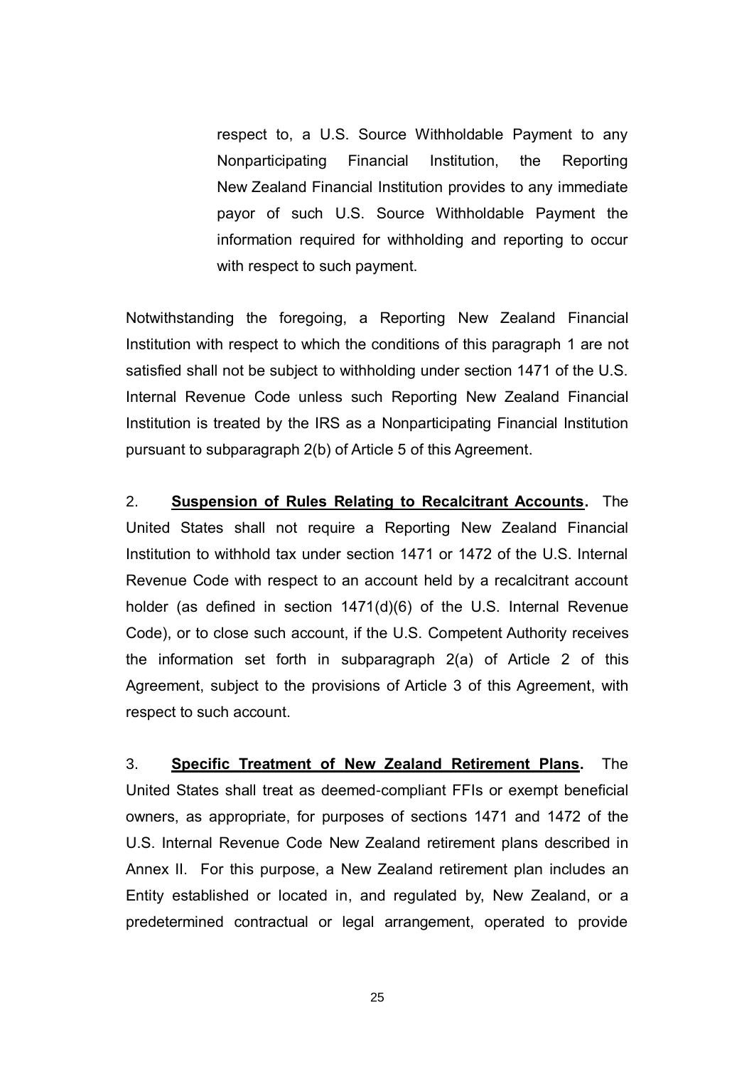respect to, a U.S. Source Withholdable Payment to any Nonparticipating Financial Institution, the Reporting New Zealand Financial Institution provides to any immediate payor of such U.S. Source Withholdable Payment the information required for withholding and reporting to occur with respect to such payment.

Notwithstanding the foregoing, a Reporting New Zealand Financial Institution with respect to which the conditions of this paragraph 1 are not satisfied shall not be subject to withholding under section 1471 of the U.S. Internal Revenue Code unless such Reporting New Zealand Financial Institution is treated by the IRS as a Nonparticipating Financial Institution pursuant to subparagraph 2(b) of Article 5 of this Agreement.

2. **Suspension of Rules Relating to Recalcitrant Accounts.** The United States shall not require a Reporting New Zealand Financial Institution to withhold tax under section 1471 or 1472 of the U.S. Internal Revenue Code with respect to an account held by a recalcitrant account holder (as defined in section 1471(d)(6) of the U.S. Internal Revenue Code), or to close such account, if the U.S. Competent Authority receives the information set forth in subparagraph 2(a) of Article 2 of this Agreement, subject to the provisions of Article 3 of this Agreement, with respect to such account.

3. **Specific Treatment of New Zealand Retirement Plans.** The United States shall treat as deemed-compliant FFIs or exempt beneficial owners, as appropriate, for purposes of sections 1471 and 1472 of the U.S. Internal Revenue Code New Zealand retirement plans described in Annex II. For this purpose, a New Zealand retirement plan includes an Entity established or located in, and regulated by, New Zealand, or a predetermined contractual or legal arrangement, operated to provide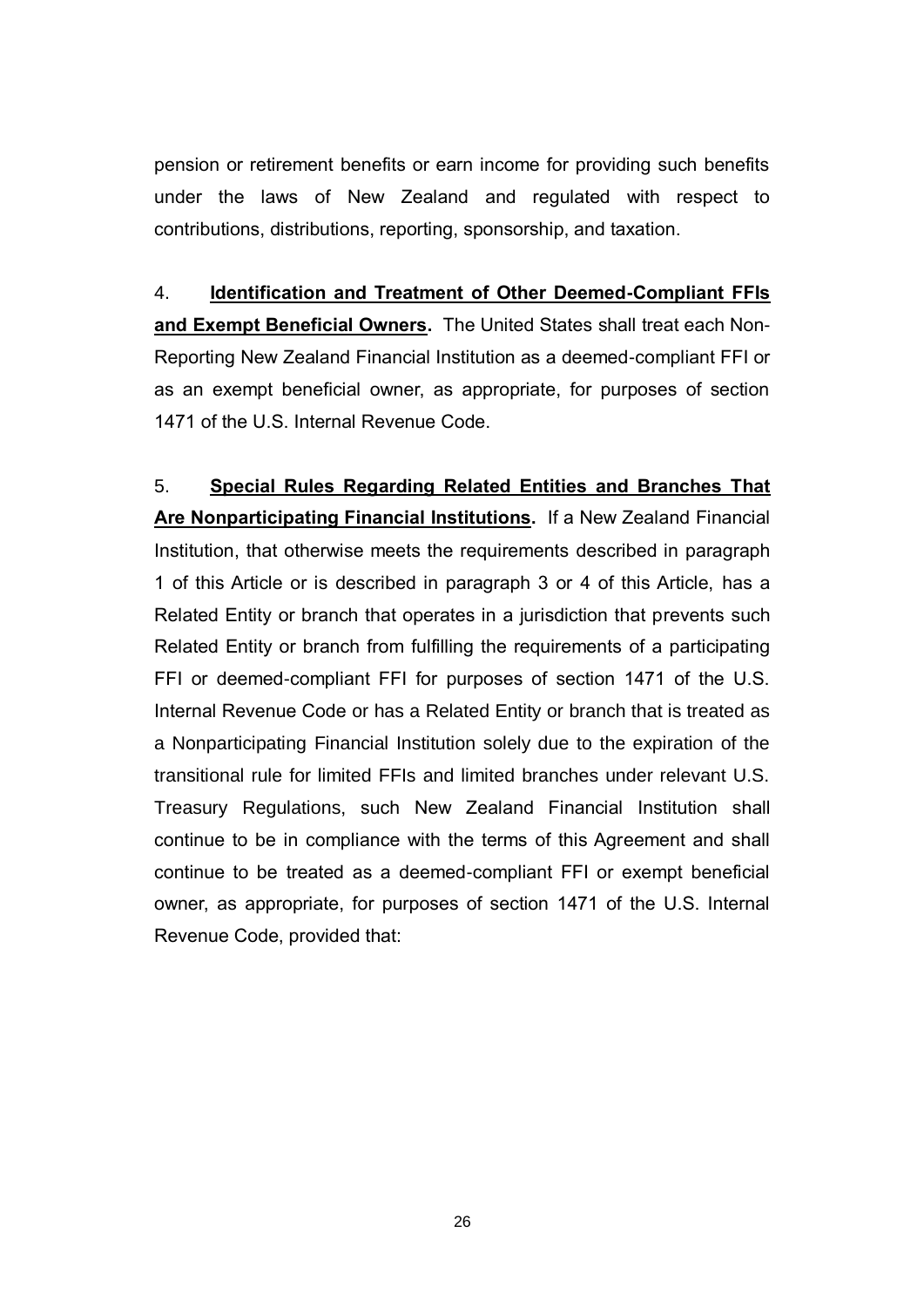pension or retirement benefits or earn income for providing such benefits under the laws of New Zealand and regulated with respect to contributions, distributions, reporting, sponsorship, and taxation.

4. **Identification and Treatment of Other Deemed-Compliant FFIs and Exempt Beneficial Owners.** The United States shall treat each Non-Reporting New Zealand Financial Institution as a deemed-compliant FFI or as an exempt beneficial owner, as appropriate, for purposes of section 1471 of the U.S. Internal Revenue Code.

5. **Special Rules Regarding Related Entities and Branches That Are Nonparticipating Financial Institutions.** If a New Zealand Financial Institution, that otherwise meets the requirements described in paragraph 1 of this Article or is described in paragraph 3 or 4 of this Article, has a Related Entity or branch that operates in a jurisdiction that prevents such Related Entity or branch from fulfilling the requirements of a participating FFI or deemed-compliant FFI for purposes of section 1471 of the U.S. Internal Revenue Code or has a Related Entity or branch that is treated as a Nonparticipating Financial Institution solely due to the expiration of the transitional rule for limited FFIs and limited branches under relevant U.S. Treasury Regulations, such New Zealand Financial Institution shall continue to be in compliance with the terms of this Agreement and shall continue to be treated as a deemed-compliant FFI or exempt beneficial owner, as appropriate, for purposes of section 1471 of the U.S. Internal Revenue Code, provided that: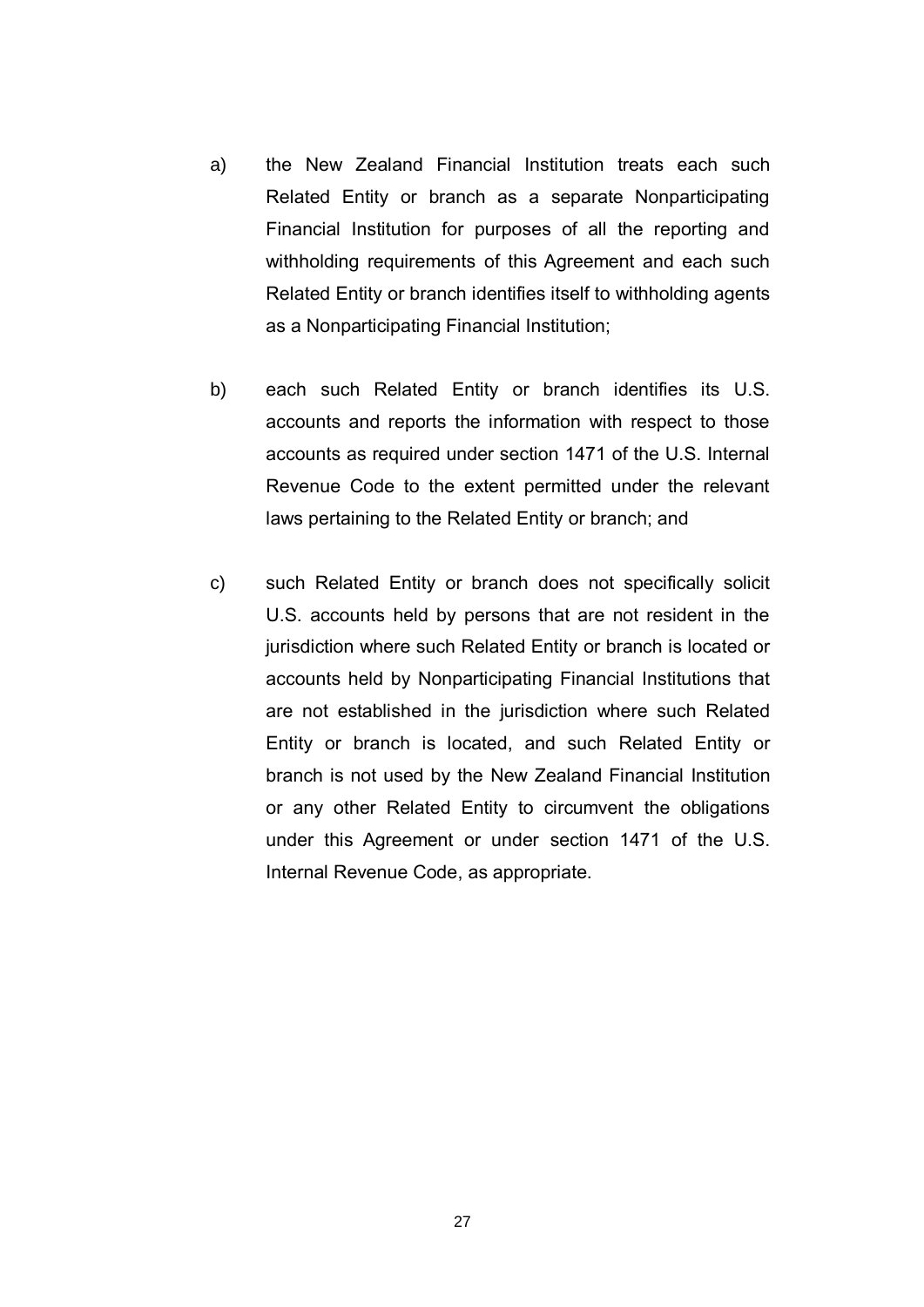a) the New Zealand Financial Institution treats each such Related Entity or branch as a separate Nonparticipating Financial Institution for purposes of all the reporting and withholding requirements of this Agreement and each such Related Entity or branch identifies itself to withholding agents as a Nonparticipating Financial Institution;

b) each such Related Entity or branch identifies its U.S. accounts and reports the information with respect to those accounts as required under section 1471 of the U.S. Internal Revenue Code to the extent permitted under the relevant laws pertaining to the Related Entity or branch; and

c) such Related Entity or branch does not specifically solicit U.S. accounts held by persons that are not resident in the jurisdiction where such Related Entity or branch is located or accounts held by Nonparticipating Financial Institutions that are not established in the jurisdiction where such Related Entity or branch is located, and such Related Entity or branch is not used by the New Zealand Financial Institution or any other Related Entity to circumvent the obligations under this Agreement or under section 1471 of the U.S. Internal Revenue Code, as appropriate.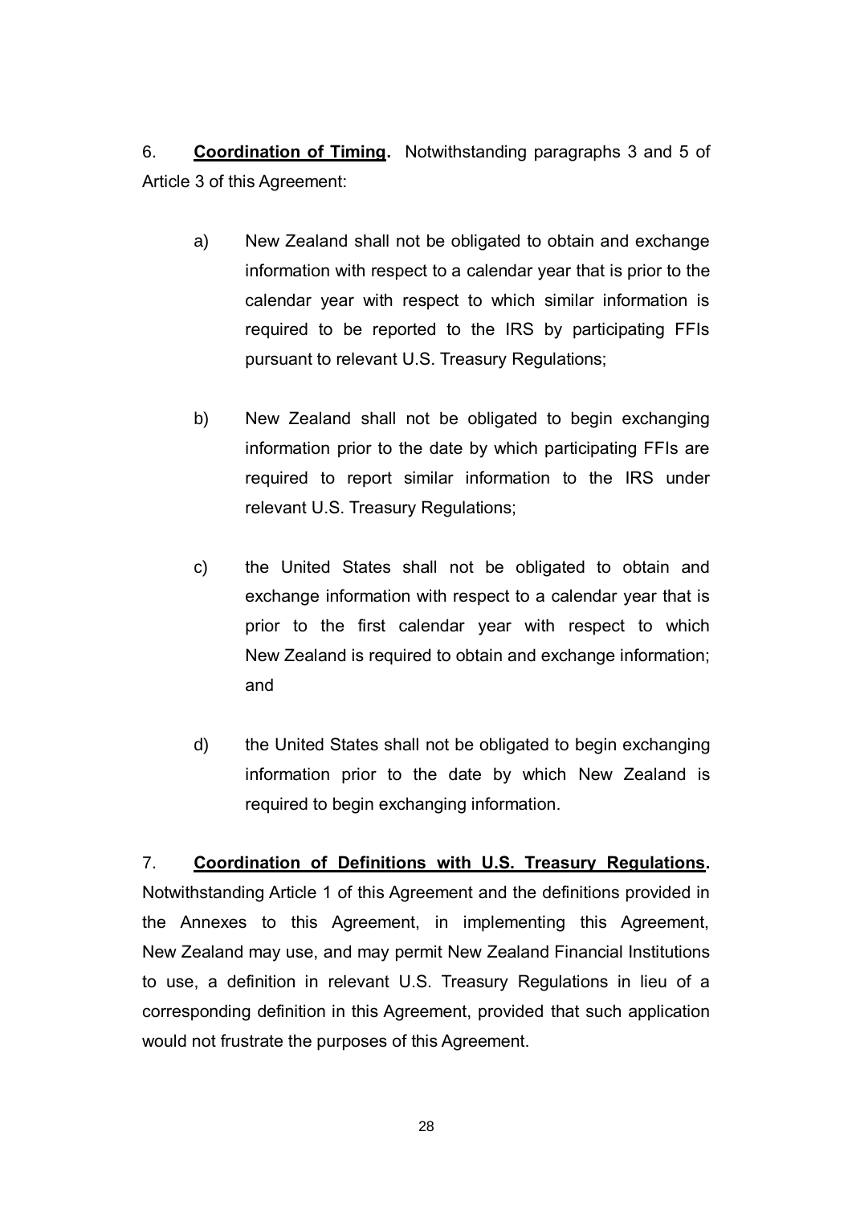6. **Coordination of Timing.** Notwithstanding paragraphs 3 and 5 of Article 3 of this Agreement:

a) New Zealand shall not be obligated to obtain and exchange information with respect to a calendar year that is prior to the calendar year with respect to which similar information is required to be reported to the IRS by participating FFIs pursuant to relevant U.S. Treasury Regulations;

b) New Zealand shall not be obligated to begin exchanging information prior to the date by which participating FFIs are required to report similar information to the IRS under relevant U.S. Treasury Regulations;

c) the United States shall not be obligated to obtain and exchange information with respect to a calendar year that is prior to the first calendar year with respect to which New Zealand is required to obtain and exchange information; and

d) the United States shall not be obligated to begin exchanging information prior to the date by which New Zealand is required to begin exchanging information.

7. **Coordination of Definitions with U.S. Treasury Regulations.** Notwithstanding Article 1 of this Agreement and the definitions provided in the Annexes to this Agreement, in implementing this Agreement, New Zealand may use, and may permit New Zealand Financial Institutions to use, a definition in relevant U.S. Treasury Regulations in lieu of a corresponding definition in this Agreement, provided that such application would not frustrate the purposes of this Agreement.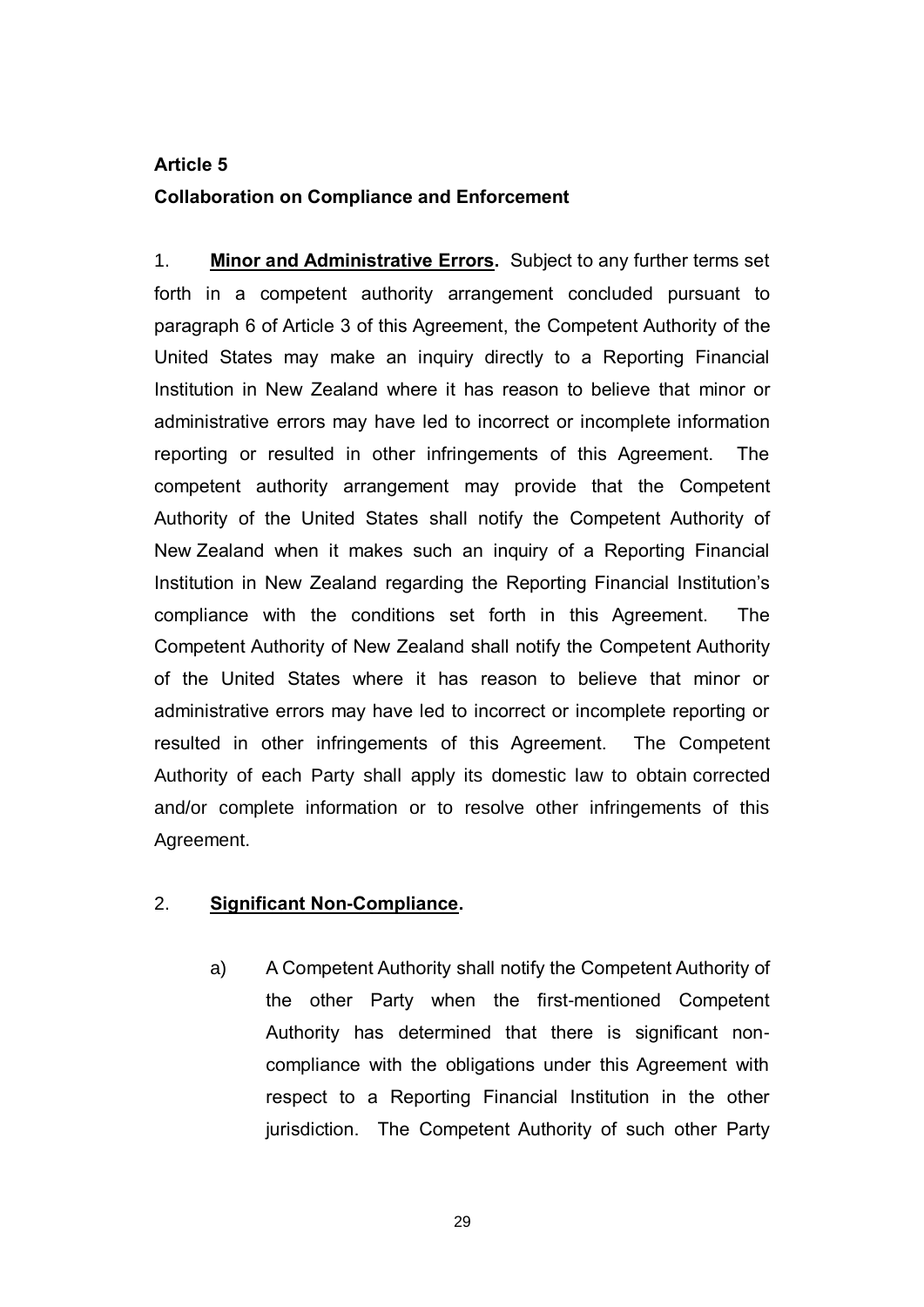**Article 5**

**Collaboration on Compliance and Enforcement**

1. **Minor and Administrative Errors.** Subject to any further terms set forth in a competent authority arrangement concluded pursuant to paragraph 6 of Article 3 of this Agreement, the Competent Authority of the United States may make an inquiry directly to a Reporting Financial Institution in New Zealand where it has reason to believe that minor or administrative errors may have led to incorrect or incomplete information reporting or resulted in other infringements of this Agreement. The competent authority arrangement may provide that the Competent Authority of the United States shall notify the Competent Authority of New Zealand when it makes such an inquiry of a Reporting Financial Institution in New Zealand regarding the Reporting Financial Institution's compliance with the conditions set forth in this Agreement. The Competent Authority of New Zealand shall notify the Competent Authority of the United States where it has reason to believe that minor or administrative errors may have led to incorrect or incomplete reporting or resulted in other infringements of this Agreement. The Competent Authority of each Party shall apply its domestic law to obtain corrected and/or complete information or to resolve other infringements of this Agreement.

2. **Significant Non-Compliance.**

   a) A Competent Authority shall notify the Competent Authority of the other Party when the first-mentioned Competent Authority has determined that there is significant non-compliance with the obligations under this Agreement with respect to a Reporting Financial Institution in the other jurisdiction. The Competent Authority of such other Party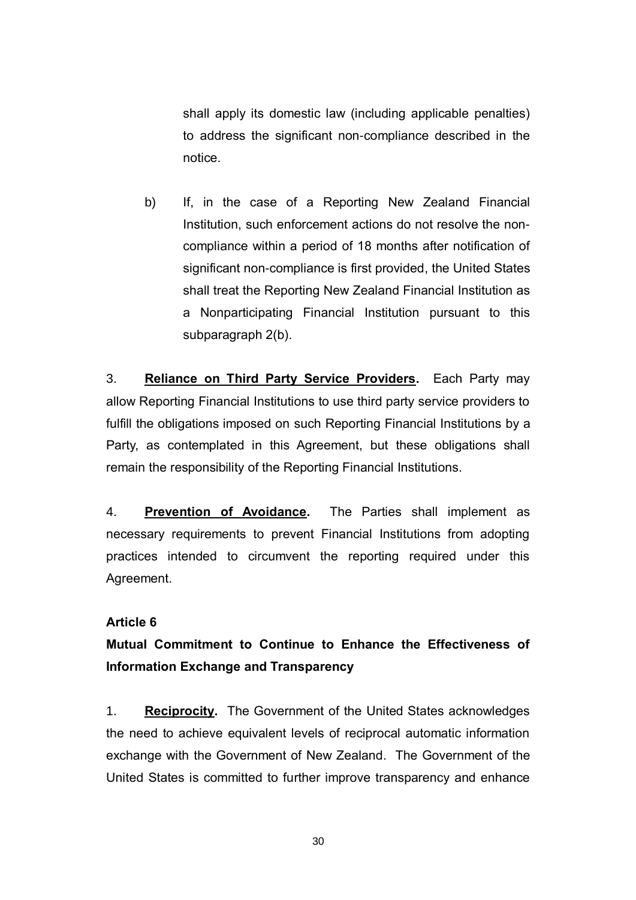shall apply its domestic law (including applicable penalties) to address the significant non-compliance described in the notice.

b) If, in the case of a Reporting New Zealand Financial Institution, such enforcement actions do not resolve the non-compliance within a period of 18 months after notification of significant non-compliance is first provided, the United States shall treat the Reporting New Zealand Financial Institution as a Nonparticipating Financial Institution pursuant to this subparagraph 2(b).

3. **Reliance on Third Party Service Providers.** Each Party may allow Reporting Financial Institutions to use third party service providers to fulfill the obligations imposed on such Reporting Financial Institutions by a Party, as contemplated in this Agreement, but these obligations shall remain the responsibility of the Reporting Financial Institutions.

4. **Prevention of Avoidance.** The Parties shall implement as necessary requirements to prevent Financial Institutions from adopting practices intended to circumvent the reporting required under this Agreement.

**Article 6**

**Mutual Commitment to Continue to Enhance the Effectiveness of Information Exchange and Transparency**

1. **Reciprocity.** The Government of the United States acknowledges the need to achieve equivalent levels of reciprocal automatic information exchange with the Government of New Zealand. The Government of the United States is committed to further improve transparency and enhance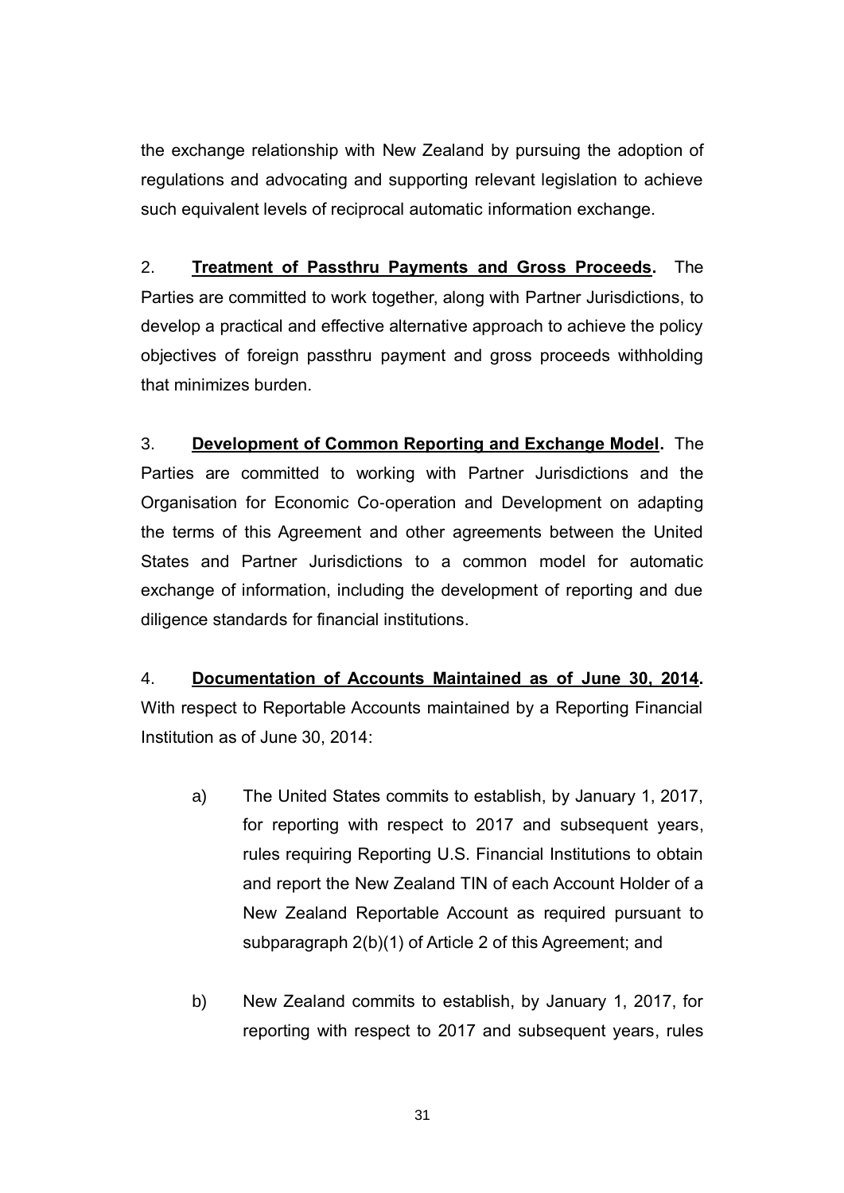the exchange relationship with New Zealand by pursuing the adoption of regulations and advocating and supporting relevant legislation to achieve such equivalent levels of reciprocal automatic information exchange.

2. **Treatment of Passthru Payments and Gross Proceeds.** The Parties are committed to work together, along with Partner Jurisdictions, to develop a practical and effective alternative approach to achieve the policy objectives of foreign passthru payment and gross proceeds withholding that minimizes burden.

3. **Development of Common Reporting and Exchange Model.** The Parties are committed to working with Partner Jurisdictions and the Organisation for Economic Co-operation and Development on adapting the terms of this Agreement and other agreements between the United States and Partner Jurisdictions to a common model for automatic exchange of information, including the development of reporting and due diligence standards for financial institutions.

4. **Documentation of Accounts Maintained as of June 30, 2014.** With respect to Reportable Accounts maintained by a Reporting Financial Institution as of June 30, 2014:

   a) The United States commits to establish, by January 1, 2017, for reporting with respect to 2017 and subsequent years, rules requiring Reporting U.S. Financial Institutions to obtain and report the New Zealand TIN of each Account Holder of a New Zealand Reportable Account as required pursuant to subparagraph 2(b)(1) of Article 2 of this Agreement; and

   b) New Zealand commits to establish, by January 1, 2017, for reporting with respect to 2017 and subsequent years, rules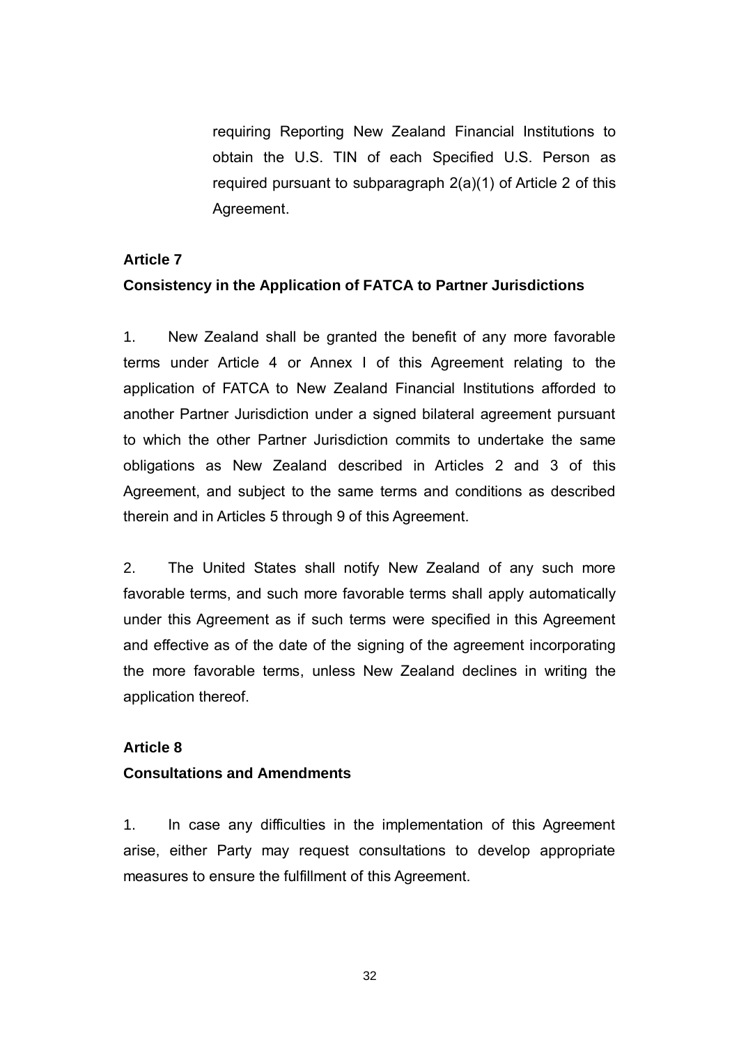requiring Reporting New Zealand Financial Institutions to obtain the U.S. TIN of each Specified U.S. Person as required pursuant to subparagraph 2(a)(1) of Article 2 of this Agreement.

**Article 7**

**Consistency in the Application of FATCA to Partner Jurisdictions**

1. New Zealand shall be granted the benefit of any more favorable terms under Article 4 or Annex I of this Agreement relating to the application of FATCA to New Zealand Financial Institutions afforded to another Partner Jurisdiction under a signed bilateral agreement pursuant to which the other Partner Jurisdiction commits to undertake the same obligations as New Zealand described in Articles 2 and 3 of this Agreement, and subject to the same terms and conditions as described therein and in Articles 5 through 9 of this Agreement.

2. The United States shall notify New Zealand of any such more favorable terms, and such more favorable terms shall apply automatically under this Agreement as if such terms were specified in this Agreement and effective as of the date of the signing of the agreement incorporating the more favorable terms, unless New Zealand declines in writing the application thereof.

**Article 8**

**Consultations and Amendments**

1. In case any difficulties in the implementation of this Agreement arise, either Party may request consultations to develop appropriate measures to ensure the fulfillment of this Agreement.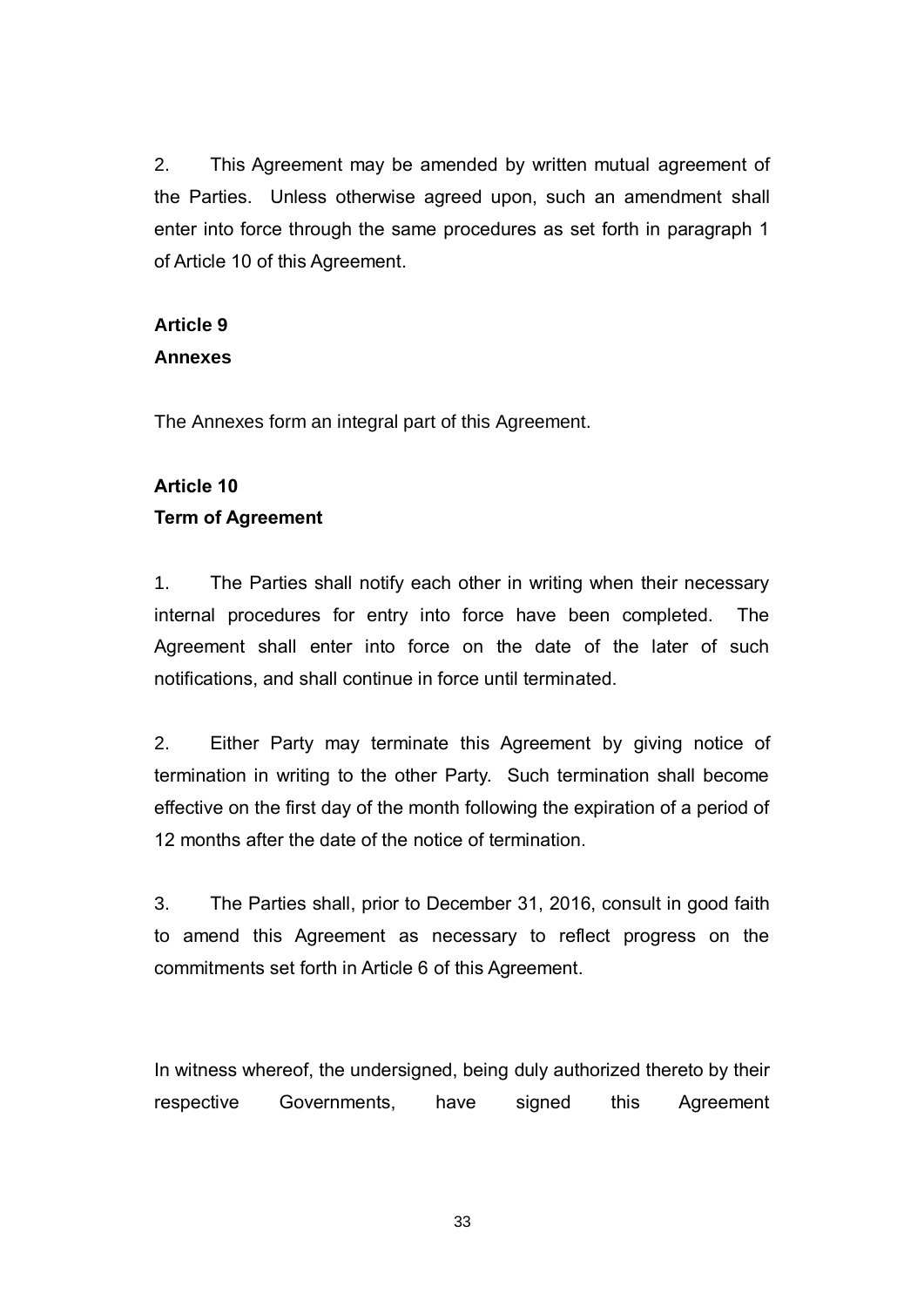2. This Agreement may be amended by written mutual agreement of the Parties. Unless otherwise agreed upon, such an amendment shall enter into force through the same procedures as set forth in paragraph 1 of Article 10 of this Agreement.

**Article 9**
**Annexes**

The Annexes form an integral part of this Agreement.

**Article 10**
**Term of Agreement**

1. The Parties shall notify each other in writing when their necessary internal procedures for entry into force have been completed. The Agreement shall enter into force on the date of the later of such notifications, and shall continue in force until terminated.

2. Either Party may terminate this Agreement by giving notice of termination in writing to the other Party. Such termination shall become effective on the first day of the month following the expiration of a period of 12 months after the date of the notice of termination.

3. The Parties shall, prior to December 31, 2016, consult in good faith to amend this Agreement as necessary to reflect progress on the commitments set forth in Article 6 of this Agreement.

In witness whereof, the undersigned, being duly authorized thereto by their respective Governments, have signed this Agreement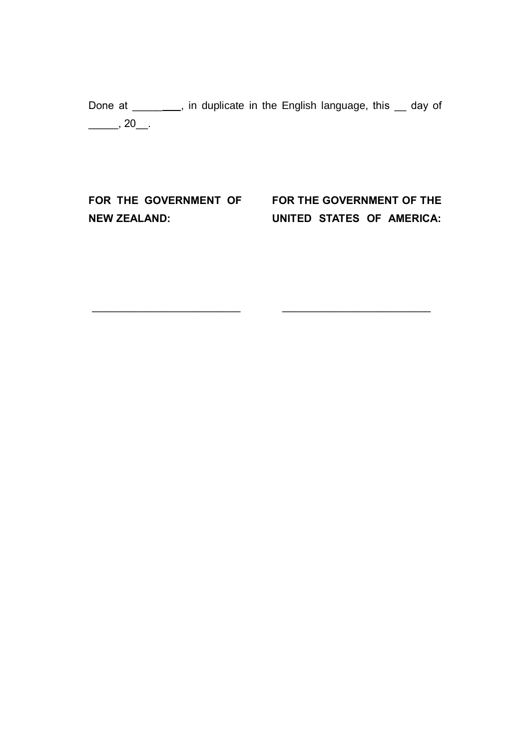Done at ________, in duplicate in the English language, this __ day of _____, 20__.

| **FOR THE GOVERNMENT OF NEW ZEALAND:** | **FOR THE GOVERNMENT OF THE UNITED STATES OF AMERICA:** |
| --- | --- |
| ___________________________ | ___________________________ |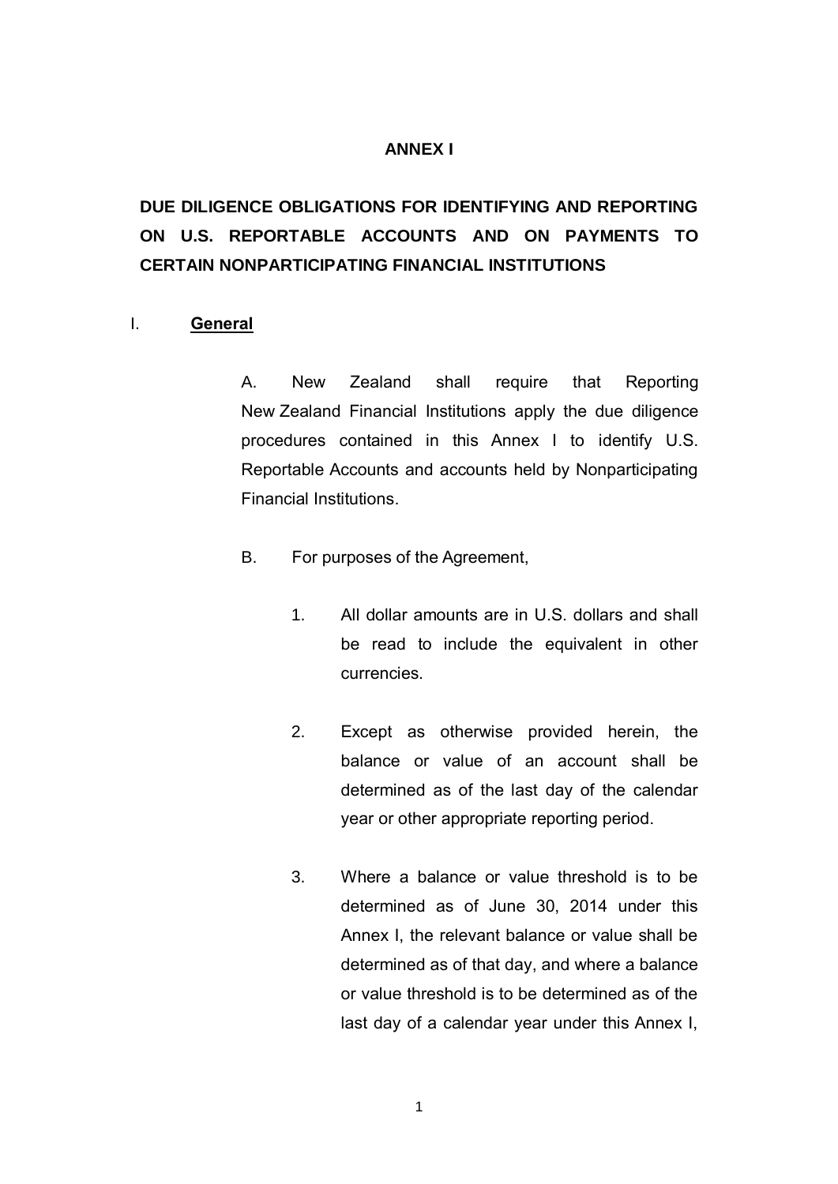# ANNEX I

## DUE DILIGENCE OBLIGATIONS FOR IDENTIFYING AND REPORTING ON U.S. REPORTABLE ACCOUNTS AND ON PAYMENTS TO CERTAIN NONPARTICIPATING FINANCIAL INSTITUTIONS

### I. General

A. New Zealand shall require that Reporting New Zealand Financial Institutions apply the due diligence procedures contained in this Annex I to identify U.S. Reportable Accounts and accounts held by Nonparticipating Financial Institutions.

B. For purposes of the Agreement,

1. All dollar amounts are in U.S. dollars and shall be read to include the equivalent in other currencies.

2. Except as otherwise provided herein, the balance or value of an account shall be determined as of the last day of the calendar year or other appropriate reporting period.

3. Where a balance or value threshold is to be determined as of June 30, 2014 under this Annex I, the relevant balance or value shall be determined as of that day, and where a balance or value threshold is to be determined as of the last day of a calendar year under this Annex I,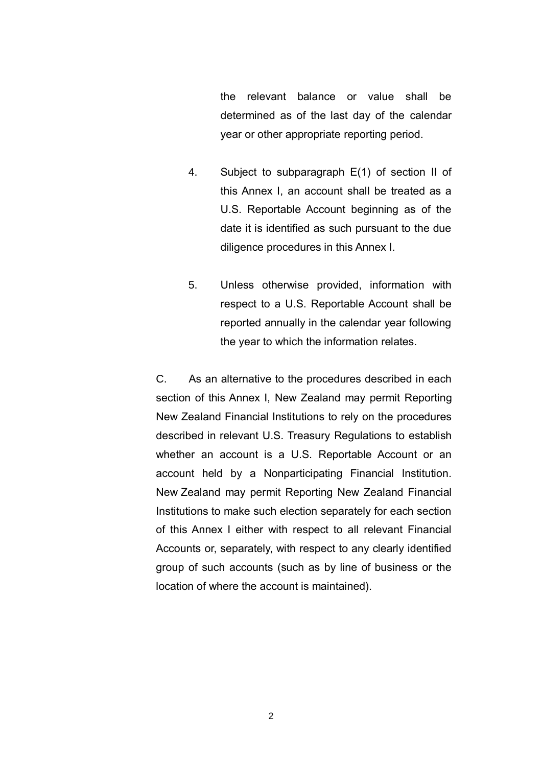the relevant balance or value shall be determined as of the last day of the calendar year or other appropriate reporting period.

4. Subject to subparagraph E(1) of section II of this Annex I, an account shall be treated as a U.S. Reportable Account beginning as of the date it is identified as such pursuant to the due diligence procedures in this Annex I.

5. Unless otherwise provided, information with respect to a U.S. Reportable Account shall be reported annually in the calendar year following the year to which the information relates.

C. As an alternative to the procedures described in each section of this Annex I, New Zealand may permit Reporting New Zealand Financial Institutions to rely on the procedures described in relevant U.S. Treasury Regulations to establish whether an account is a U.S. Reportable Account or an account held by a Nonparticipating Financial Institution. New Zealand may permit Reporting New Zealand Financial Institutions to make such election separately for each section of this Annex I either with respect to all relevant Financial Accounts or, separately, with respect to any clearly identified group of such accounts (such as by line of business or the location of where the account is maintained).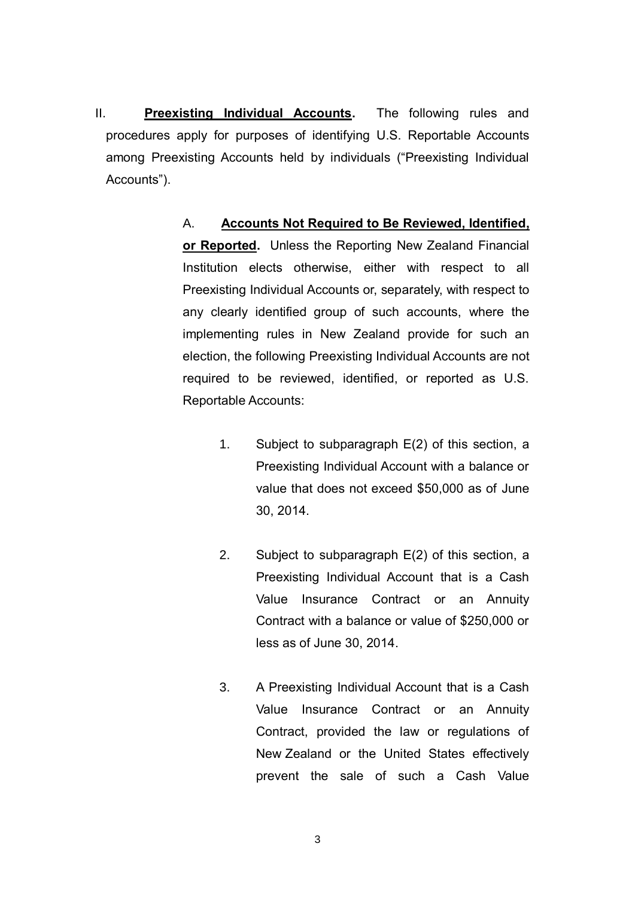II. **<u>Preexisting Individual Accounts</u>.** The following rules and procedures apply for purposes of identifying U.S. Reportable Accounts among Preexisting Accounts held by individuals ("Preexisting Individual Accounts").

A. **<u>Accounts Not Required to Be Reviewed, Identified, or Reported</u>.** Unless the Reporting New Zealand Financial Institution elects otherwise, either with respect to all Preexisting Individual Accounts or, separately, with respect to any clearly identified group of such accounts, where the implementing rules in New Zealand provide for such an election, the following Preexisting Individual Accounts are not required to be reviewed, identified, or reported as U.S. Reportable Accounts:

1. Subject to subparagraph E(2) of this section, a Preexisting Individual Account with a balance or value that does not exceed $50,000 as of June 30, 2014.

2. Subject to subparagraph E(2) of this section, a Preexisting Individual Account that is a Cash Value Insurance Contract or an Annuity Contract with a balance or value of $250,000 or less as of June 30, 2014.

3. A Preexisting Individual Account that is a Cash Value Insurance Contract or an Annuity Contract, provided the law or regulations of New Zealand or the United States effectively prevent the sale of such a Cash Value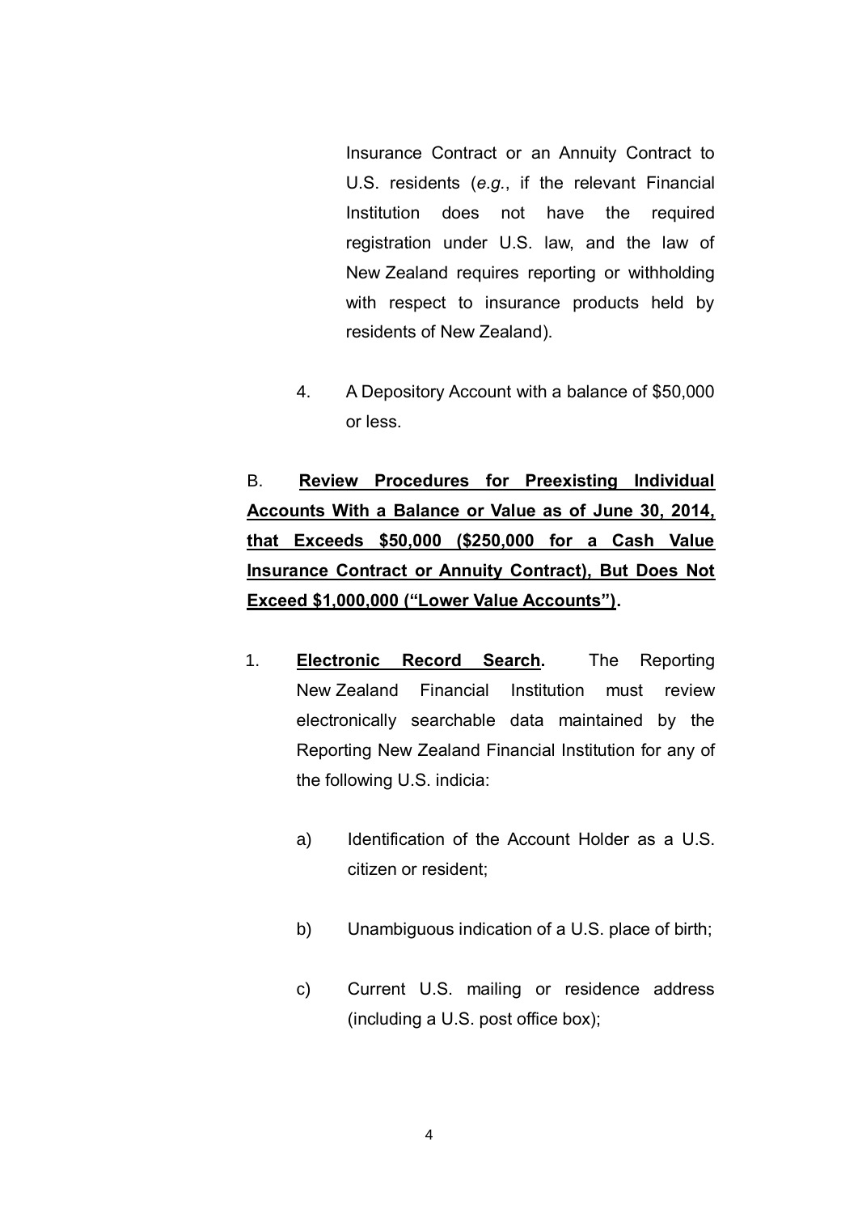Insurance Contract or an Annuity Contract to U.S. residents (*e.g.*, if the relevant Financial Institution does not have the required registration under U.S. law, and the law of New Zealand requires reporting or withholding with respect to insurance products held by residents of New Zealand).

4. A Depository Account with a balance of $50,000 or less.

B. **Review Procedures for Preexisting Individual Accounts With a Balance or Value as of June 30, 2014, that Exceeds $50,000 ($250,000 for a Cash Value Insurance Contract or Annuity Contract), But Does Not Exceed $1,000,000 ("Lower Value Accounts").**

1. **Electronic Record Search.** The Reporting New Zealand Financial Institution must review electronically searchable data maintained by the Reporting New Zealand Financial Institution for any of the following U.S. indicia:

   a) Identification of the Account Holder as a U.S. citizen or resident;

   b) Unambiguous indication of a U.S. place of birth;

   c) Current U.S. mailing or residence address (including a U.S. post office box);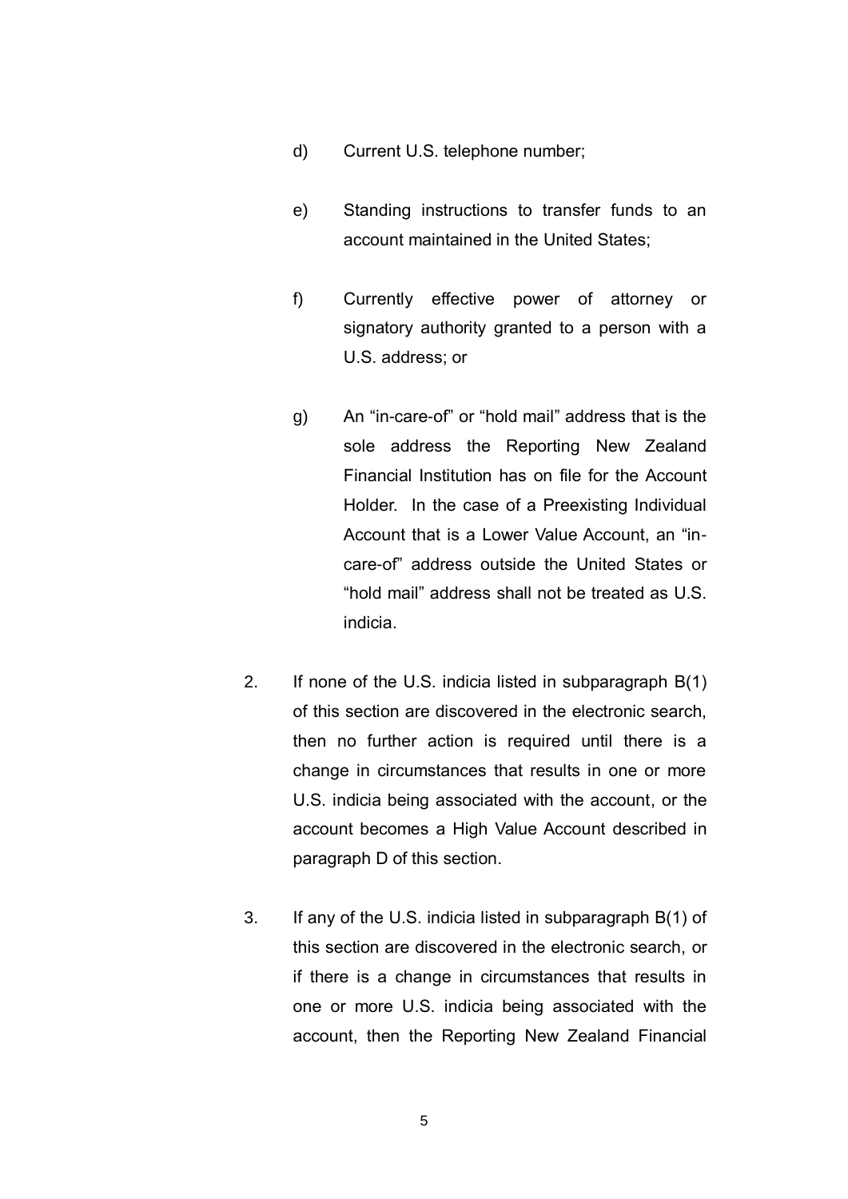d) Current U.S. telephone number;

e) Standing instructions to transfer funds to an account maintained in the United States;

f) Currently effective power of attorney or signatory authority granted to a person with a U.S. address; or

g) An "in-care-of" or "hold mail" address that is the sole address the Reporting New Zealand Financial Institution has on file for the Account Holder. In the case of a Preexisting Individual Account that is a Lower Value Account, an "in-care-of" address outside the United States or "hold mail" address shall not be treated as U.S. indicia.

2. If none of the U.S. indicia listed in subparagraph B(1) of this section are discovered in the electronic search, then no further action is required until there is a change in circumstances that results in one or more U.S. indicia being associated with the account, or the account becomes a High Value Account described in paragraph D of this section.

3. If any of the U.S. indicia listed in subparagraph B(1) of this section are discovered in the electronic search, or if there is a change in circumstances that results in one or more U.S. indicia being associated with the account, then the Reporting New Zealand Financial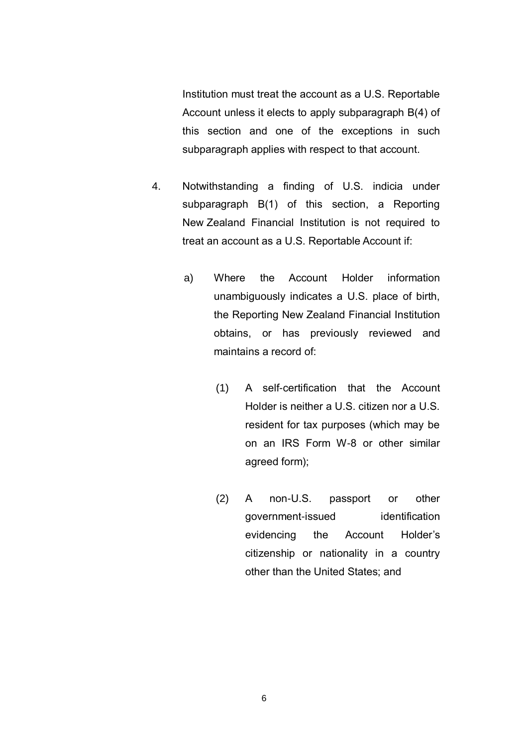Institution must treat the account as a U.S. Reportable Account unless it elects to apply subparagraph B(4) of this section and one of the exceptions in such subparagraph applies with respect to that account.

4. Notwithstanding a finding of U.S. indicia under subparagraph B(1) of this section, a Reporting New Zealand Financial Institution is not required to treat an account as a U.S. Reportable Account if:

   a) Where the Account Holder information unambiguously indicates a U.S. place of birth, the Reporting New Zealand Financial Institution obtains, or has previously reviewed and maintains a record of:

      (1) A self-certification that the Account Holder is neither a U.S. citizen nor a U.S. resident for tax purposes (which may be on an IRS Form W-8 or other similar agreed form);

      (2) A non-U.S. passport or other government-issued identification evidencing the Account Holder's citizenship or nationality in a country other than the United States; and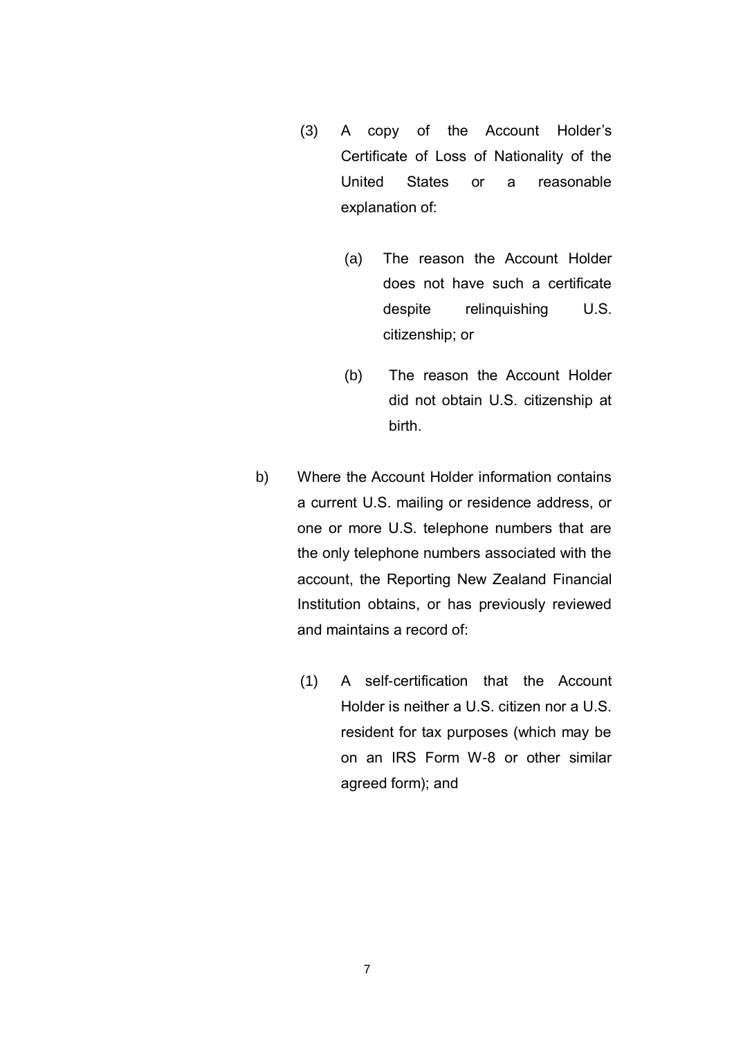(3) A copy of the Account Holder's Certificate of Loss of Nationality of the United States or a reasonable explanation of:

(a) The reason the Account Holder does not have such a certificate despite relinquishing U.S. citizenship; or

(b) The reason the Account Holder did not obtain U.S. citizenship at birth.

b) Where the Account Holder information contains a current U.S. mailing or residence address, or one or more U.S. telephone numbers that are the only telephone numbers associated with the account, the Reporting New Zealand Financial Institution obtains, or has previously reviewed and maintains a record of:

(1) A self-certification that the Account Holder is neither a U.S. citizen nor a U.S. resident for tax purposes (which may be on an IRS Form W-8 or other similar agreed form); and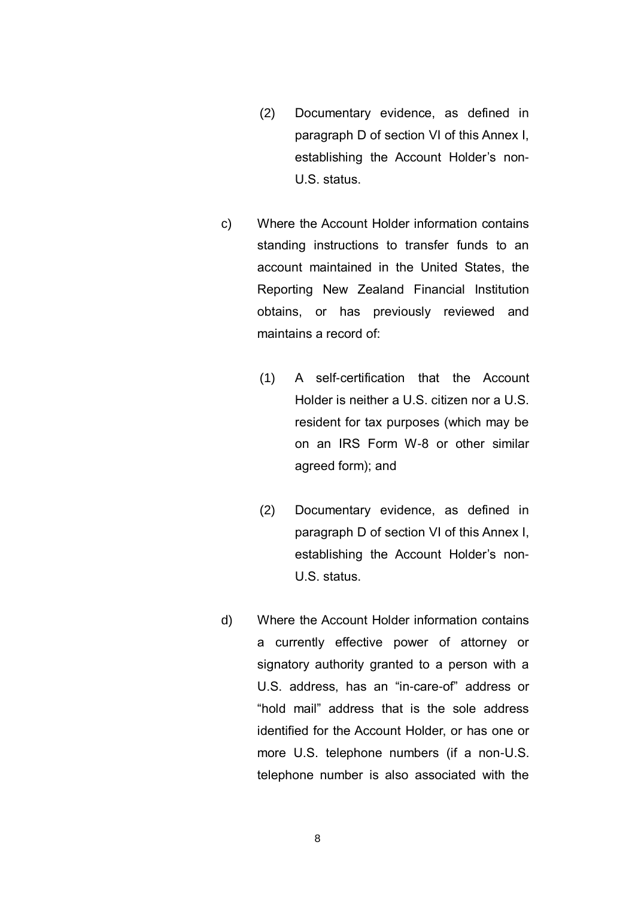(2) Documentary evidence, as defined in paragraph D of section VI of this Annex I, establishing the Account Holder's non-U.S. status.

c) Where the Account Holder information contains standing instructions to transfer funds to an account maintained in the United States, the Reporting New Zealand Financial Institution obtains, or has previously reviewed and maintains a record of:

(1) A self-certification that the Account Holder is neither a U.S. citizen nor a U.S. resident for tax purposes (which may be on an IRS Form W-8 or other similar agreed form); and

(2) Documentary evidence, as defined in paragraph D of section VI of this Annex I, establishing the Account Holder's non-U.S. status.

d) Where the Account Holder information contains a currently effective power of attorney or signatory authority granted to a person with a U.S. address, has an "in-care-of" address or "hold mail" address that is the sole address identified for the Account Holder, or has one or more U.S. telephone numbers (if a non-U.S. telephone number is also associated with the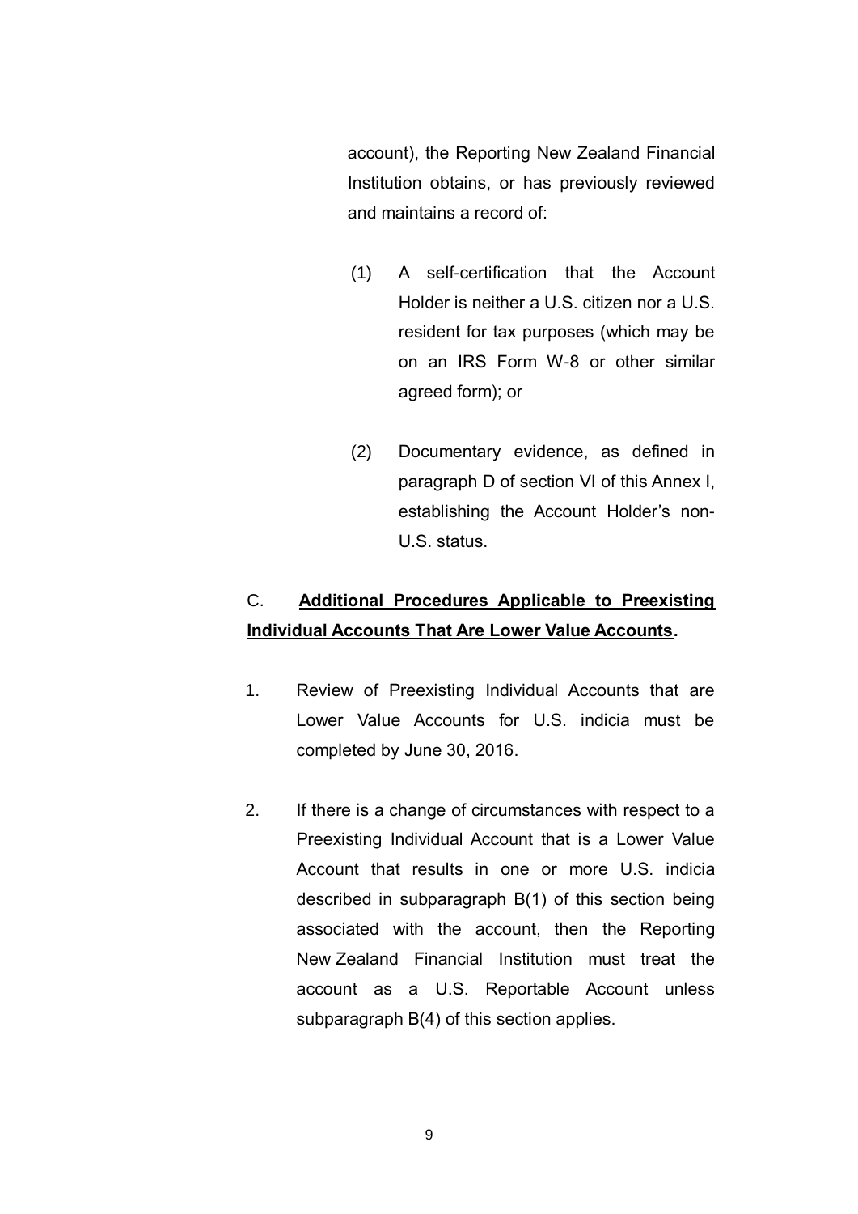account), the Reporting New Zealand Financial Institution obtains, or has previously reviewed and maintains a record of:

(1) A self-certification that the Account Holder is neither a U.S. citizen nor a U.S. resident for tax purposes (which may be on an IRS Form W-8 or other similar agreed form); or

(2) Documentary evidence, as defined in paragraph D of section VI of this Annex I, establishing the Account Holder's non-U.S. status.

C. **<u>Additional Procedures Applicable to Preexisting Individual Accounts That Are Lower Value Accounts</u>.**

1. Review of Preexisting Individual Accounts that are Lower Value Accounts for U.S. indicia must be completed by June 30, 2016.

2. If there is a change of circumstances with respect to a Preexisting Individual Account that is a Lower Value Account that results in one or more U.S. indicia described in subparagraph B(1) of this section being associated with the account, then the Reporting New Zealand Financial Institution must treat the account as a U.S. Reportable Account unless subparagraph B(4) of this section applies.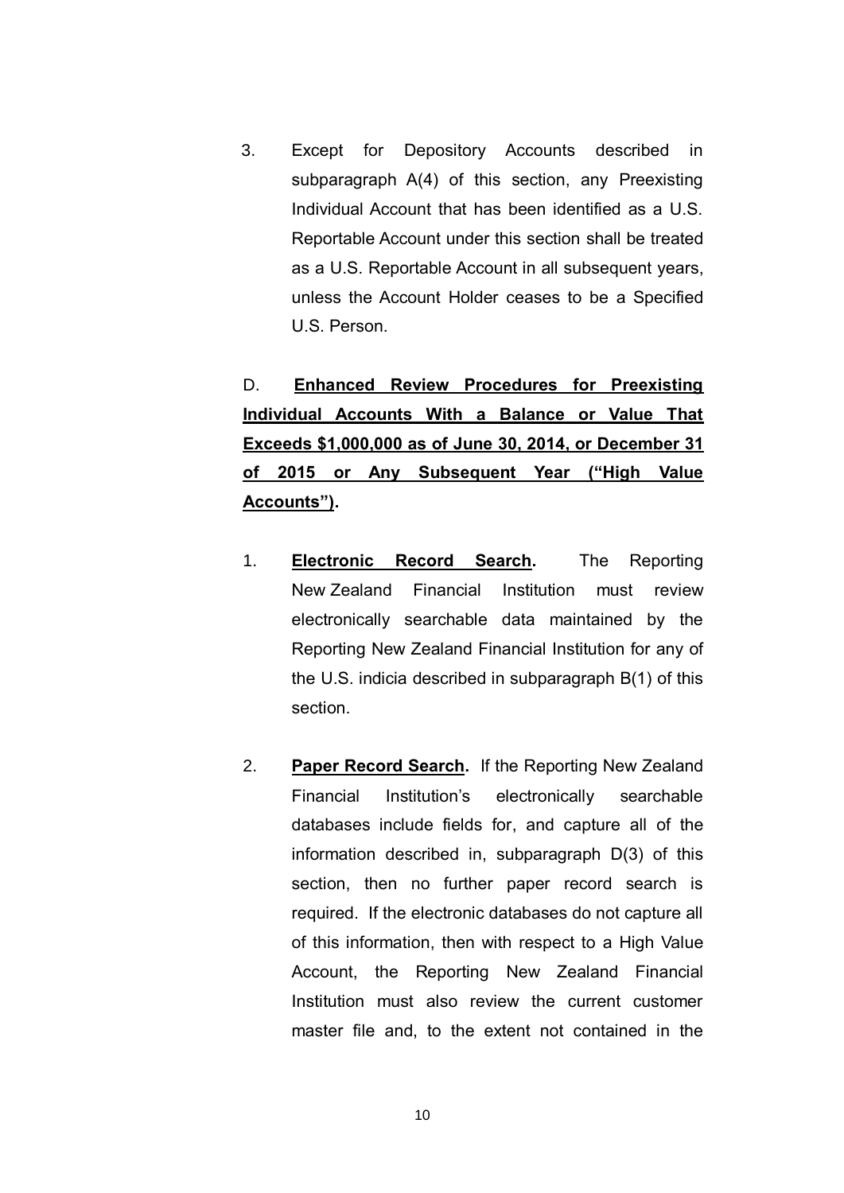3. Except for Depository Accounts described in subparagraph A(4) of this section, any Preexisting Individual Account that has been identified as a U.S. Reportable Account under this section shall be treated as a U.S. Reportable Account in all subsequent years, unless the Account Holder ceases to be a Specified U.S. Person.

D. **Enhanced Review Procedures for Preexisting Individual Accounts With a Balance or Value That Exceeds $1,000,000 as of June 30, 2014, or December 31 of 2015 or Any Subsequent Year ("High Value Accounts").**

1. **Electronic Record Search.** The Reporting New Zealand Financial Institution must review electronically searchable data maintained by the Reporting New Zealand Financial Institution for any of the U.S. indicia described in subparagraph B(1) of this section.

2. **Paper Record Search.** If the Reporting New Zealand Financial Institution's electronically searchable databases include fields for, and capture all of the information described in, subparagraph D(3) of this section, then no further paper record search is required. If the electronic databases do not capture all of this information, then with respect to a High Value Account, the Reporting New Zealand Financial Institution must also review the current customer master file and, to the extent not contained in the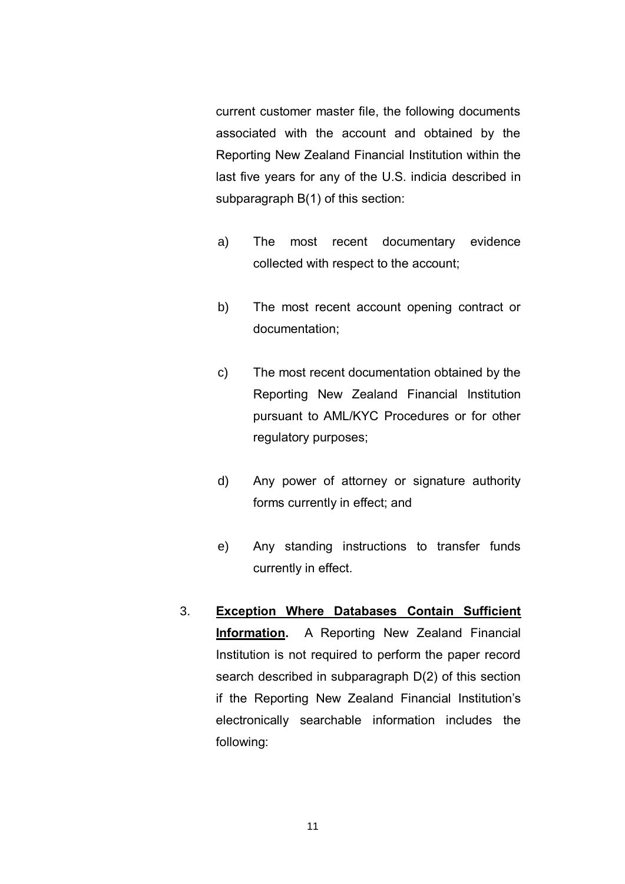current customer master file, the following documents associated with the account and obtained by the Reporting New Zealand Financial Institution within the last five years for any of the U.S. indicia described in subparagraph B(1) of this section:

a) The most recent documentary evidence collected with respect to the account;

b) The most recent account opening contract or documentation;

c) The most recent documentation obtained by the Reporting New Zealand Financial Institution pursuant to AML/KYC Procedures or for other regulatory purposes;

d) Any power of attorney or signature authority forms currently in effect; and

e) Any standing instructions to transfer funds currently in effect.

3. **Exception Where Databases Contain Sufficient Information.** A Reporting New Zealand Financial Institution is not required to perform the paper record search described in subparagraph D(2) of this section if the Reporting New Zealand Financial Institution's electronically searchable information includes the following: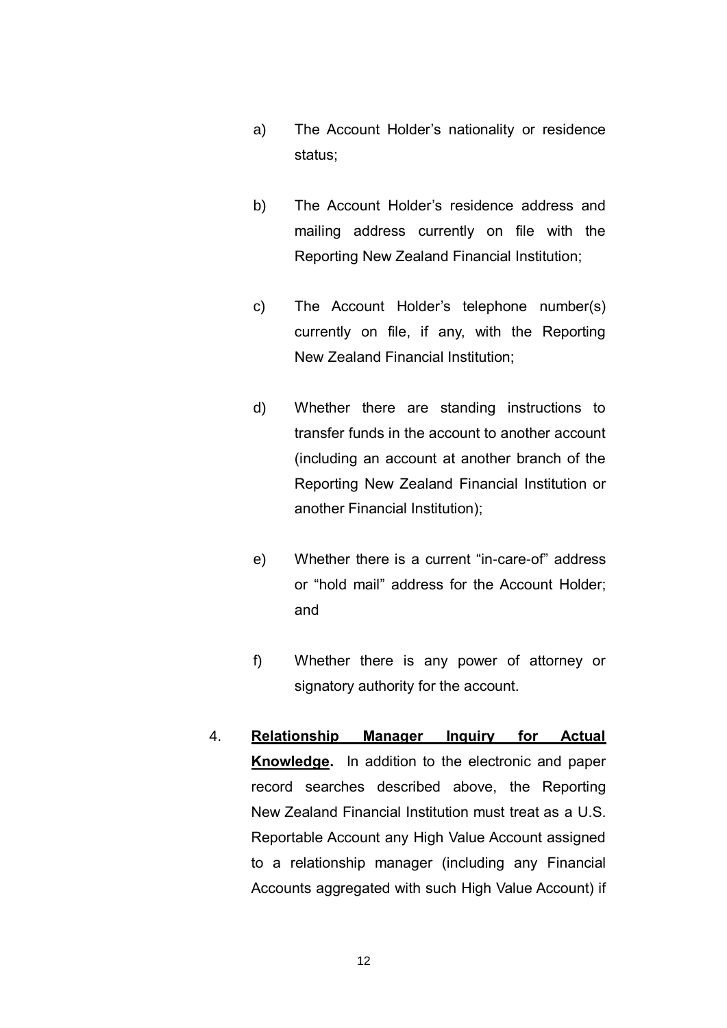a) The Account Holder's nationality or residence status;

b) The Account Holder's residence address and mailing address currently on file with the Reporting New Zealand Financial Institution;

c) The Account Holder's telephone number(s) currently on file, if any, with the Reporting New Zealand Financial Institution;

d) Whether there are standing instructions to transfer funds in the account to another account (including an account at another branch of the Reporting New Zealand Financial Institution or another Financial Institution);

e) Whether there is a current "in-care-of" address or "hold mail" address for the Account Holder; and

f) Whether there is any power of attorney or signatory authority for the account.

4. **Relationship Manager Inquiry for Actual Knowledge.** In addition to the electronic and paper record searches described above, the Reporting New Zealand Financial Institution must treat as a U.S. Reportable Account any High Value Account assigned to a relationship manager (including any Financial Accounts aggregated with such High Value Account) if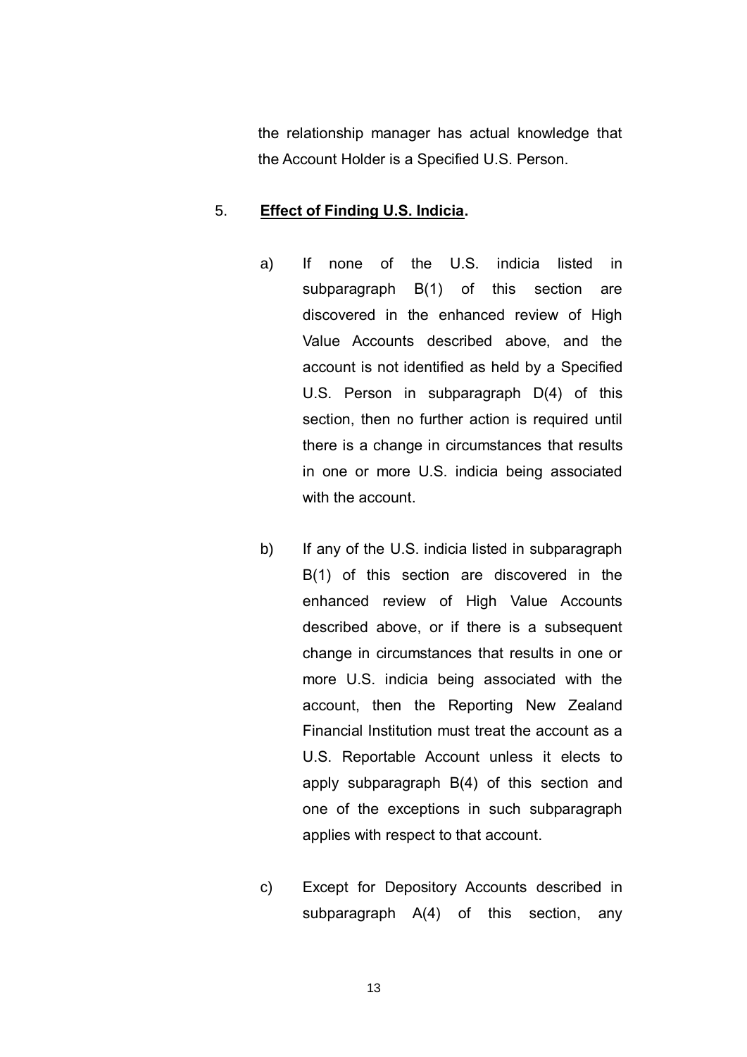the relationship manager has actual knowledge that the Account Holder is a Specified U.S. Person.

5. **Effect of Finding U.S. Indicia.**

   a) If none of the U.S. indicia listed in subparagraph B(1) of this section are discovered in the enhanced review of High Value Accounts described above, and the account is not identified as held by a Specified U.S. Person in subparagraph D(4) of this section, then no further action is required until there is a change in circumstances that results in one or more U.S. indicia being associated with the account.

   b) If any of the U.S. indicia listed in subparagraph B(1) of this section are discovered in the enhanced review of High Value Accounts described above, or if there is a subsequent change in circumstances that results in one or more U.S. indicia being associated with the account, then the Reporting New Zealand Financial Institution must treat the account as a U.S. Reportable Account unless it elects to apply subparagraph B(4) of this section and one of the exceptions in such subparagraph applies with respect to that account.

   c) Except for Depository Accounts described in subparagraph A(4) of this section, any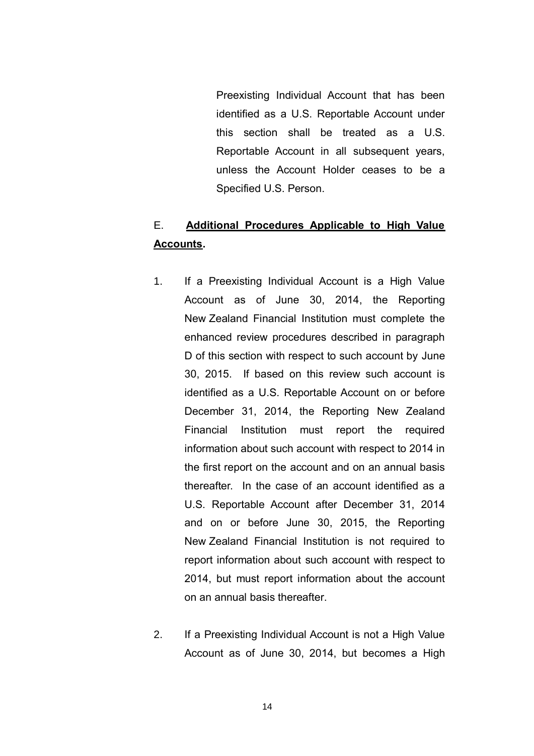Preexisting Individual Account that has been identified as a U.S. Reportable Account under this section shall be treated as a U.S. Reportable Account in all subsequent years, unless the Account Holder ceases to be a Specified U.S. Person.

E. **Additional Procedures Applicable to High Value Accounts.**

1. If a Preexisting Individual Account is a High Value Account as of June 30, 2014, the Reporting New Zealand Financial Institution must complete the enhanced review procedures described in paragraph D of this section with respect to such account by June 30, 2015. If based on this review such account is identified as a U.S. Reportable Account on or before December 31, 2014, the Reporting New Zealand Financial Institution must report the required information about such account with respect to 2014 in the first report on the account and on an annual basis thereafter. In the case of an account identified as a U.S. Reportable Account after December 31, 2014 and on or before June 30, 2015, the Reporting New Zealand Financial Institution is not required to report information about such account with respect to 2014, but must report information about the account on an annual basis thereafter.

2. If a Preexisting Individual Account is not a High Value Account as of June 30, 2014, but becomes a High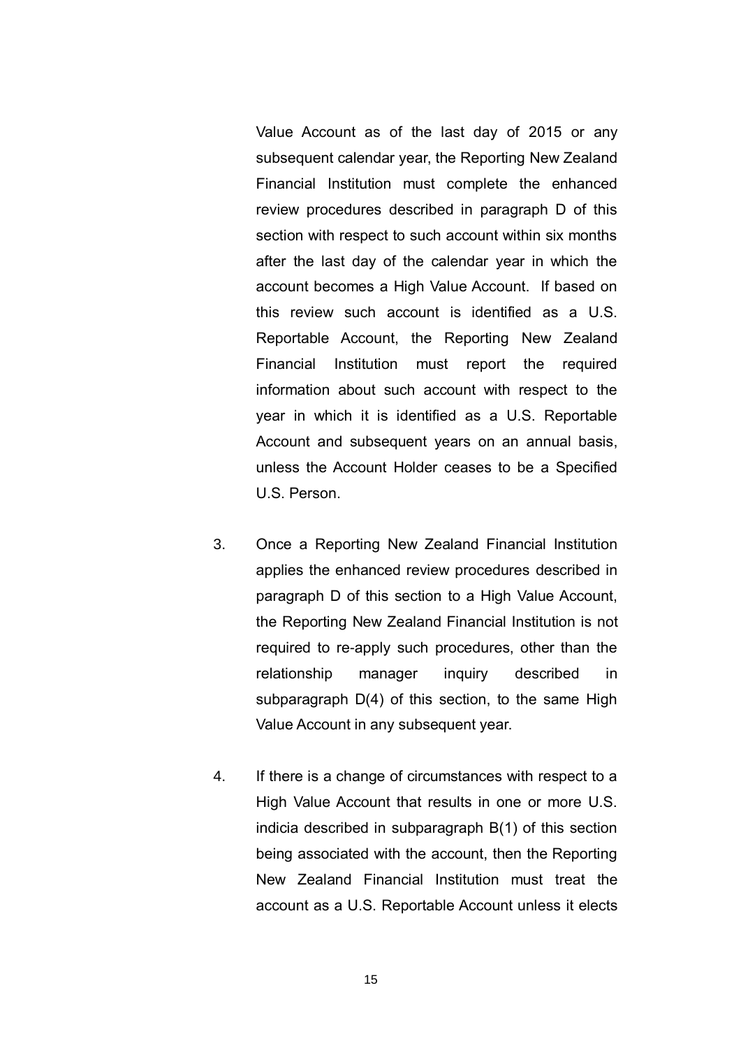Value Account as of the last day of 2015 or any subsequent calendar year, the Reporting New Zealand Financial Institution must complete the enhanced review procedures described in paragraph D of this section with respect to such account within six months after the last day of the calendar year in which the account becomes a High Value Account. If based on this review such account is identified as a U.S. Reportable Account, the Reporting New Zealand Financial Institution must report the required information about such account with respect to the year in which it is identified as a U.S. Reportable Account and subsequent years on an annual basis, unless the Account Holder ceases to be a Specified U.S. Person.

3. Once a Reporting New Zealand Financial Institution applies the enhanced review procedures described in paragraph D of this section to a High Value Account, the Reporting New Zealand Financial Institution is not required to re-apply such procedures, other than the relationship manager inquiry described in subparagraph D(4) of this section, to the same High Value Account in any subsequent year.

4. If there is a change of circumstances with respect to a High Value Account that results in one or more U.S. indicia described in subparagraph B(1) of this section being associated with the account, then the Reporting New Zealand Financial Institution must treat the account as a U.S. Reportable Account unless it elects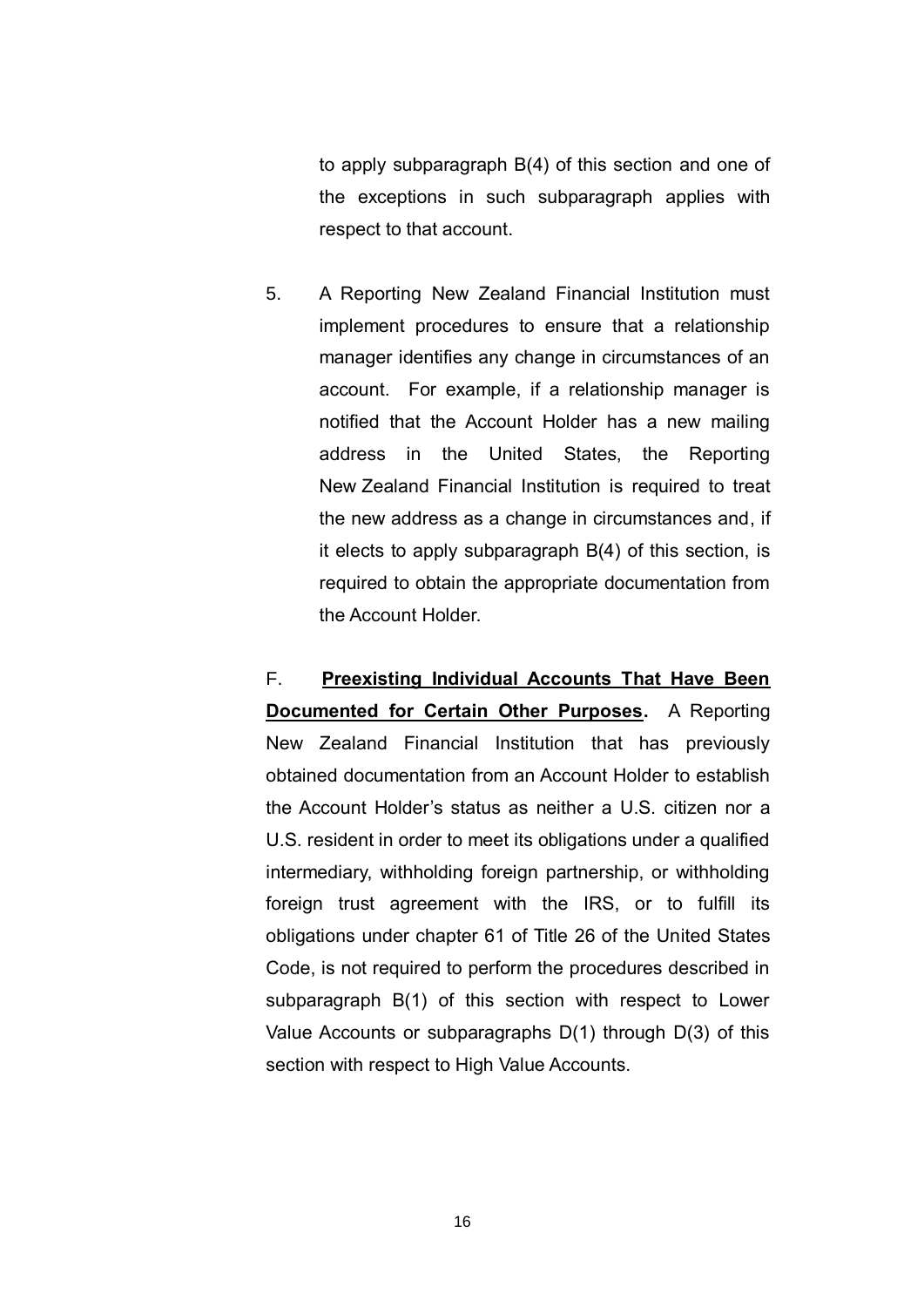to apply subparagraph B(4) of this section and one of the exceptions in such subparagraph applies with respect to that account.

5. A Reporting New Zealand Financial Institution must implement procedures to ensure that a relationship manager identifies any change in circumstances of an account. For example, if a relationship manager is notified that the Account Holder has a new mailing address in the United States, the Reporting New Zealand Financial Institution is required to treat the new address as a change in circumstances and, if it elects to apply subparagraph B(4) of this section, is required to obtain the appropriate documentation from the Account Holder.

F. **Preexisting Individual Accounts That Have Been Documented for Certain Other Purposes.** A Reporting New Zealand Financial Institution that has previously obtained documentation from an Account Holder to establish the Account Holder's status as neither a U.S. citizen nor a U.S. resident in order to meet its obligations under a qualified intermediary, withholding foreign partnership, or withholding foreign trust agreement with the IRS, or to fulfill its obligations under chapter 61 of Title 26 of the United States Code, is not required to perform the procedures described in subparagraph B(1) of this section with respect to Lower Value Accounts or subparagraphs D(1) through D(3) of this section with respect to High Value Accounts.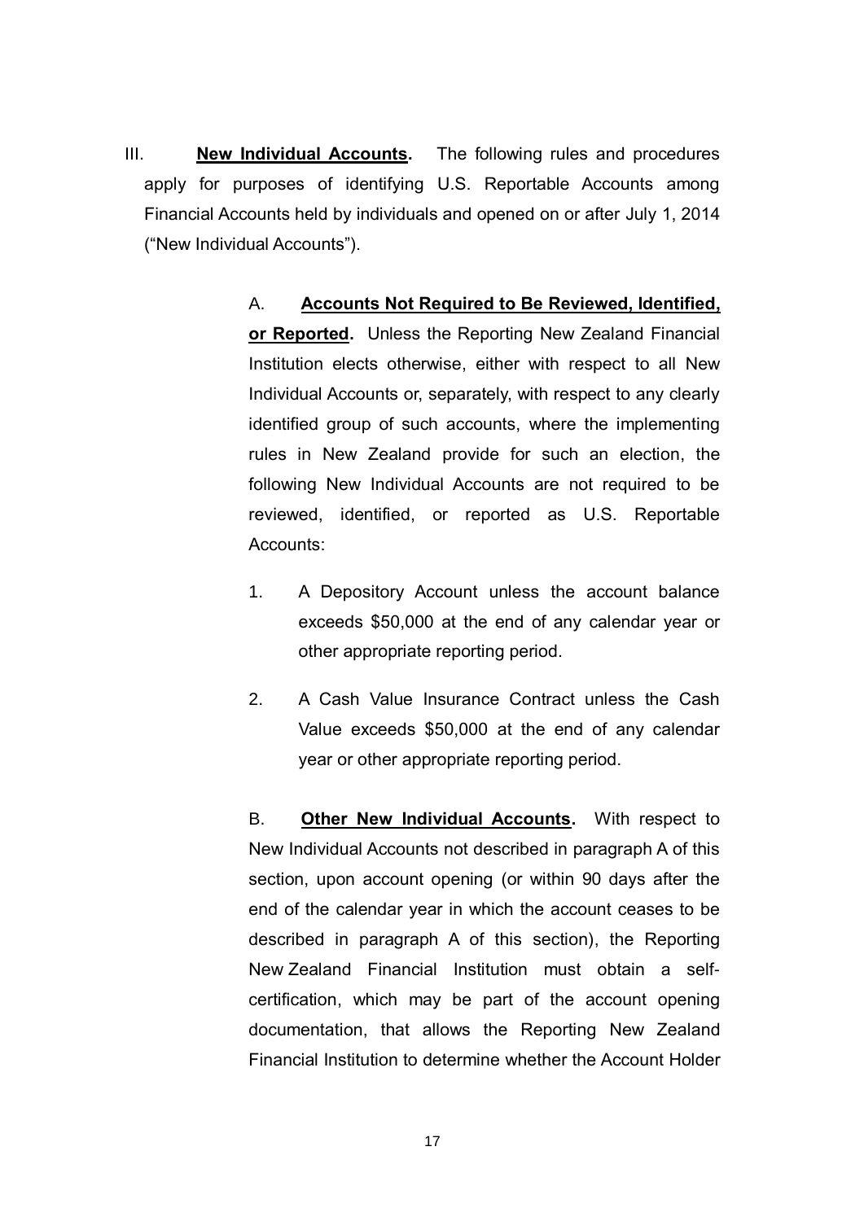III. **<u>New Individual Accounts</u>.** The following rules and procedures apply for purposes of identifying U.S. Reportable Accounts among Financial Accounts held by individuals and opened on or after July 1, 2014 ("New Individual Accounts").

A. **<u>Accounts Not Required to Be Reviewed, Identified, or Reported</u>.** Unless the Reporting New Zealand Financial Institution elects otherwise, either with respect to all New Individual Accounts or, separately, with respect to any clearly identified group of such accounts, where the implementing rules in New Zealand provide for such an election, the following New Individual Accounts are not required to be reviewed, identified, or reported as U.S. Reportable Accounts:

1. A Depository Account unless the account balance exceeds $50,000 at the end of any calendar year or other appropriate reporting period.

2. A Cash Value Insurance Contract unless the Cash Value exceeds $50,000 at the end of any calendar year or other appropriate reporting period.

B. **<u>Other New Individual Accounts</u>.** With respect to New Individual Accounts not described in paragraph A of this section, upon account opening (or within 90 days after the end of the calendar year in which the account ceases to be described in paragraph A of this section), the Reporting New Zealand Financial Institution must obtain a self-certification, which may be part of the account opening documentation, that allows the Reporting New Zealand Financial Institution to determine whether the Account Holder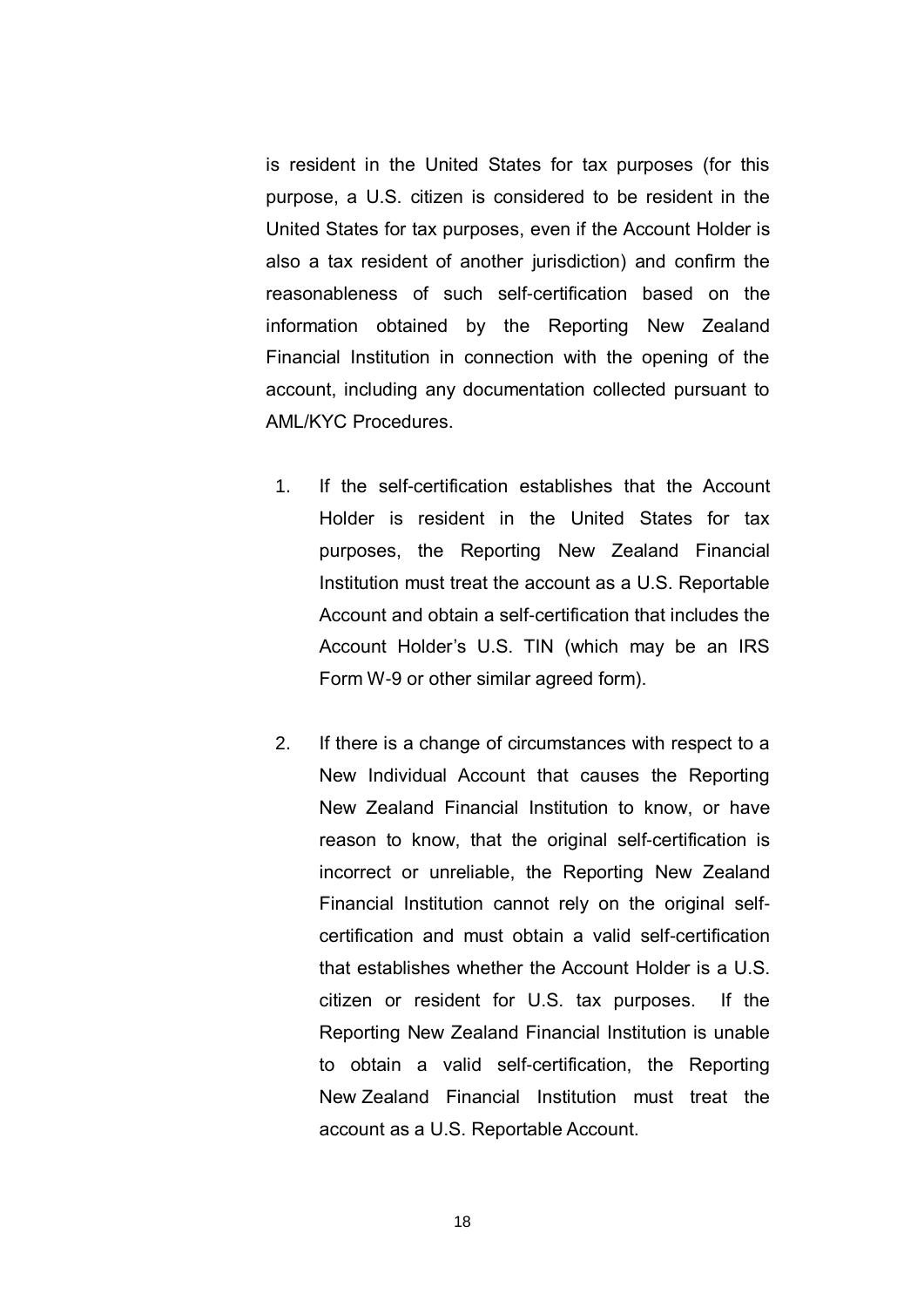is resident in the United States for tax purposes (for this purpose, a U.S. citizen is considered to be resident in the United States for tax purposes, even if the Account Holder is also a tax resident of another jurisdiction) and confirm the reasonableness of such self-certification based on the information obtained by the Reporting New Zealand Financial Institution in connection with the opening of the account, including any documentation collected pursuant to AML/KYC Procedures.

1. If the self-certification establishes that the Account Holder is resident in the United States for tax purposes, the Reporting New Zealand Financial Institution must treat the account as a U.S. Reportable Account and obtain a self-certification that includes the Account Holder's U.S. TIN (which may be an IRS Form W-9 or other similar agreed form).

2. If there is a change of circumstances with respect to a New Individual Account that causes the Reporting New Zealand Financial Institution to know, or have reason to know, that the original self-certification is incorrect or unreliable, the Reporting New Zealand Financial Institution cannot rely on the original self-certification and must obtain a valid self-certification that establishes whether the Account Holder is a U.S. citizen or resident for U.S. tax purposes. If the Reporting New Zealand Financial Institution is unable to obtain a valid self-certification, the Reporting New Zealand Financial Institution must treat the account as a U.S. Reportable Account.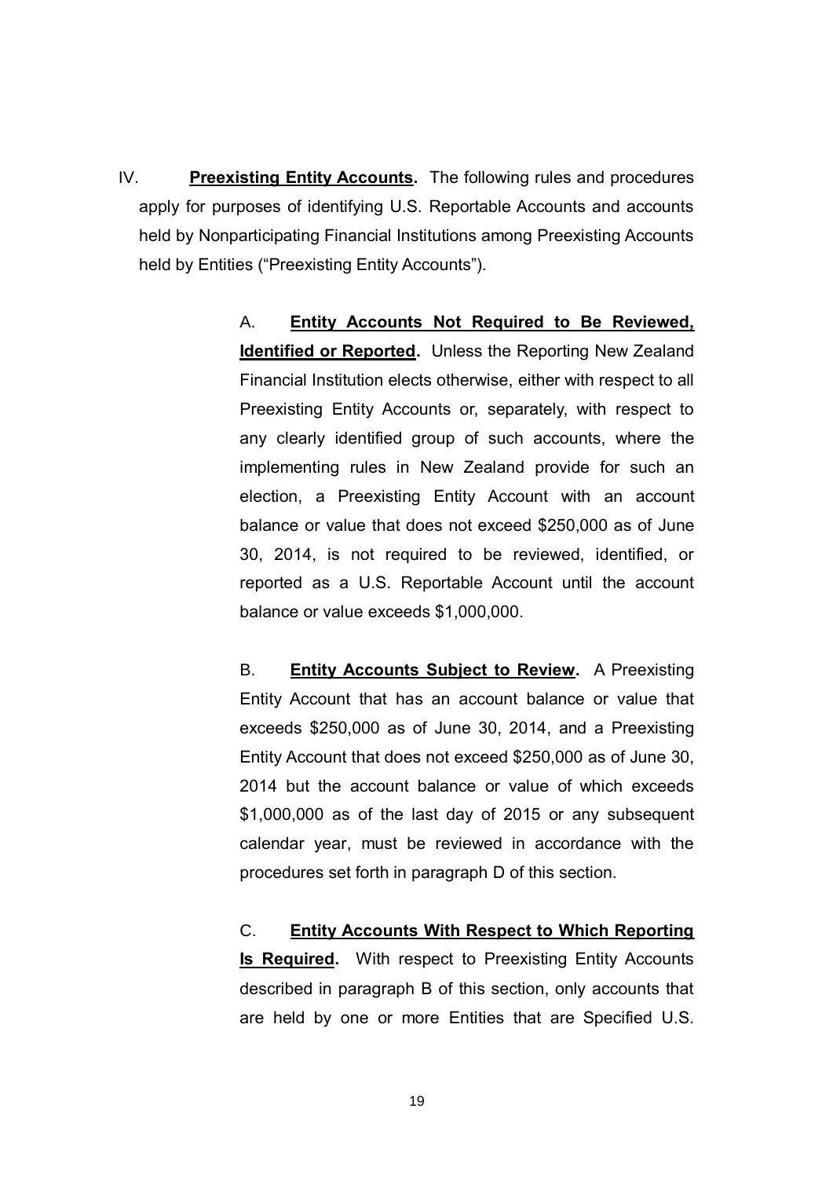IV. **Preexisting Entity Accounts.** The following rules and procedures apply for purposes of identifying U.S. Reportable Accounts and accounts held by Nonparticipating Financial Institutions among Preexisting Accounts held by Entities ("Preexisting Entity Accounts").

A. **Entity Accounts Not Required to Be Reviewed, Identified or Reported.** Unless the Reporting New Zealand Financial Institution elects otherwise, either with respect to all Preexisting Entity Accounts or, separately, with respect to any clearly identified group of such accounts, where the implementing rules in New Zealand provide for such an election, a Preexisting Entity Account with an account balance or value that does not exceed $250,000 as of June 30, 2014, is not required to be reviewed, identified, or reported as a U.S. Reportable Account until the account balance or value exceeds $1,000,000.

B. **Entity Accounts Subject to Review.** A Preexisting Entity Account that has an account balance or value that exceeds $250,000 as of June 30, 2014, and a Preexisting Entity Account that does not exceed $250,000 as of June 30, 2014 but the account balance or value of which exceeds $1,000,000 as of the last day of 2015 or any subsequent calendar year, must be reviewed in accordance with the procedures set forth in paragraph D of this section.

C. **Entity Accounts With Respect to Which Reporting Is Required.** With respect to Preexisting Entity Accounts described in paragraph B of this section, only accounts that are held by one or more Entities that are Specified U.S.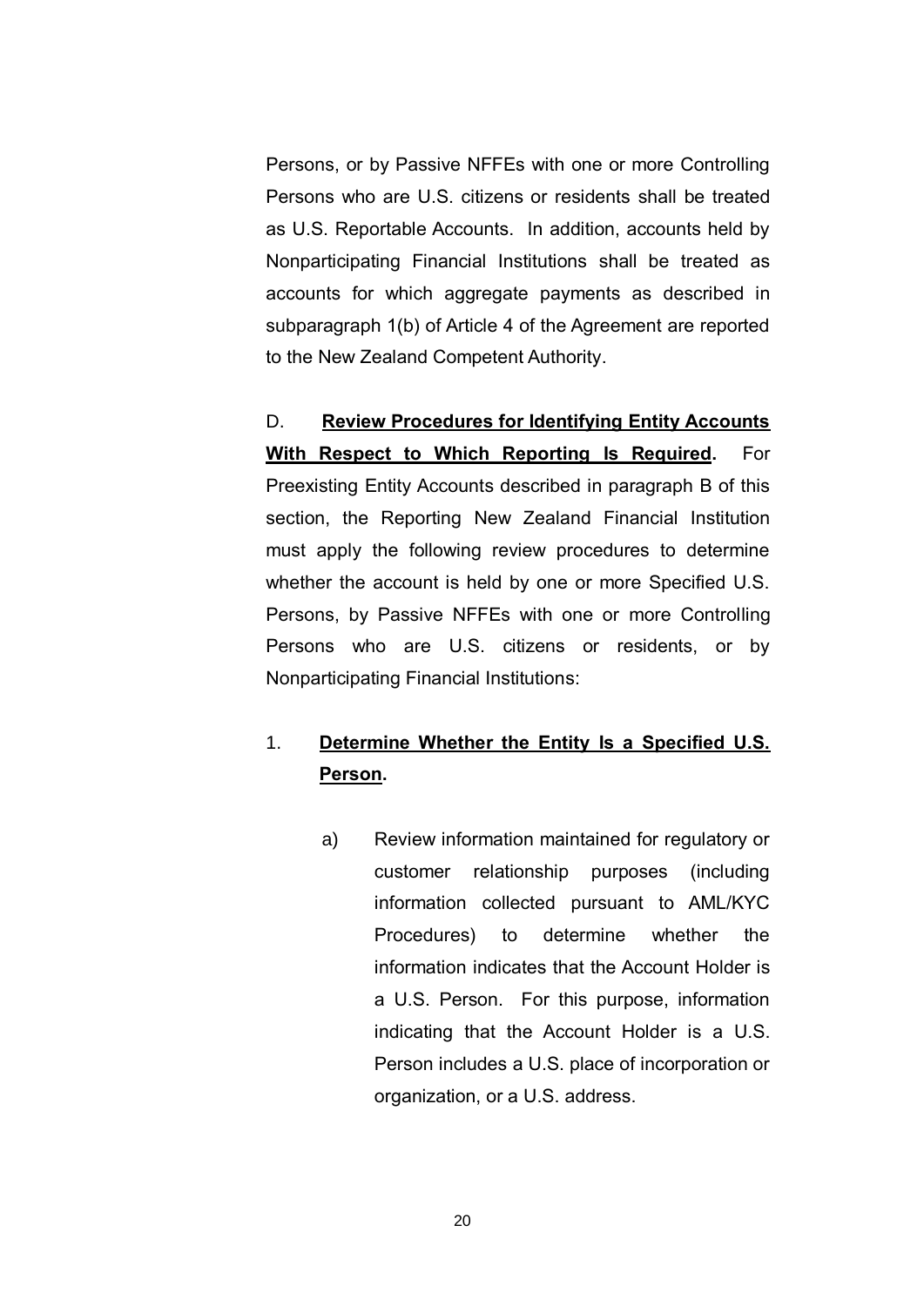Persons, or by Passive NFFEs with one or more Controlling Persons who are U.S. citizens or residents shall be treated as U.S. Reportable Accounts. In addition, accounts held by Nonparticipating Financial Institutions shall be treated as accounts for which aggregate payments as described in subparagraph 1(b) of Article 4 of the Agreement are reported to the New Zealand Competent Authority.

D. **Review Procedures for Identifying Entity Accounts With Respect to Which Reporting Is Required.** For Preexisting Entity Accounts described in paragraph B of this section, the Reporting New Zealand Financial Institution must apply the following review procedures to determine whether the account is held by one or more Specified U.S. Persons, by Passive NFFEs with one or more Controlling Persons who are U.S. citizens or residents, or by Nonparticipating Financial Institutions:

1. **Determine Whether the Entity Is a Specified U.S. Person.**

   a) Review information maintained for regulatory or customer relationship purposes (including information collected pursuant to AML/KYC Procedures) to determine whether the information indicates that the Account Holder is a U.S. Person. For this purpose, information indicating that the Account Holder is a U.S. Person includes a U.S. place of incorporation or organization, or a U.S. address.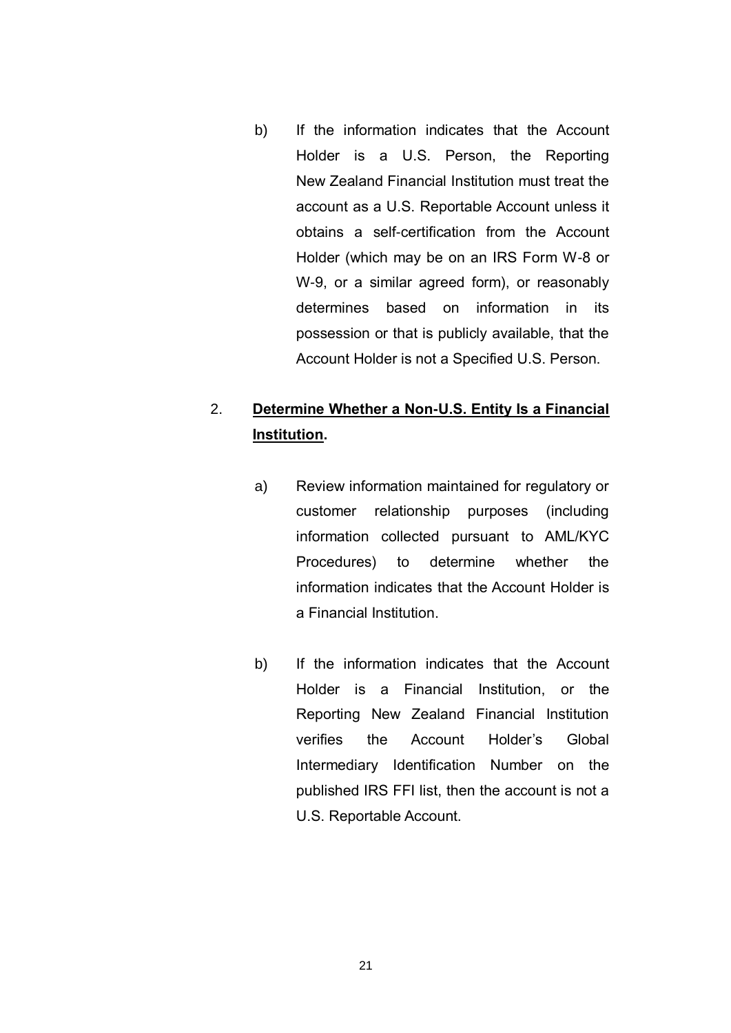b) If the information indicates that the Account Holder is a U.S. Person, the Reporting New Zealand Financial Institution must treat the account as a U.S. Reportable Account unless it obtains a self-certification from the Account Holder (which may be on an IRS Form W-8 or W-9, or a similar agreed form), or reasonably determines based on information in its possession or that is publicly available, that the Account Holder is not a Specified U.S. Person.

2. **Determine Whether a Non-U.S. Entity Is a Financial Institution.**

   a) Review information maintained for regulatory or customer relationship purposes (including information collected pursuant to AML/KYC Procedures) to determine whether the information indicates that the Account Holder is a Financial Institution.

   b) If the information indicates that the Account Holder is a Financial Institution, or the Reporting New Zealand Financial Institution verifies the Account Holder's Global Intermediary Identification Number on the published IRS FFI list, then the account is not a U.S. Reportable Account.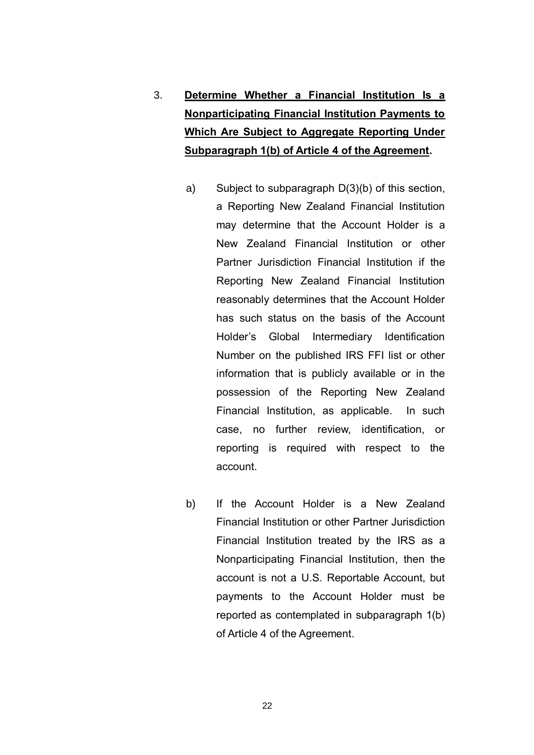3. **Determine Whether a Financial Institution Is a Nonparticipating Financial Institution Payments to Which Are Subject to Aggregate Reporting Under Subparagraph 1(b) of Article 4 of the Agreement.**

   a) Subject to subparagraph D(3)(b) of this section, a Reporting New Zealand Financial Institution may determine that the Account Holder is a New Zealand Financial Institution or other Partner Jurisdiction Financial Institution if the Reporting New Zealand Financial Institution reasonably determines that the Account Holder has such status on the basis of the Account Holder's Global Intermediary Identification Number on the published IRS FFI list or other information that is publicly available or in the possession of the Reporting New Zealand Financial Institution, as applicable. In such case, no further review, identification, or reporting is required with respect to the account.

   b) If the Account Holder is a New Zealand Financial Institution or other Partner Jurisdiction Financial Institution treated by the IRS as a Nonparticipating Financial Institution, then the account is not a U.S. Reportable Account, but payments to the Account Holder must be reported as contemplated in subparagraph 1(b) of Article 4 of the Agreement.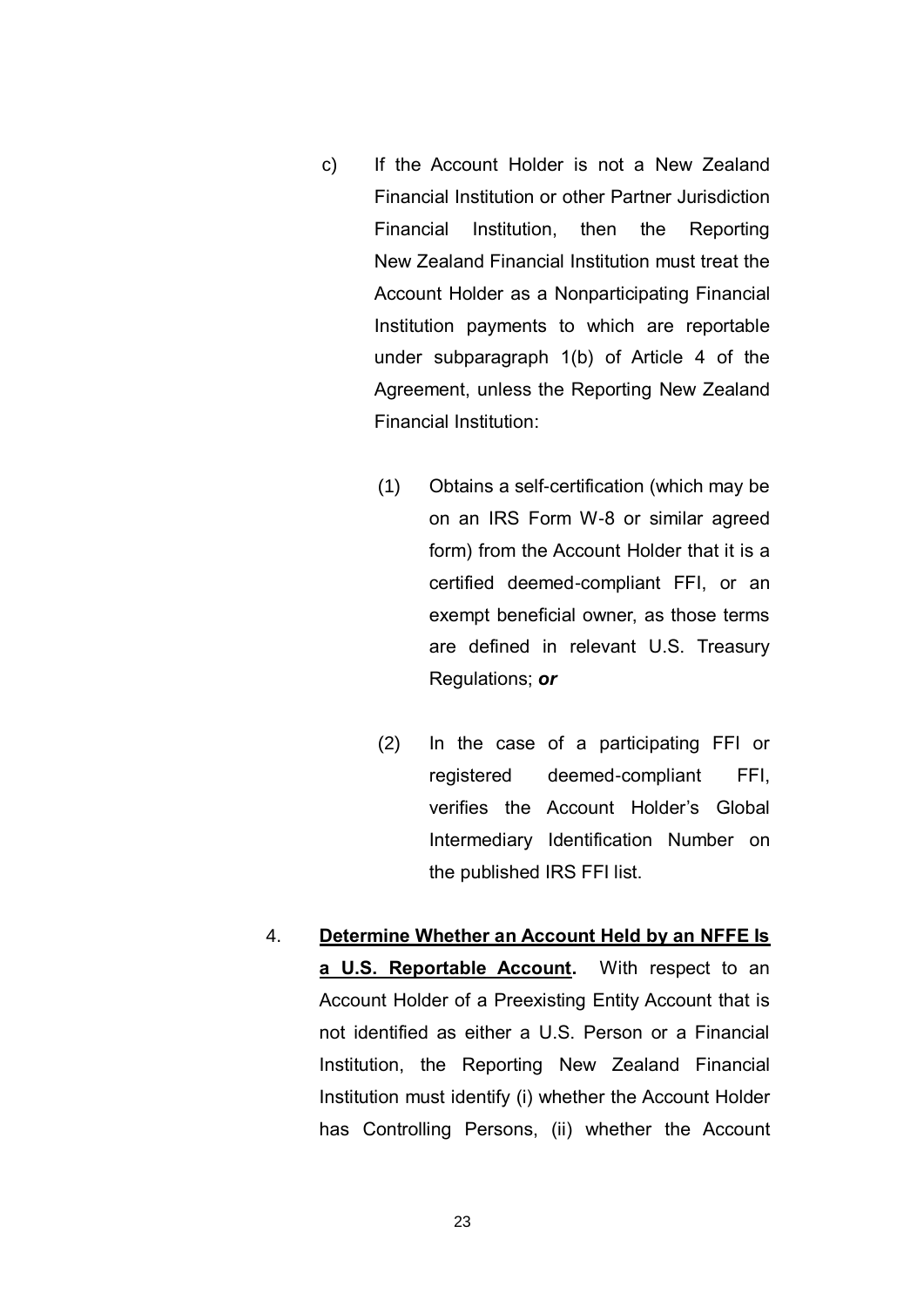c) If the Account Holder is not a New Zealand Financial Institution or other Partner Jurisdiction Financial Institution, then the Reporting New Zealand Financial Institution must treat the Account Holder as a Nonparticipating Financial Institution payments to which are reportable under subparagraph 1(b) of Article 4 of the Agreement, unless the Reporting New Zealand Financial Institution:

   (1) Obtains a self-certification (which may be on an IRS Form W-8 or similar agreed form) from the Account Holder that it is a certified deemed-compliant FFI, or an exempt beneficial owner, as those terms are defined in relevant U.S. Treasury Regulations; ***or***

   (2) In the case of a participating FFI or registered deemed-compliant FFI, verifies the Account Holder's Global Intermediary Identification Number on the published IRS FFI list.

4. **Determine Whether an Account Held by an NFFE Is a U.S. Reportable Account.** With respect to an Account Holder of a Preexisting Entity Account that is not identified as either a U.S. Person or a Financial Institution, the Reporting New Zealand Financial Institution must identify (i) whether the Account Holder has Controlling Persons, (ii) whether the Account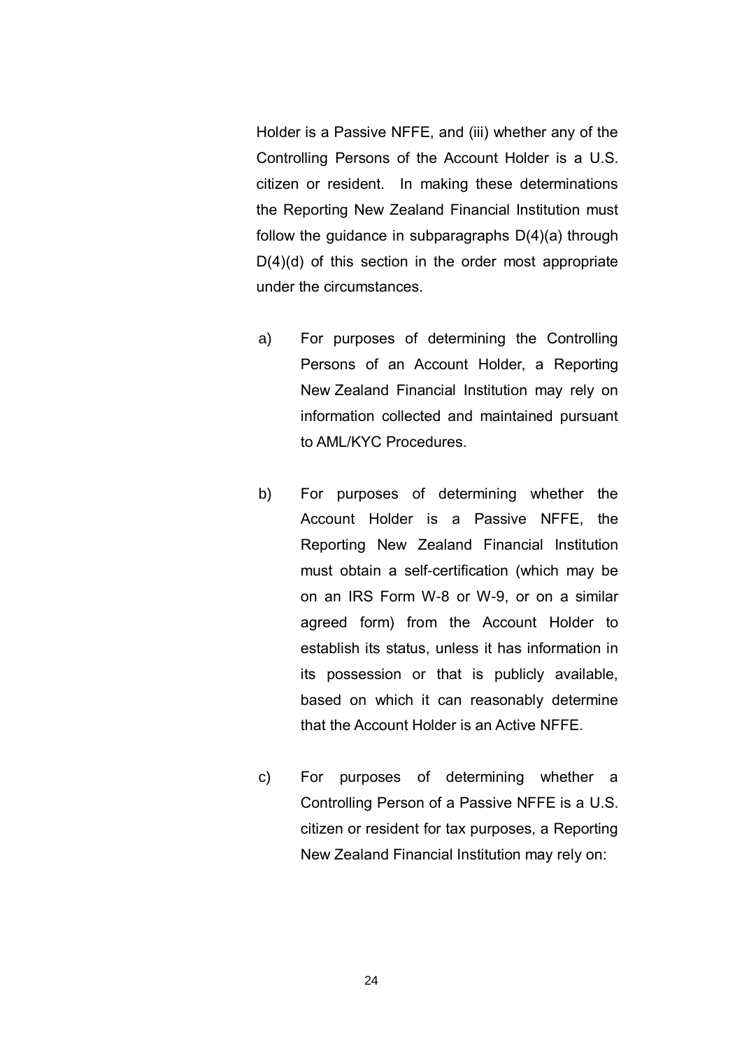Holder is a Passive NFFE, and (iii) whether any of the Controlling Persons of the Account Holder is a U.S. citizen or resident. In making these determinations the Reporting New Zealand Financial Institution must follow the guidance in subparagraphs D(4)(a) through D(4)(d) of this section in the order most appropriate under the circumstances.

a) For purposes of determining the Controlling Persons of an Account Holder, a Reporting New Zealand Financial Institution may rely on information collected and maintained pursuant to AML/KYC Procedures.

b) For purposes of determining whether the Account Holder is a Passive NFFE, the Reporting New Zealand Financial Institution must obtain a self-certification (which may be on an IRS Form W-8 or W-9, or on a similar agreed form) from the Account Holder to establish its status, unless it has information in its possession or that is publicly available, based on which it can reasonably determine that the Account Holder is an Active NFFE.

c) For purposes of determining whether a Controlling Person of a Passive NFFE is a U.S. citizen or resident for tax purposes, a Reporting New Zealand Financial Institution may rely on: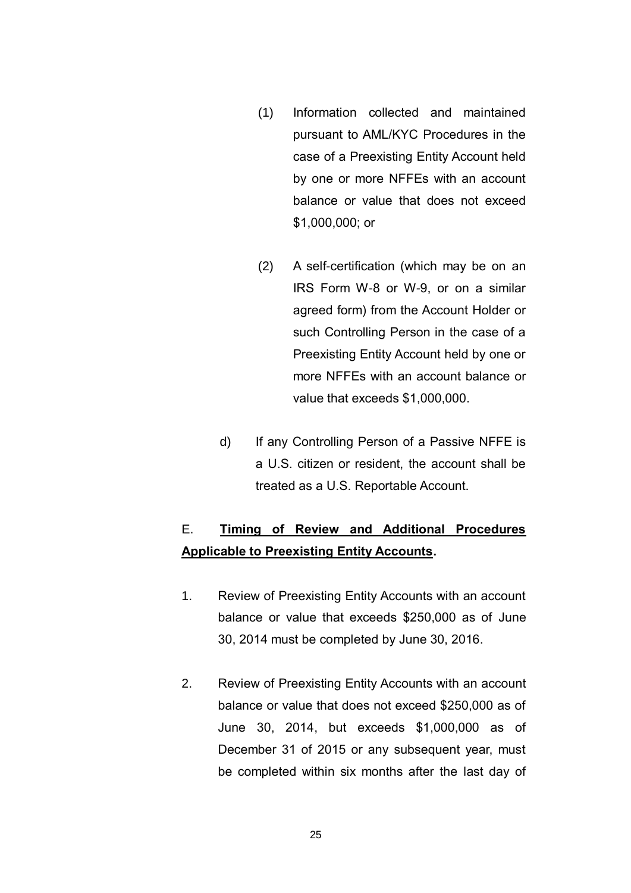(1) Information collected and maintained pursuant to AML/KYC Procedures in the case of a Preexisting Entity Account held by one or more NFFEs with an account balance or value that does not exceed $1,000,000; or

(2) A self-certification (which may be on an IRS Form W-8 or W-9, or on a similar agreed form) from the Account Holder or such Controlling Person in the case of a Preexisting Entity Account held by one or more NFFEs with an account balance or value that exceeds $1,000,000.

d) If any Controlling Person of a Passive NFFE is a U.S. citizen or resident, the account shall be treated as a U.S. Reportable Account.

E. **Timing of Review and Additional Procedures Applicable to Preexisting Entity Accounts.**

1. Review of Preexisting Entity Accounts with an account balance or value that exceeds $250,000 as of June 30, 2014 must be completed by June 30, 2016.

2. Review of Preexisting Entity Accounts with an account balance or value that does not exceed $250,000 as of June 30, 2014, but exceeds $1,000,000 as of December 31 of 2015 or any subsequent year, must be completed within six months after the last day of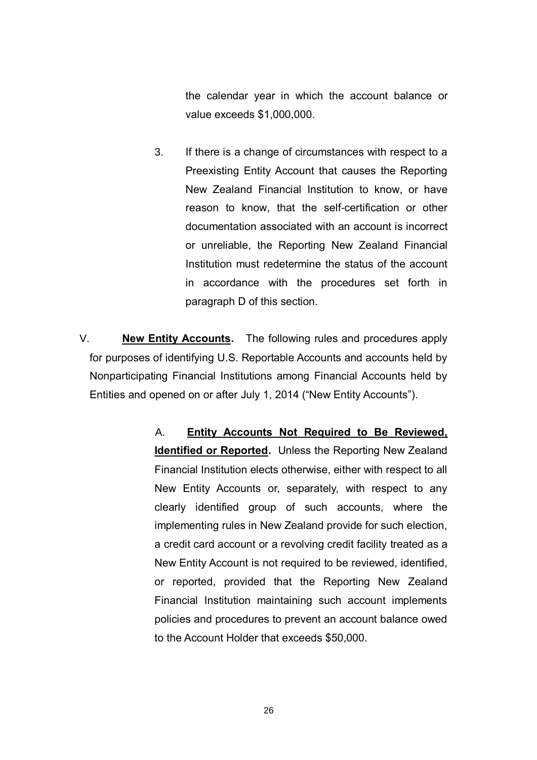the calendar year in which the account balance or value exceeds $1,000,000.

3. If there is a change of circumstances with respect to a Preexisting Entity Account that causes the Reporting New Zealand Financial Institution to know, or have reason to know, that the self-certification or other documentation associated with an account is incorrect or unreliable, the Reporting New Zealand Financial Institution must redetermine the status of the account in accordance with the procedures set forth in paragraph D of this section.

V. **New Entity Accounts.** The following rules and procedures apply for purposes of identifying U.S. Reportable Accounts and accounts held by Nonparticipating Financial Institutions among Financial Accounts held by Entities and opened on or after July 1, 2014 ("New Entity Accounts").

A. **Entity Accounts Not Required to Be Reviewed, Identified or Reported.** Unless the Reporting New Zealand Financial Institution elects otherwise, either with respect to all New Entity Accounts or, separately, with respect to any clearly identified group of such accounts, where the implementing rules in New Zealand provide for such election, a credit card account or a revolving credit facility treated as a New Entity Account is not required to be reviewed, identified, or reported, provided that the Reporting New Zealand Financial Institution maintaining such account implements policies and procedures to prevent an account balance owed to the Account Holder that exceeds $50,000.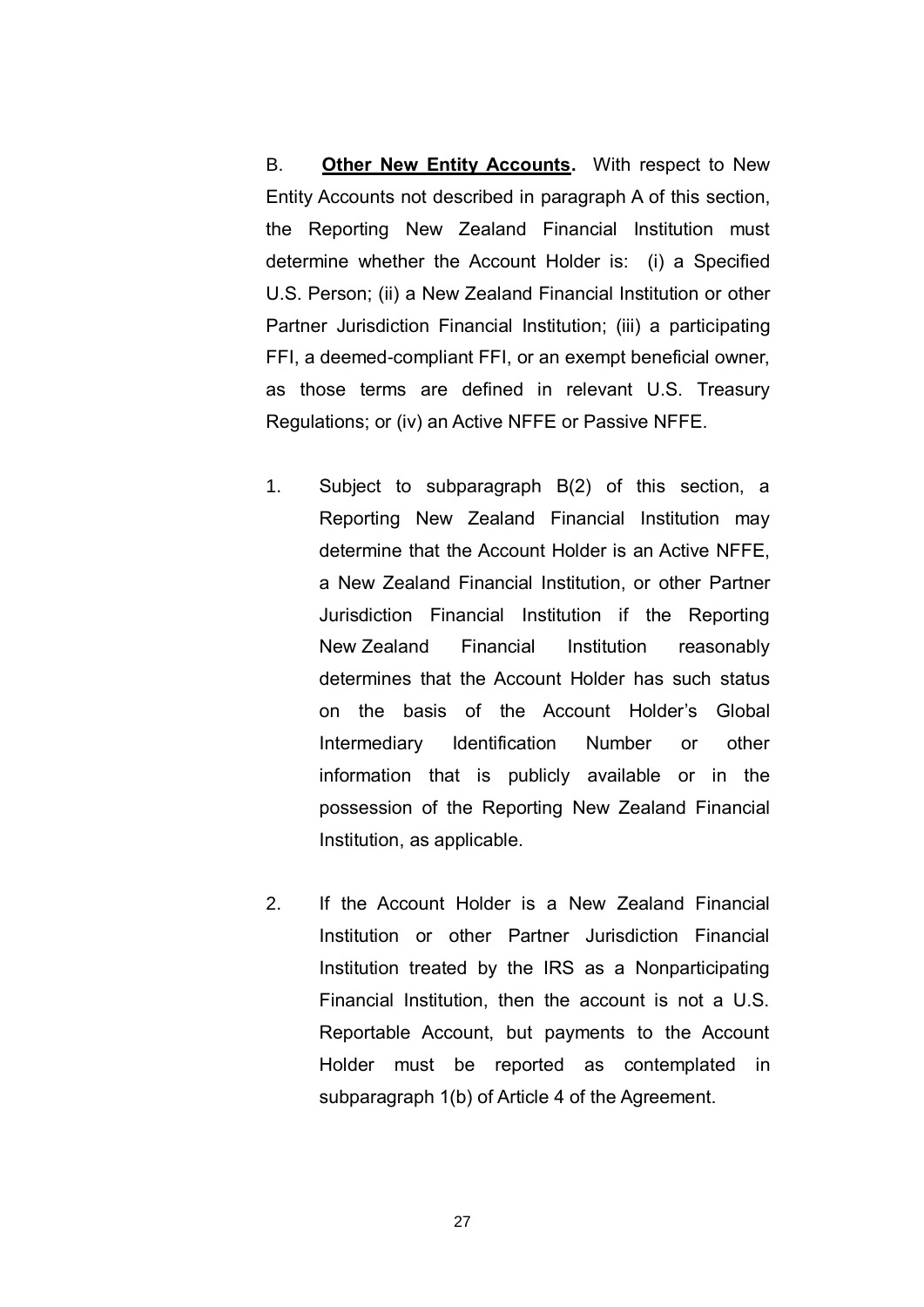B. **<u>Other New Entity Accounts</u>.** With respect to New Entity Accounts not described in paragraph A of this section, the Reporting New Zealand Financial Institution must determine whether the Account Holder is: (i) a Specified U.S. Person; (ii) a New Zealand Financial Institution or other Partner Jurisdiction Financial Institution; (iii) a participating FFI, a deemed-compliant FFI, or an exempt beneficial owner, as those terms are defined in relevant U.S. Treasury Regulations; or (iv) an Active NFFE or Passive NFFE.

1. Subject to subparagraph B(2) of this section, a Reporting New Zealand Financial Institution may determine that the Account Holder is an Active NFFE, a New Zealand Financial Institution, or other Partner Jurisdiction Financial Institution if the Reporting New Zealand Financial Institution reasonably determines that the Account Holder has such status on the basis of the Account Holder's Global Intermediary Identification Number or other information that is publicly available or in the possession of the Reporting New Zealand Financial Institution, as applicable.

2. If the Account Holder is a New Zealand Financial Institution or other Partner Jurisdiction Financial Institution treated by the IRS as a Nonparticipating Financial Institution, then the account is not a U.S. Reportable Account, but payments to the Account Holder must be reported as contemplated in subparagraph 1(b) of Article 4 of the Agreement.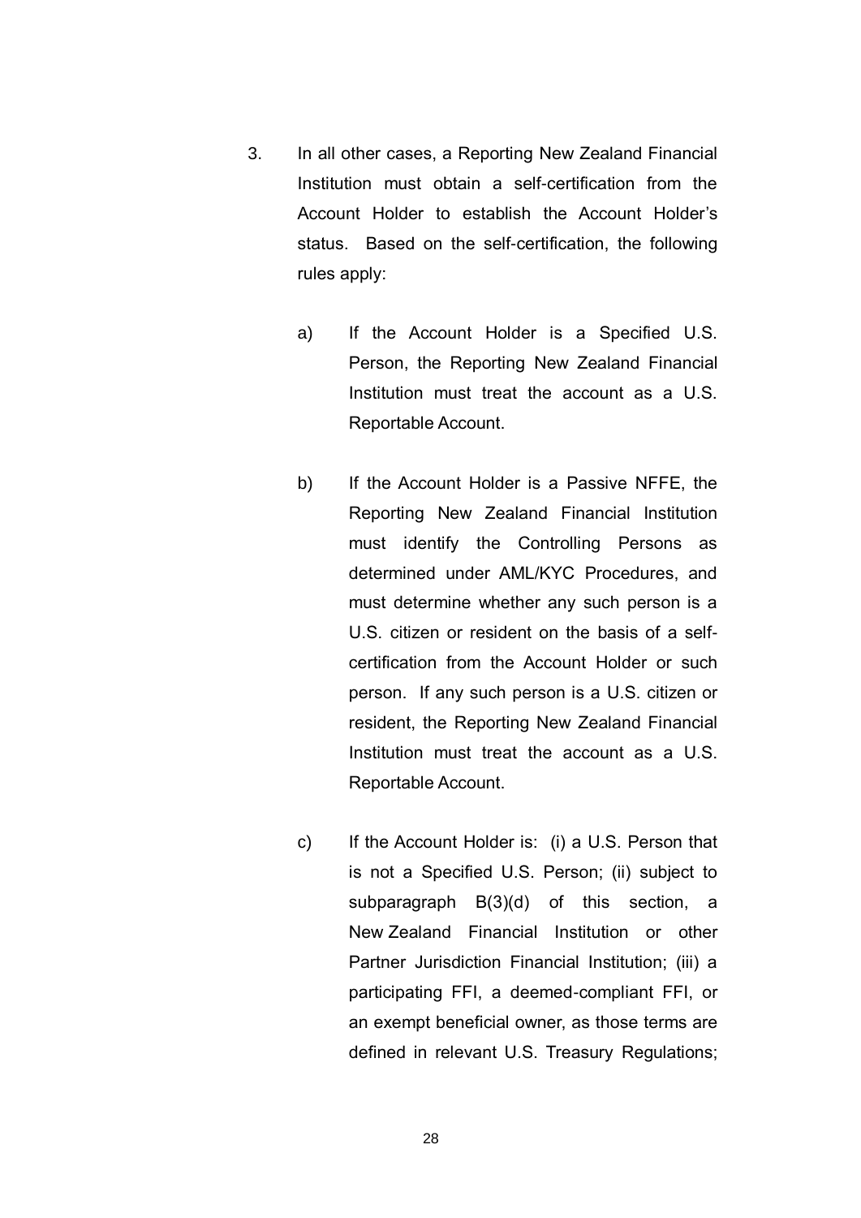3. In all other cases, a Reporting New Zealand Financial Institution must obtain a self-certification from the Account Holder to establish the Account Holder's status. Based on the self-certification, the following rules apply:

   a) If the Account Holder is a Specified U.S. Person, the Reporting New Zealand Financial Institution must treat the account as a U.S. Reportable Account.

   b) If the Account Holder is a Passive NFFE, the Reporting New Zealand Financial Institution must identify the Controlling Persons as determined under AML/KYC Procedures, and must determine whether any such person is a U.S. citizen or resident on the basis of a self-certification from the Account Holder or such person. If any such person is a U.S. citizen or resident, the Reporting New Zealand Financial Institution must treat the account as a U.S. Reportable Account.

   c) If the Account Holder is: (i) a U.S. Person that is not a Specified U.S. Person; (ii) subject to subparagraph B(3)(d) of this section, a New Zealand Financial Institution or other Partner Jurisdiction Financial Institution; (iii) a participating FFI, a deemed-compliant FFI, or an exempt beneficial owner, as those terms are defined in relevant U.S. Treasury Regulations;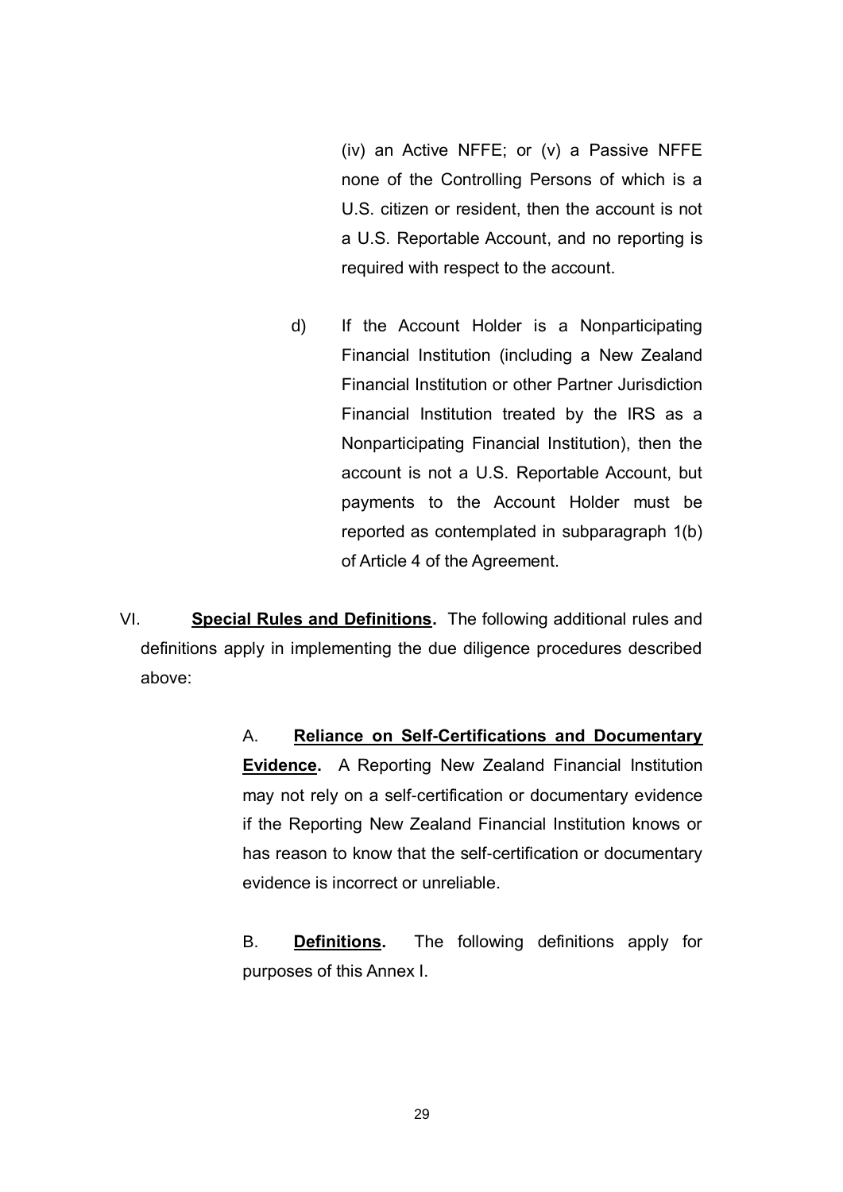(iv) an Active NFFE; or (v) a Passive NFFE none of the Controlling Persons of which is a U.S. citizen or resident, then the account is not a U.S. Reportable Account, and no reporting is required with respect to the account.

d) If the Account Holder is a Nonparticipating Financial Institution (including a New Zealand Financial Institution or other Partner Jurisdiction Financial Institution treated by the IRS as a Nonparticipating Financial Institution), then the account is not a U.S. Reportable Account, but payments to the Account Holder must be reported as contemplated in subparagraph 1(b) of Article 4 of the Agreement.

VI. **<u>Special Rules and Definitions</u>.** The following additional rules and definitions apply in implementing the due diligence procedures described above:

A. **<u>Reliance on Self-Certifications and Documentary Evidence</u>.** A Reporting New Zealand Financial Institution may not rely on a self-certification or documentary evidence if the Reporting New Zealand Financial Institution knows or has reason to know that the self-certification or documentary evidence is incorrect or unreliable.

B. **<u>Definitions</u>.** The following definitions apply for purposes of this Annex I.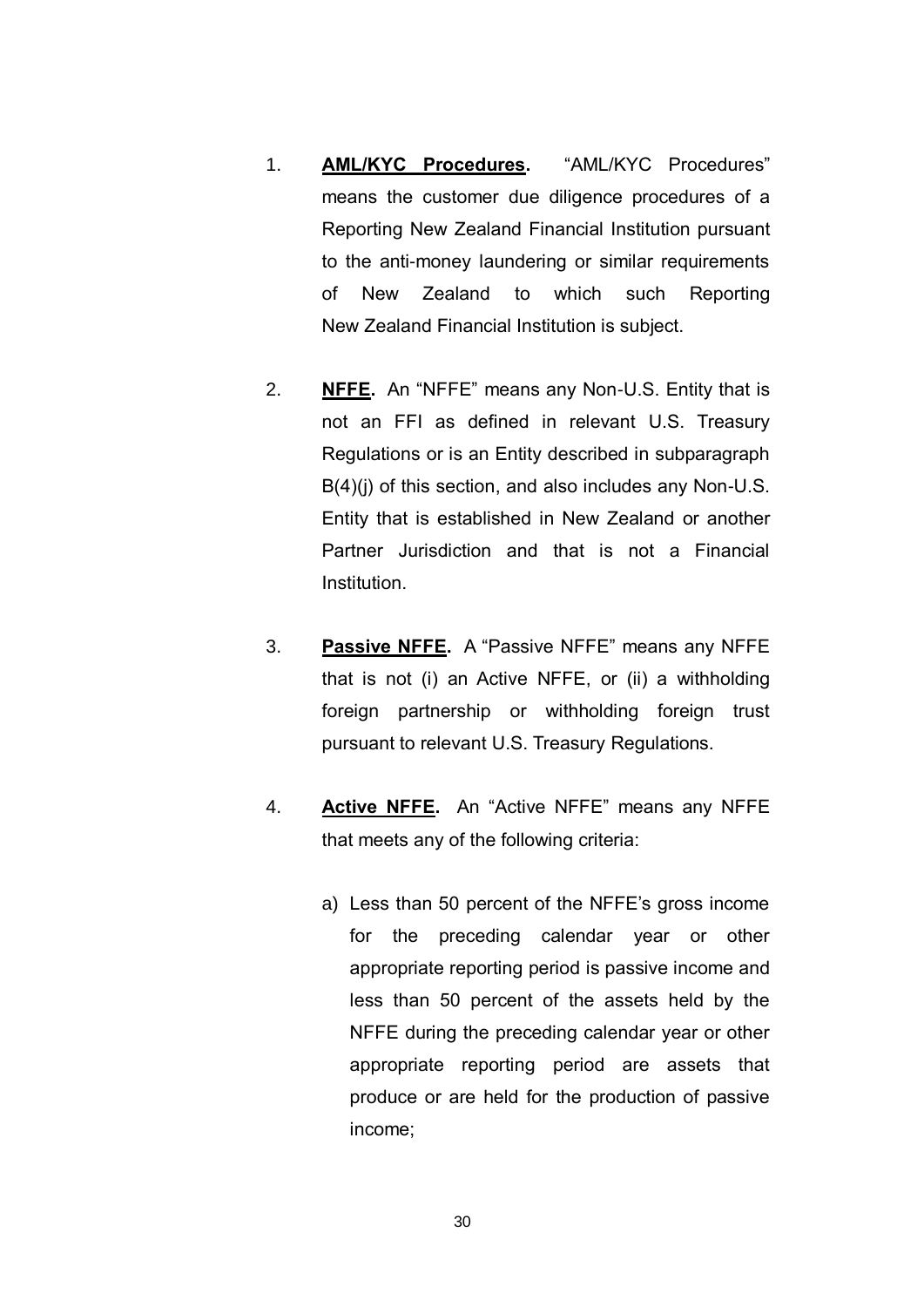1. **AML/KYC Procedures.** "AML/KYC Procedures" means the customer due diligence procedures of a Reporting New Zealand Financial Institution pursuant to the anti-money laundering or similar requirements of New Zealand to which such Reporting New Zealand Financial Institution is subject.

2. **NFFE.** An "NFFE" means any Non-U.S. Entity that is not an FFI as defined in relevant U.S. Treasury Regulations or is an Entity described in subparagraph B(4)(j) of this section, and also includes any Non-U.S. Entity that is established in New Zealand or another Partner Jurisdiction and that is not a Financial Institution.

3. **Passive NFFE.** A "Passive NFFE" means any NFFE that is not (i) an Active NFFE, or (ii) a withholding foreign partnership or withholding foreign trust pursuant to relevant U.S. Treasury Regulations.

4. **Active NFFE.** An "Active NFFE" means any NFFE that meets any of the following criteria:

   a) Less than 50 percent of the NFFE's gross income for the preceding calendar year or other appropriate reporting period is passive income and less than 50 percent of the assets held by the NFFE during the preceding calendar year or other appropriate reporting period are assets that produce or are held for the production of passive income;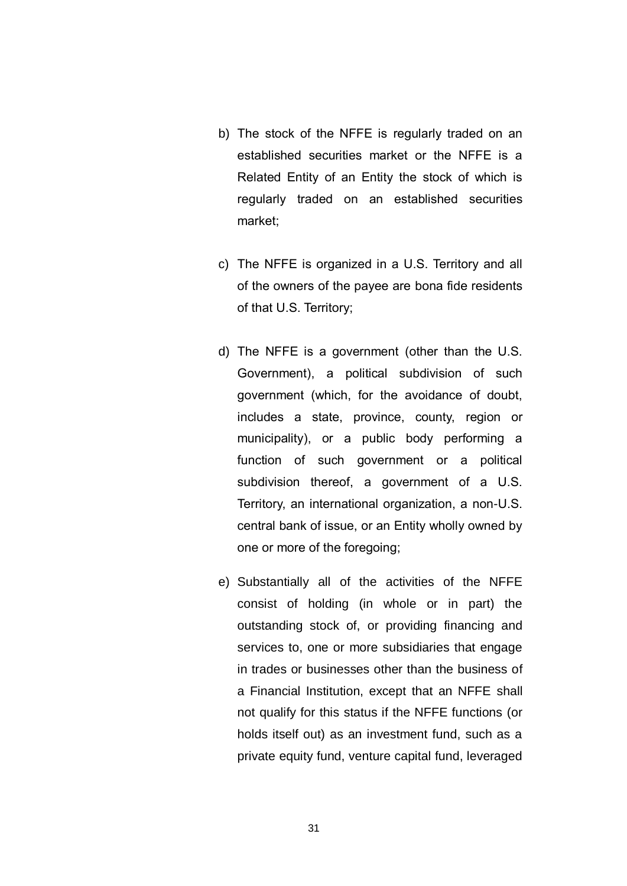b) The stock of the NFFE is regularly traded on an established securities market or the NFFE is a Related Entity of an Entity the stock of which is regularly traded on an established securities market;

c) The NFFE is organized in a U.S. Territory and all of the owners of the payee are bona fide residents of that U.S. Territory;

d) The NFFE is a government (other than the U.S. Government), a political subdivision of such government (which, for the avoidance of doubt, includes a state, province, county, region or municipality), or a public body performing a function of such government or a political subdivision thereof, a government of a U.S. Territory, an international organization, a non-U.S. central bank of issue, or an Entity wholly owned by one or more of the foregoing;

e) Substantially all of the activities of the NFFE consist of holding (in whole or in part) the outstanding stock of, or providing financing and services to, one or more subsidiaries that engage in trades or businesses other than the business of a Financial Institution, except that an NFFE shall not qualify for this status if the NFFE functions (or holds itself out) as an investment fund, such as a private equity fund, venture capital fund, leveraged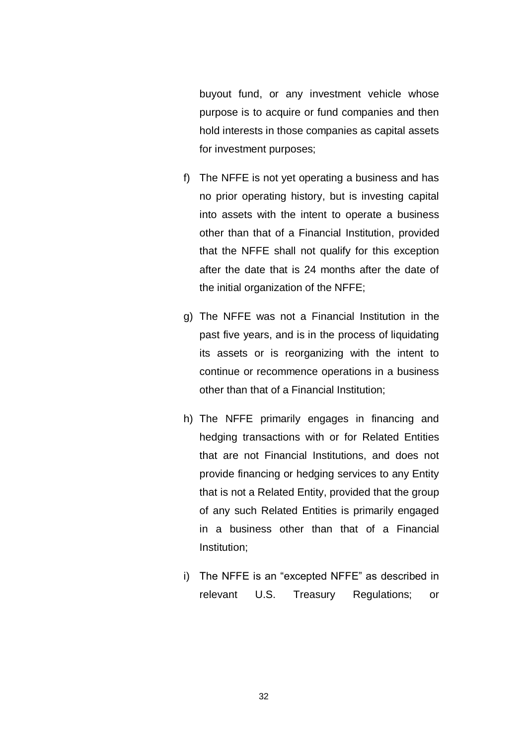buyout fund, or any investment vehicle whose purpose is to acquire or fund companies and then hold interests in those companies as capital assets for investment purposes;

f) The NFFE is not yet operating a business and has no prior operating history, but is investing capital into assets with the intent to operate a business other than that of a Financial Institution, provided that the NFFE shall not qualify for this exception after the date that is 24 months after the date of the initial organization of the NFFE;

g) The NFFE was not a Financial Institution in the past five years, and is in the process of liquidating its assets or is reorganizing with the intent to continue or recommence operations in a business other than that of a Financial Institution;

h) The NFFE primarily engages in financing and hedging transactions with or for Related Entities that are not Financial Institutions, and does not provide financing or hedging services to any Entity that is not a Related Entity, provided that the group of any such Related Entities is primarily engaged in a business other than that of a Financial Institution;

i) The NFFE is an "excepted NFFE" as described in relevant U.S. Treasury Regulations; or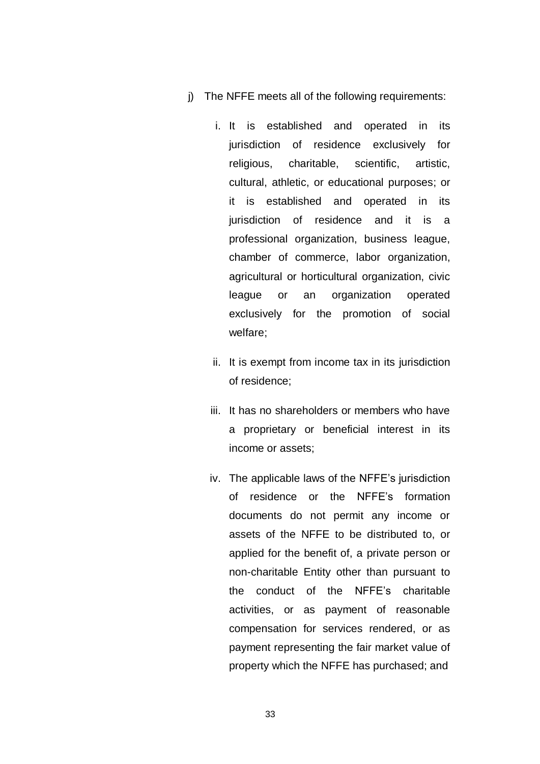j) The NFFE meets all of the following requirements:

   i. It is established and operated in its jurisdiction of residence exclusively for religious, charitable, scientific, artistic, cultural, athletic, or educational purposes; or it is established and operated in its jurisdiction of residence and it is a professional organization, business league, chamber of commerce, labor organization, agricultural or horticultural organization, civic league or an organization operated exclusively for the promotion of social welfare;

   ii. It is exempt from income tax in its jurisdiction of residence;

   iii. It has no shareholders or members who have a proprietary or beneficial interest in its income or assets;

   iv. The applicable laws of the NFFE's jurisdiction of residence or the NFFE's formation documents do not permit any income or assets of the NFFE to be distributed to, or applied for the benefit of, a private person or non-charitable Entity other than pursuant to the conduct of the NFFE's charitable activities, or as payment of reasonable compensation for services rendered, or as payment representing the fair market value of property which the NFFE has purchased; and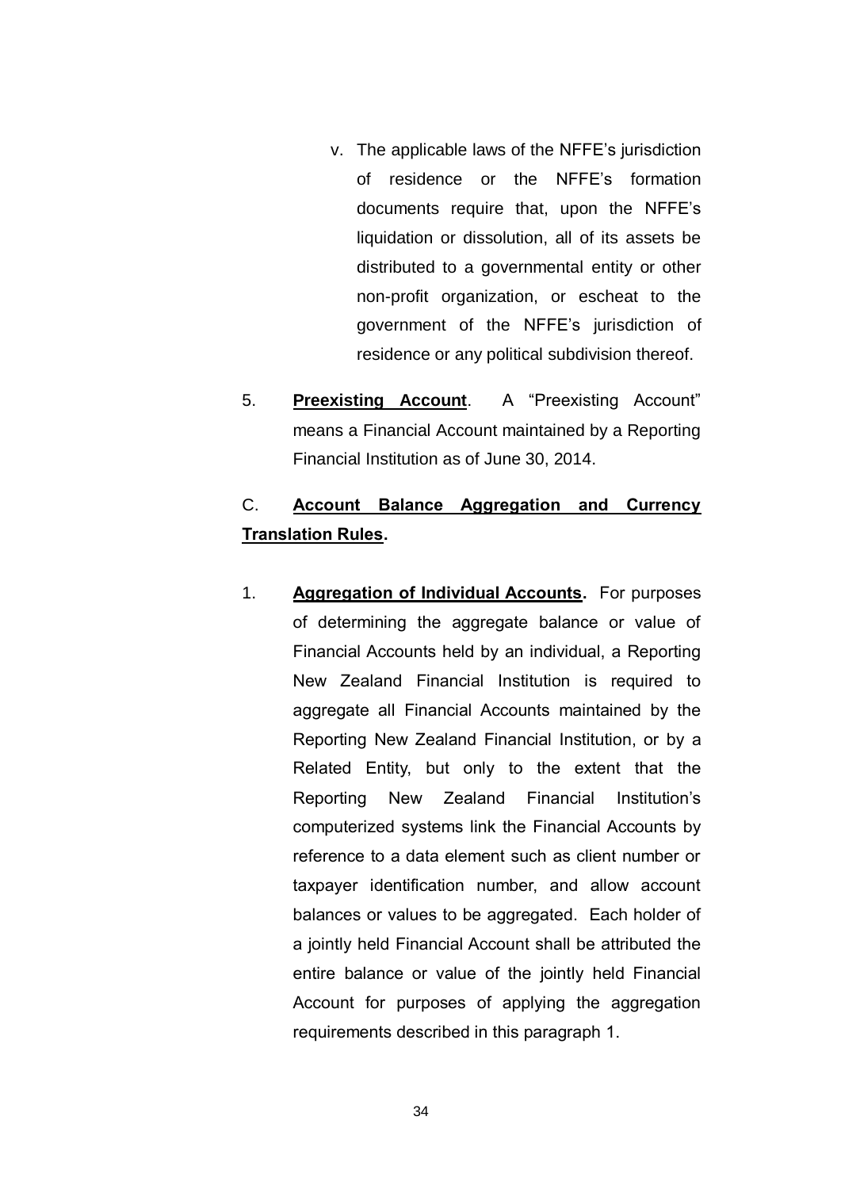v. The applicable laws of the NFFE's jurisdiction of residence or the NFFE's formation documents require that, upon the NFFE's liquidation or dissolution, all of its assets be distributed to a governmental entity or other non-profit organization, or escheat to the government of the NFFE's jurisdiction of residence or any political subdivision thereof.

5. **Preexisting Account**. A "Preexisting Account" means a Financial Account maintained by a Reporting Financial Institution as of June 30, 2014.

C. **Account Balance Aggregation and Currency Translation Rules.**

1. **Aggregation of Individual Accounts.** For purposes of determining the aggregate balance or value of Financial Accounts held by an individual, a Reporting New Zealand Financial Institution is required to aggregate all Financial Accounts maintained by the Reporting New Zealand Financial Institution, or by a Related Entity, but only to the extent that the Reporting New Zealand Financial Institution's computerized systems link the Financial Accounts by reference to a data element such as client number or taxpayer identification number, and allow account balances or values to be aggregated. Each holder of a jointly held Financial Account shall be attributed the entire balance or value of the jointly held Financial Account for purposes of applying the aggregation requirements described in this paragraph 1.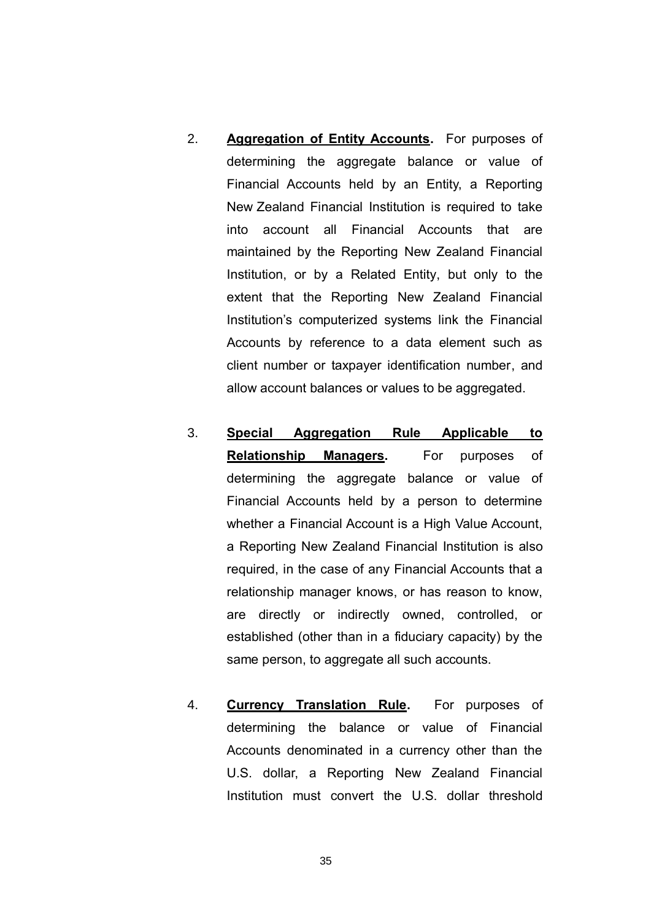2. **Aggregation of Entity Accounts.** For purposes of determining the aggregate balance or value of Financial Accounts held by an Entity, a Reporting New Zealand Financial Institution is required to take into account all Financial Accounts that are maintained by the Reporting New Zealand Financial Institution, or by a Related Entity, but only to the extent that the Reporting New Zealand Financial Institution's computerized systems link the Financial Accounts by reference to a data element such as client number or taxpayer identification number, and allow account balances or values to be aggregated.

3. **Special Aggregation Rule Applicable to Relationship Managers.** For purposes of determining the aggregate balance or value of Financial Accounts held by a person to determine whether a Financial Account is a High Value Account, a Reporting New Zealand Financial Institution is also required, in the case of any Financial Accounts that a relationship manager knows, or has reason to know, are directly or indirectly owned, controlled, or established (other than in a fiduciary capacity) by the same person, to aggregate all such accounts.

4. **Currency Translation Rule.** For purposes of determining the balance or value of Financial Accounts denominated in a currency other than the U.S. dollar, a Reporting New Zealand Financial Institution must convert the U.S. dollar threshold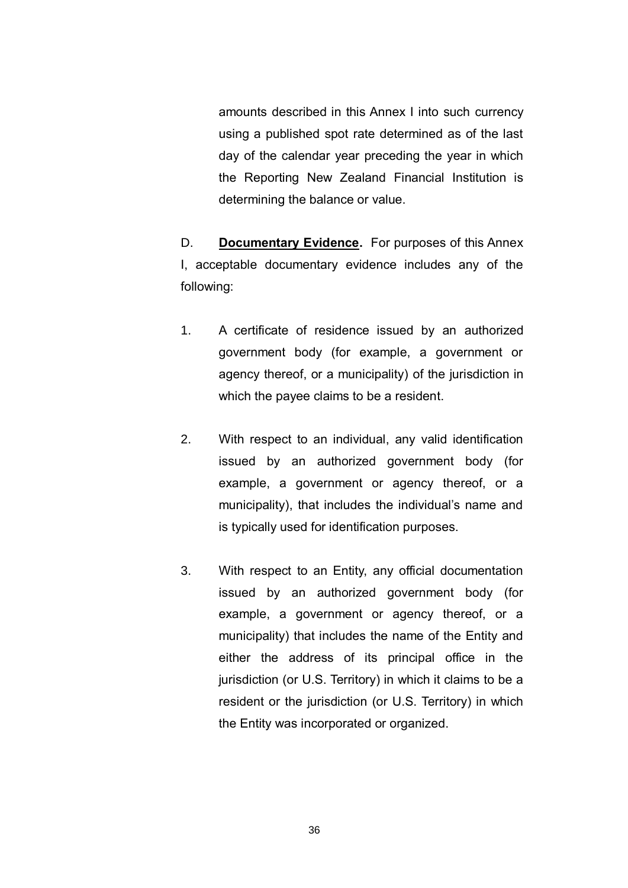amounts described in this Annex I into such currency using a published spot rate determined as of the last day of the calendar year preceding the year in which the Reporting New Zealand Financial Institution is determining the balance or value.

D. **Documentary Evidence.** For purposes of this Annex I, acceptable documentary evidence includes any of the following:

1. A certificate of residence issued by an authorized government body (for example, a government or agency thereof, or a municipality) of the jurisdiction in which the payee claims to be a resident.

2. With respect to an individual, any valid identification issued by an authorized government body (for example, a government or agency thereof, or a municipality), that includes the individual's name and is typically used for identification purposes.

3. With respect to an Entity, any official documentation issued by an authorized government body (for example, a government or agency thereof, or a municipality) that includes the name of the Entity and either the address of its principal office in the jurisdiction (or U.S. Territory) in which it claims to be a resident or the jurisdiction (or U.S. Territory) in which the Entity was incorporated or organized.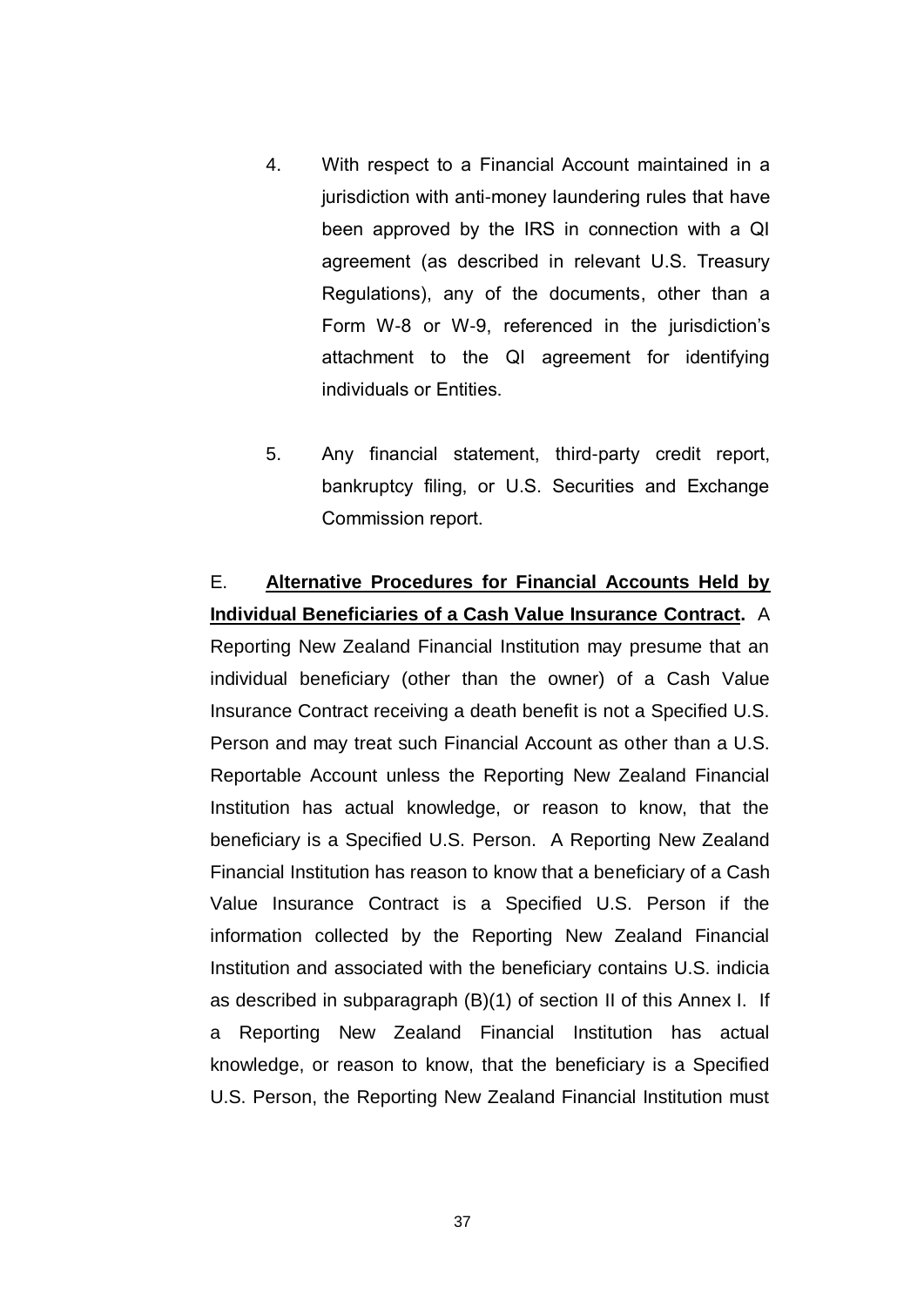4. With respect to a Financial Account maintained in a jurisdiction with anti-money laundering rules that have been approved by the IRS in connection with a QI agreement (as described in relevant U.S. Treasury Regulations), any of the documents, other than a Form W-8 or W-9, referenced in the jurisdiction's attachment to the QI agreement for identifying individuals or Entities.

5. Any financial statement, third-party credit report, bankruptcy filing, or U.S. Securities and Exchange Commission report.

E. **Alternative Procedures for Financial Accounts Held by Individual Beneficiaries of a Cash Value Insurance Contract.** A Reporting New Zealand Financial Institution may presume that an individual beneficiary (other than the owner) of a Cash Value Insurance Contract receiving a death benefit is not a Specified U.S. Person and may treat such Financial Account as other than a U.S. Reportable Account unless the Reporting New Zealand Financial Institution has actual knowledge, or reason to know, that the beneficiary is a Specified U.S. Person. A Reporting New Zealand Financial Institution has reason to know that a beneficiary of a Cash Value Insurance Contract is a Specified U.S. Person if the information collected by the Reporting New Zealand Financial Institution and associated with the beneficiary contains U.S. indicia as described in subparagraph (B)(1) of section II of this Annex I. If a Reporting New Zealand Financial Institution has actual knowledge, or reason to know, that the beneficiary is a Specified U.S. Person, the Reporting New Zealand Financial Institution must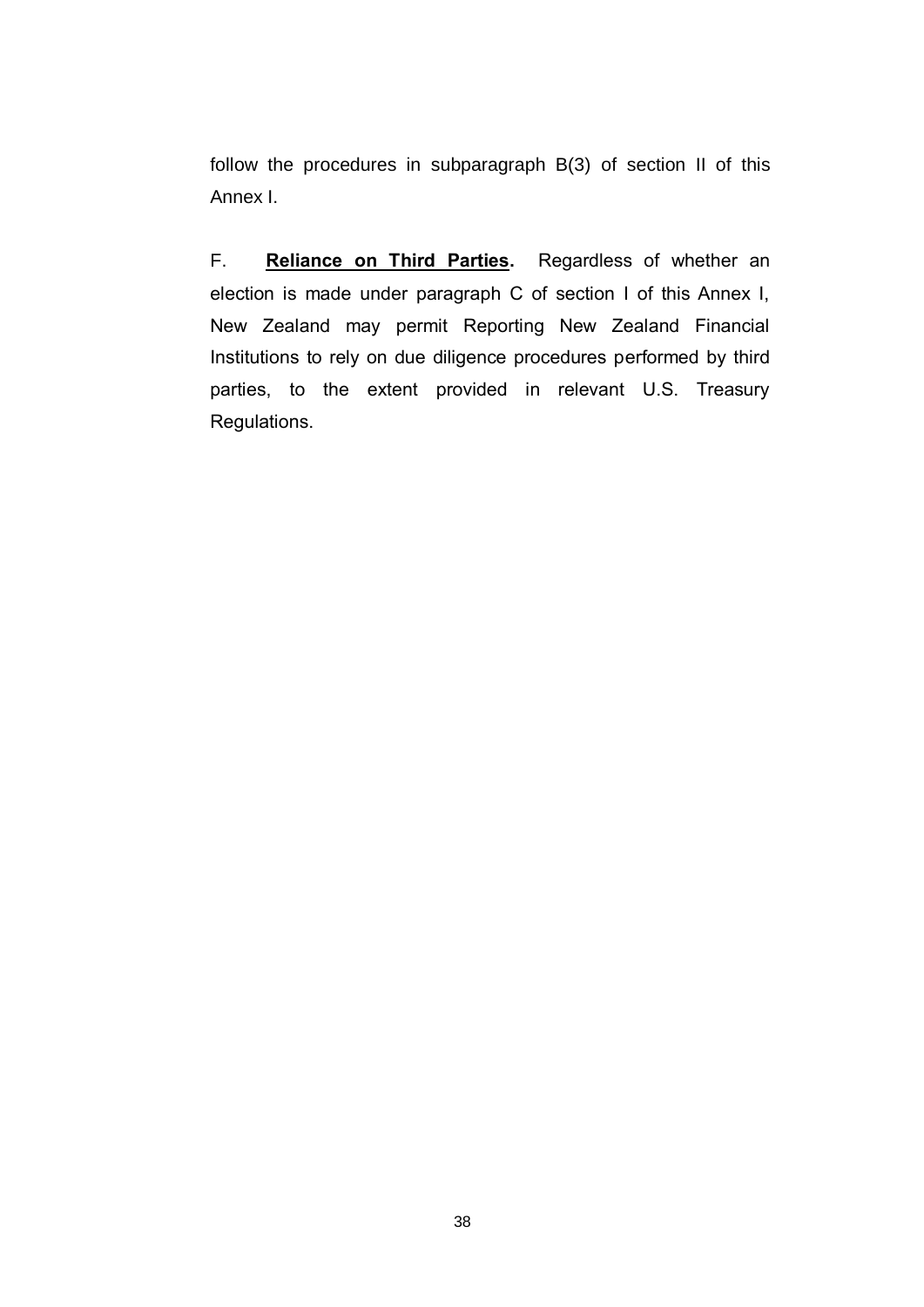follow the procedures in subparagraph B(3) of section II of this Annex I.

F. **Reliance on Third Parties.** Regardless of whether an election is made under paragraph C of section I of this Annex I, New Zealand may permit Reporting New Zealand Financial Institutions to rely on due diligence procedures performed by third parties, to the extent provided in relevant U.S. Treasury Regulations.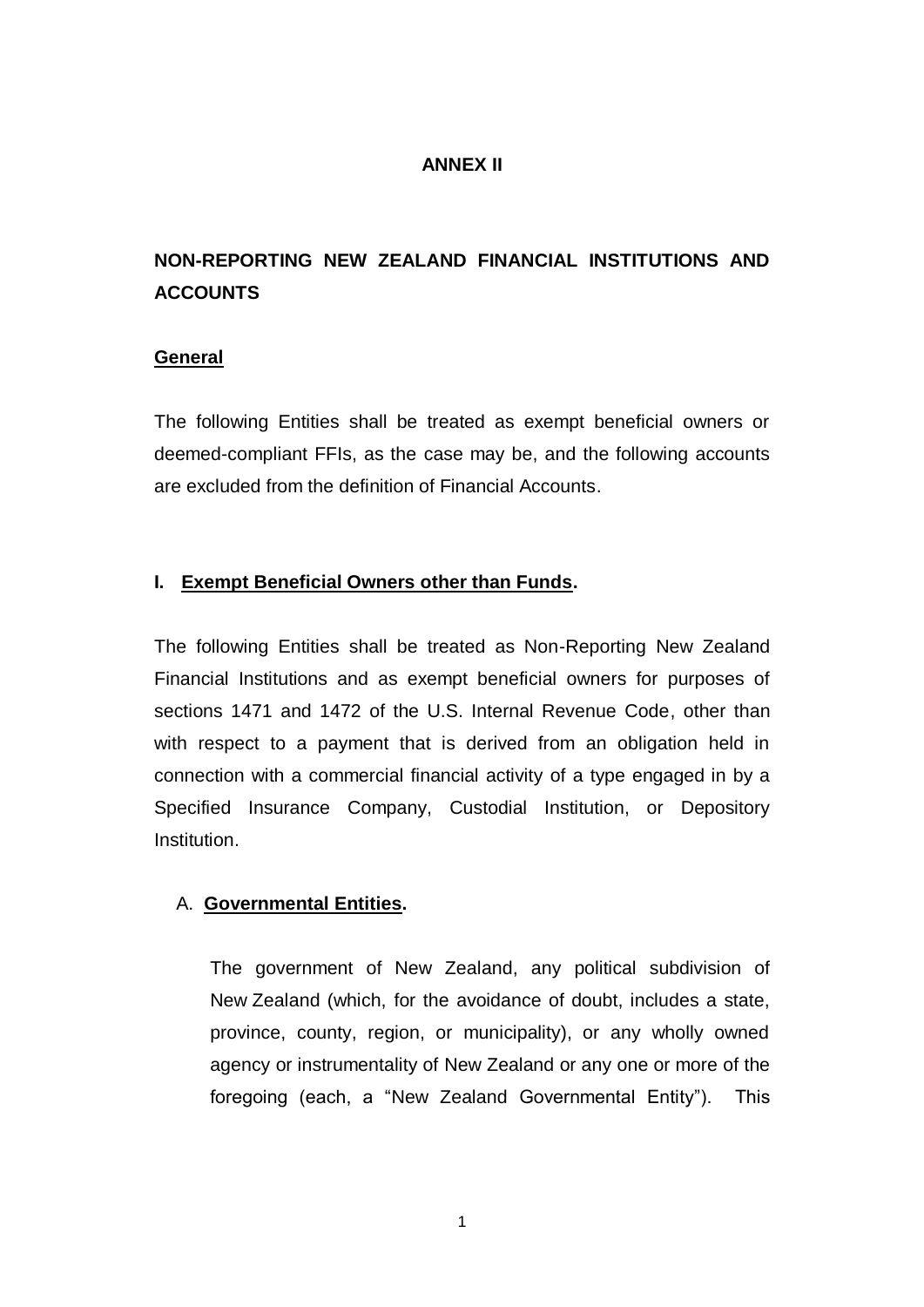# ANNEX II

## NON-REPORTING NEW ZEALAND FINANCIAL INSTITUTIONS AND ACCOUNTS

**General**

The following Entities shall be treated as exempt beneficial owners or deemed-compliant FFIs, as the case may be, and the following accounts are excluded from the definition of Financial Accounts.

### I. Exempt Beneficial Owners other than Funds.

The following Entities shall be treated as Non-Reporting New Zealand Financial Institutions and as exempt beneficial owners for purposes of sections 1471 and 1472 of the U.S. Internal Revenue Code, other than with respect to a payment that is derived from an obligation held in connection with a commercial financial activity of a type engaged in by a Specified Insurance Company, Custodial Institution, or Depository Institution.

A. **Governmental Entities.**

The government of New Zealand, any political subdivision of New Zealand (which, for the avoidance of doubt, includes a state, province, county, region, or municipality), or any wholly owned agency or instrumentality of New Zealand or any one or more of the foregoing (each, a "New Zealand Governmental Entity"). This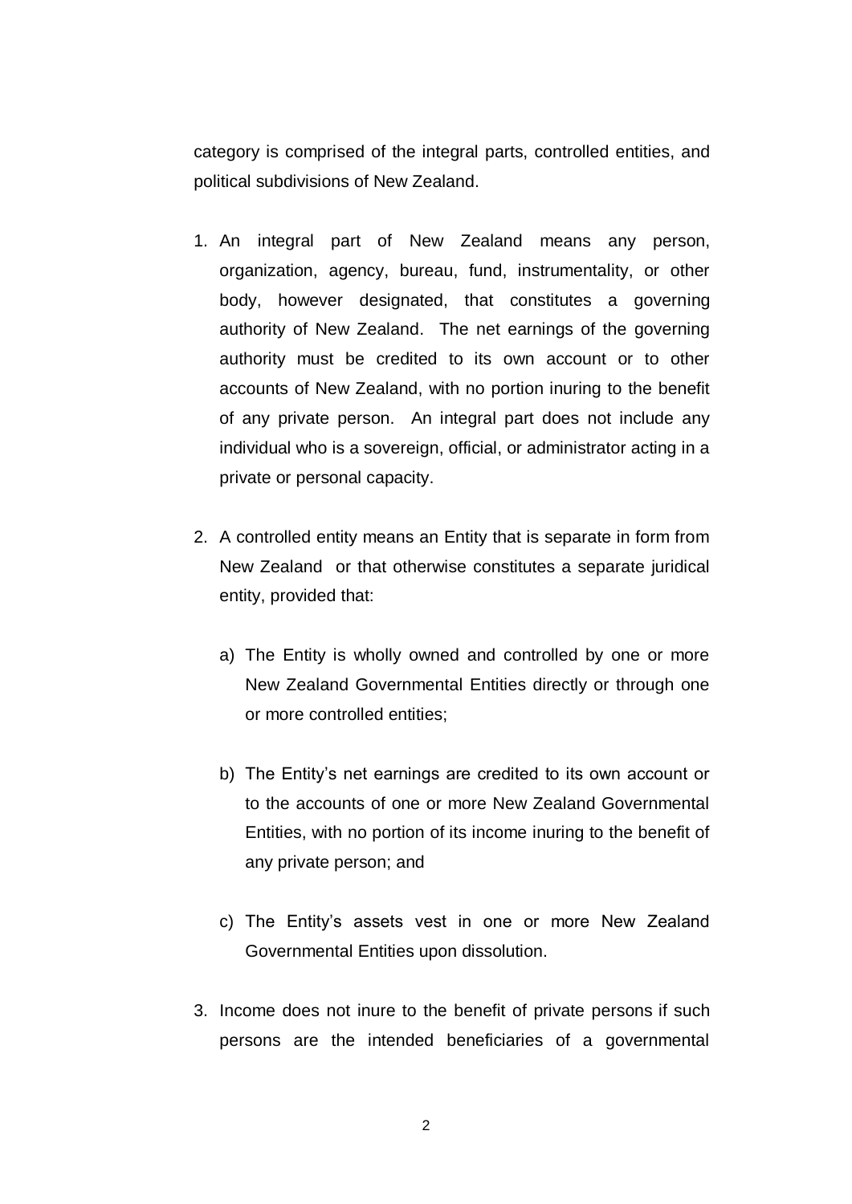category is comprised of the integral parts, controlled entities, and political subdivisions of New Zealand.

1. An integral part of New Zealand means any person, organization, agency, bureau, fund, instrumentality, or other body, however designated, that constitutes a governing authority of New Zealand. The net earnings of the governing authority must be credited to its own account or to other accounts of New Zealand, with no portion inuring to the benefit of any private person. An integral part does not include any individual who is a sovereign, official, or administrator acting in a private or personal capacity.

2. A controlled entity means an Entity that is separate in form from New Zealand or that otherwise constitutes a separate juridical entity, provided that:

   a) The Entity is wholly owned and controlled by one or more New Zealand Governmental Entities directly or through one or more controlled entities;

   b) The Entity's net earnings are credited to its own account or to the accounts of one or more New Zealand Governmental Entities, with no portion of its income inuring to the benefit of any private person; and

   c) The Entity's assets vest in one or more New Zealand Governmental Entities upon dissolution.

3. Income does not inure to the benefit of private persons if such persons are the intended beneficiaries of a governmental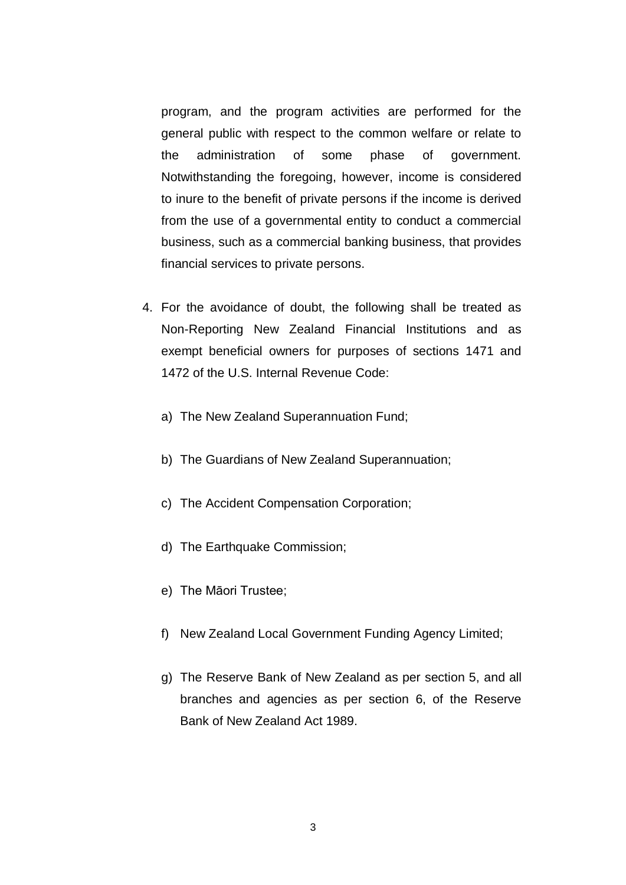program, and the program activities are performed for the general public with respect to the common welfare or relate to the administration of some phase of government. Notwithstanding the foregoing, however, income is considered to inure to the benefit of private persons if the income is derived from the use of a governmental entity to conduct a commercial business, such as a commercial banking business, that provides financial services to private persons.

4. For the avoidance of doubt, the following shall be treated as Non-Reporting New Zealand Financial Institutions and as exempt beneficial owners for purposes of sections 1471 and 1472 of the U.S. Internal Revenue Code:

   a) The New Zealand Superannuation Fund;

   b) The Guardians of New Zealand Superannuation;

   c) The Accident Compensation Corporation;

   d) The Earthquake Commission;

   e) The Māori Trustee;

   f) New Zealand Local Government Funding Agency Limited;

   g) The Reserve Bank of New Zealand as per section 5, and all branches and agencies as per section 6, of the Reserve Bank of New Zealand Act 1989.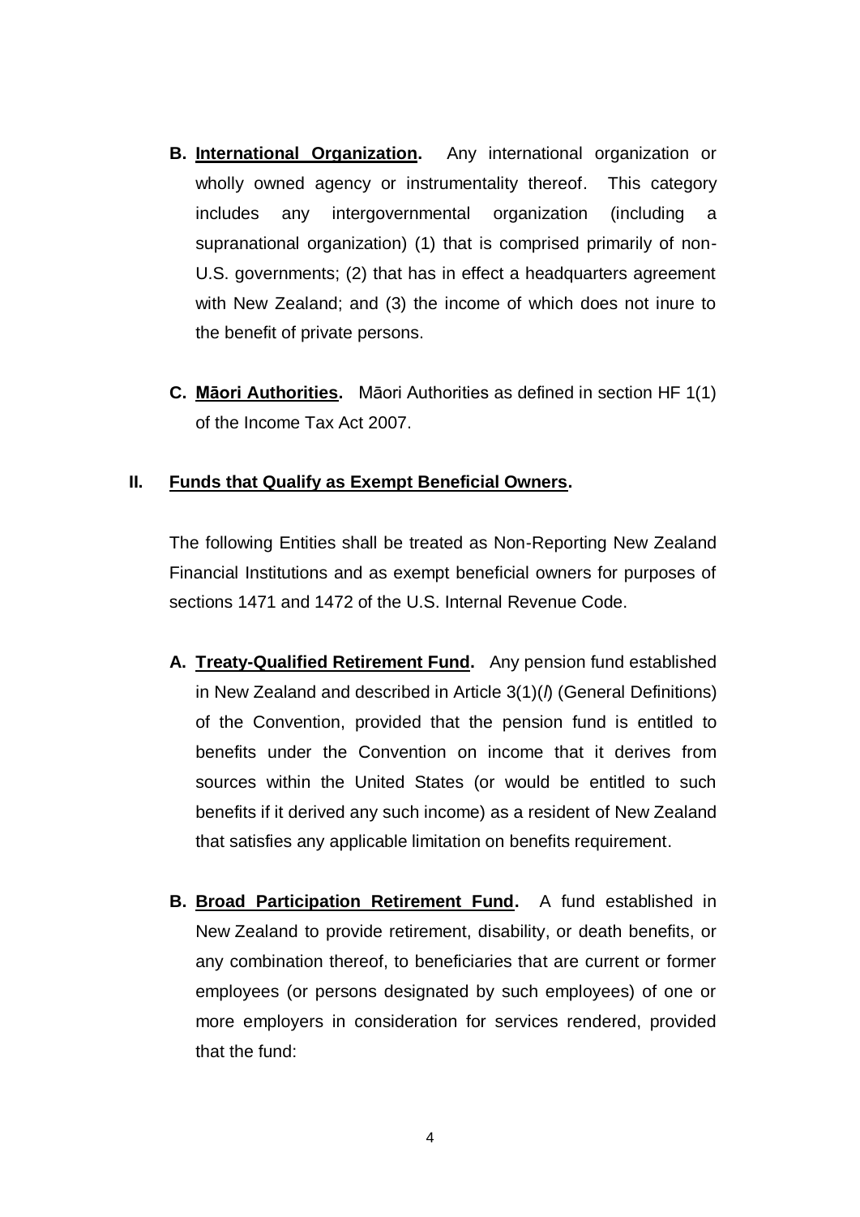**B. <u>International Organization</u>.** Any international organization or wholly owned agency or instrumentality thereof. This category includes any intergovernmental organization (including a supranational organization) (1) that is comprised primarily of non-U.S. governments; (2) that has in effect a headquarters agreement with New Zealand; and (3) the income of which does not inure to the benefit of private persons.

**C. <u>Māori Authorities</u>.** Māori Authorities as defined in section HF 1(1) of the Income Tax Act 2007.

## II. <u>Funds that Qualify as Exempt Beneficial Owners</u>.

The following Entities shall be treated as Non-Reporting New Zealand Financial Institutions and as exempt beneficial owners for purposes of sections 1471 and 1472 of the U.S. Internal Revenue Code.

**A. <u>Treaty-Qualified Retirement Fund</u>.** Any pension fund established in New Zealand and described in Article 3(1)(*l*) (General Definitions) of the Convention, provided that the pension fund is entitled to benefits under the Convention on income that it derives from sources within the United States (or would be entitled to such benefits if it derived any such income) as a resident of New Zealand that satisfies any applicable limitation on benefits requirement.

**B. <u>Broad Participation Retirement Fund</u>.** A fund established in New Zealand to provide retirement, disability, or death benefits, or any combination thereof, to beneficiaries that are current or former employees (or persons designated by such employees) of one or more employers in consideration for services rendered, provided that the fund: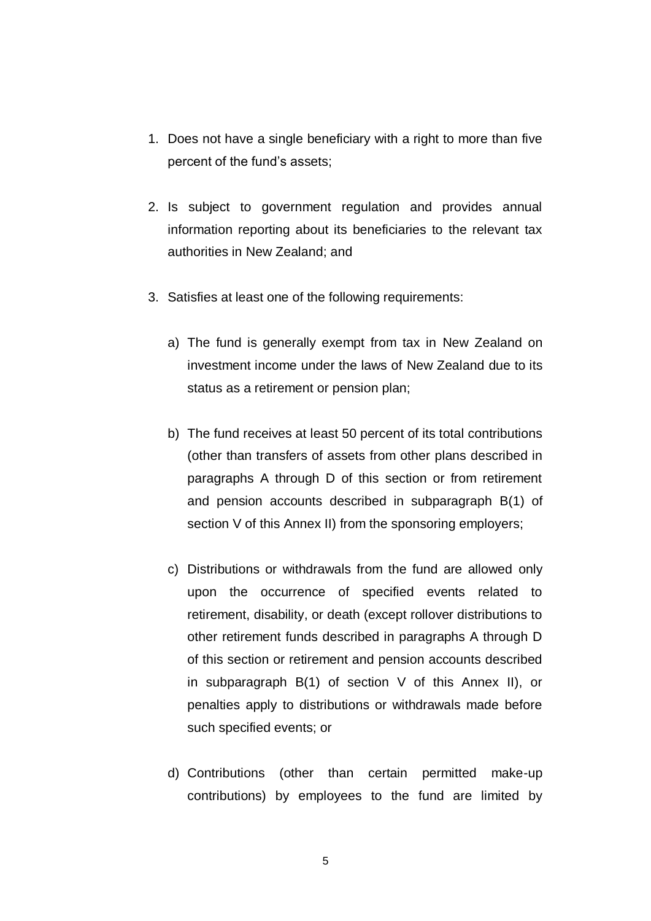1. Does not have a single beneficiary with a right to more than five percent of the fund's assets;

2. Is subject to government regulation and provides annual information reporting about its beneficiaries to the relevant tax authorities in New Zealand; and

3. Satisfies at least one of the following requirements:

   a) The fund is generally exempt from tax in New Zealand on investment income under the laws of New Zealand due to its status as a retirement or pension plan;

   b) The fund receives at least 50 percent of its total contributions (other than transfers of assets from other plans described in paragraphs A through D of this section or from retirement and pension accounts described in subparagraph B(1) of section V of this Annex II) from the sponsoring employers;

   c) Distributions or withdrawals from the fund are allowed only upon the occurrence of specified events related to retirement, disability, or death (except rollover distributions to other retirement funds described in paragraphs A through D of this section or retirement and pension accounts described in subparagraph B(1) of section V of this Annex II), or penalties apply to distributions or withdrawals made before such specified events; or

   d) Contributions (other than certain permitted make-up contributions) by employees to the fund are limited by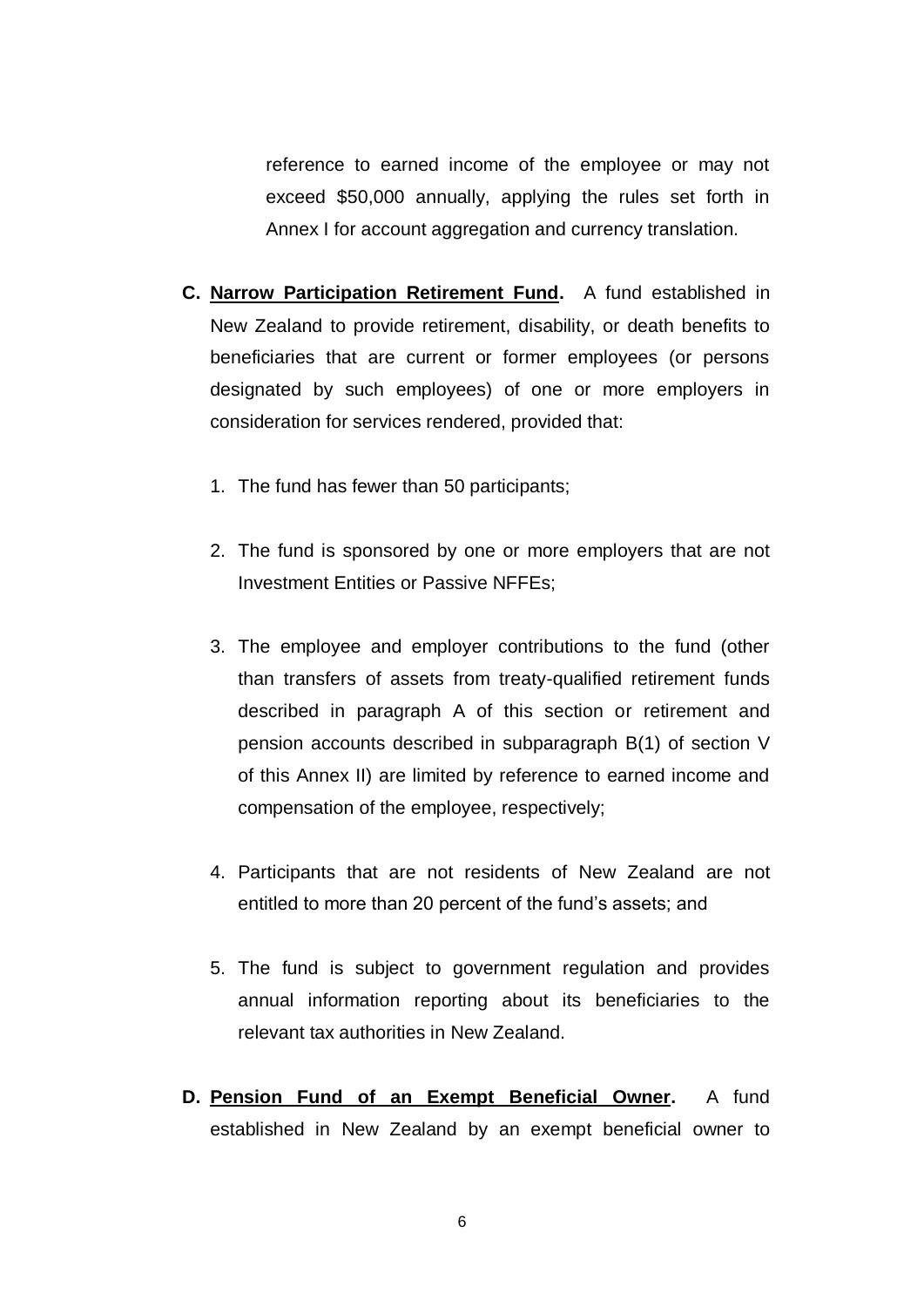reference to earned income of the employee or may not exceed $50,000 annually, applying the rules set forth in Annex I for account aggregation and currency translation.

**C. Narrow Participation Retirement Fund.** A fund established in New Zealand to provide retirement, disability, or death benefits to beneficiaries that are current or former employees (or persons designated by such employees) of one or more employers in consideration for services rendered, provided that:

1. The fund has fewer than 50 participants;

2. The fund is sponsored by one or more employers that are not Investment Entities or Passive NFFEs;

3. The employee and employer contributions to the fund (other than transfers of assets from treaty-qualified retirement funds described in paragraph A of this section or retirement and pension accounts described in subparagraph B(1) of section V of this Annex II) are limited by reference to earned income and compensation of the employee, respectively;

4. Participants that are not residents of New Zealand are not entitled to more than 20 percent of the fund's assets; and

5. The fund is subject to government regulation and provides annual information reporting about its beneficiaries to the relevant tax authorities in New Zealand.

**D. Pension Fund of an Exempt Beneficial Owner.** A fund established in New Zealand by an exempt beneficial owner to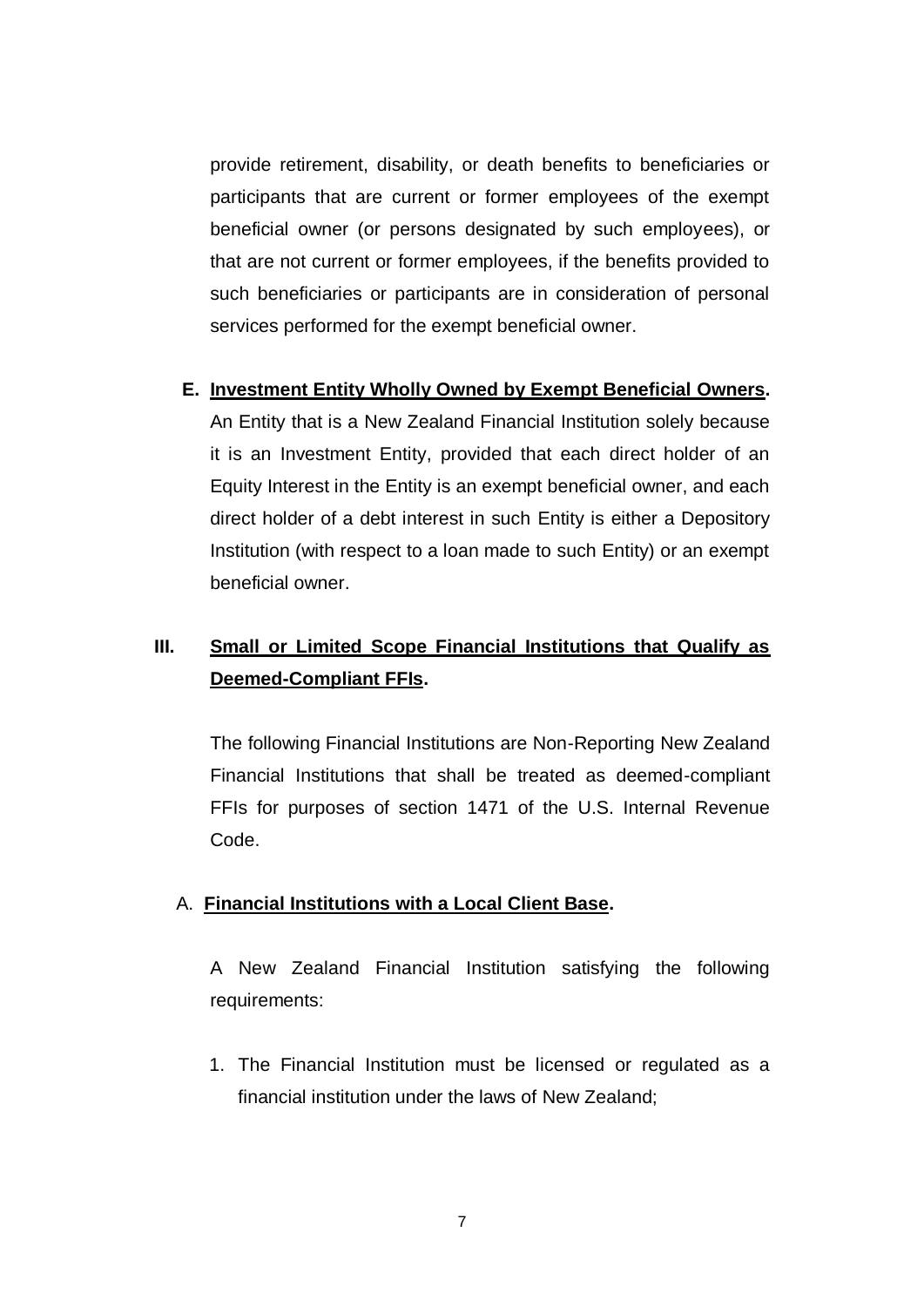provide retirement, disability, or death benefits to beneficiaries or participants that are current or former employees of the exempt beneficial owner (or persons designated by such employees), or that are not current or former employees, if the benefits provided to such beneficiaries or participants are in consideration of personal services performed for the exempt beneficial owner.

**E. Investment Entity Wholly Owned by Exempt Beneficial Owners.** An Entity that is a New Zealand Financial Institution solely because it is an Investment Entity, provided that each direct holder of an Equity Interest in the Entity is an exempt beneficial owner, and each direct holder of a debt interest in such Entity is either a Depository Institution (with respect to a loan made to such Entity) or an exempt beneficial owner.

## III. Small or Limited Scope Financial Institutions that Qualify as Deemed-Compliant FFIs.

The following Financial Institutions are Non-Reporting New Zealand Financial Institutions that shall be treated as deemed-compliant FFIs for purposes of section 1471 of the U.S. Internal Revenue Code.

**A. Financial Institutions with a Local Client Base.**

A New Zealand Financial Institution satisfying the following requirements:

1. The Financial Institution must be licensed or regulated as a financial institution under the laws of New Zealand;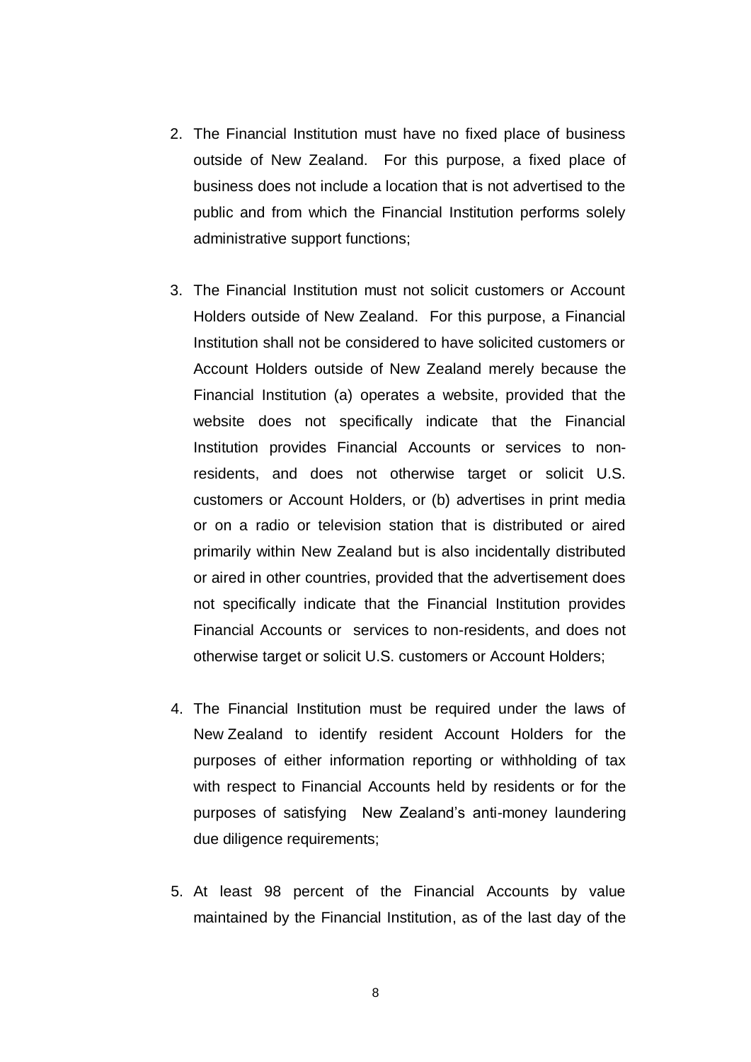2. The Financial Institution must have no fixed place of business outside of New Zealand. For this purpose, a fixed place of business does not include a location that is not advertised to the public and from which the Financial Institution performs solely administrative support functions;

3. The Financial Institution must not solicit customers or Account Holders outside of New Zealand. For this purpose, a Financial Institution shall not be considered to have solicited customers or Account Holders outside of New Zealand merely because the Financial Institution (a) operates a website, provided that the website does not specifically indicate that the Financial Institution provides Financial Accounts or services to non-residents, and does not otherwise target or solicit U.S. customers or Account Holders, or (b) advertises in print media or on a radio or television station that is distributed or aired primarily within New Zealand but is also incidentally distributed or aired in other countries, provided that the advertisement does not specifically indicate that the Financial Institution provides Financial Accounts or services to non-residents, and does not otherwise target or solicit U.S. customers or Account Holders;

4. The Financial Institution must be required under the laws of New Zealand to identify resident Account Holders for the purposes of either information reporting or withholding of tax with respect to Financial Accounts held by residents or for the purposes of satisfying New Zealand's anti-money laundering due diligence requirements;

5. At least 98 percent of the Financial Accounts by value maintained by the Financial Institution, as of the last day of the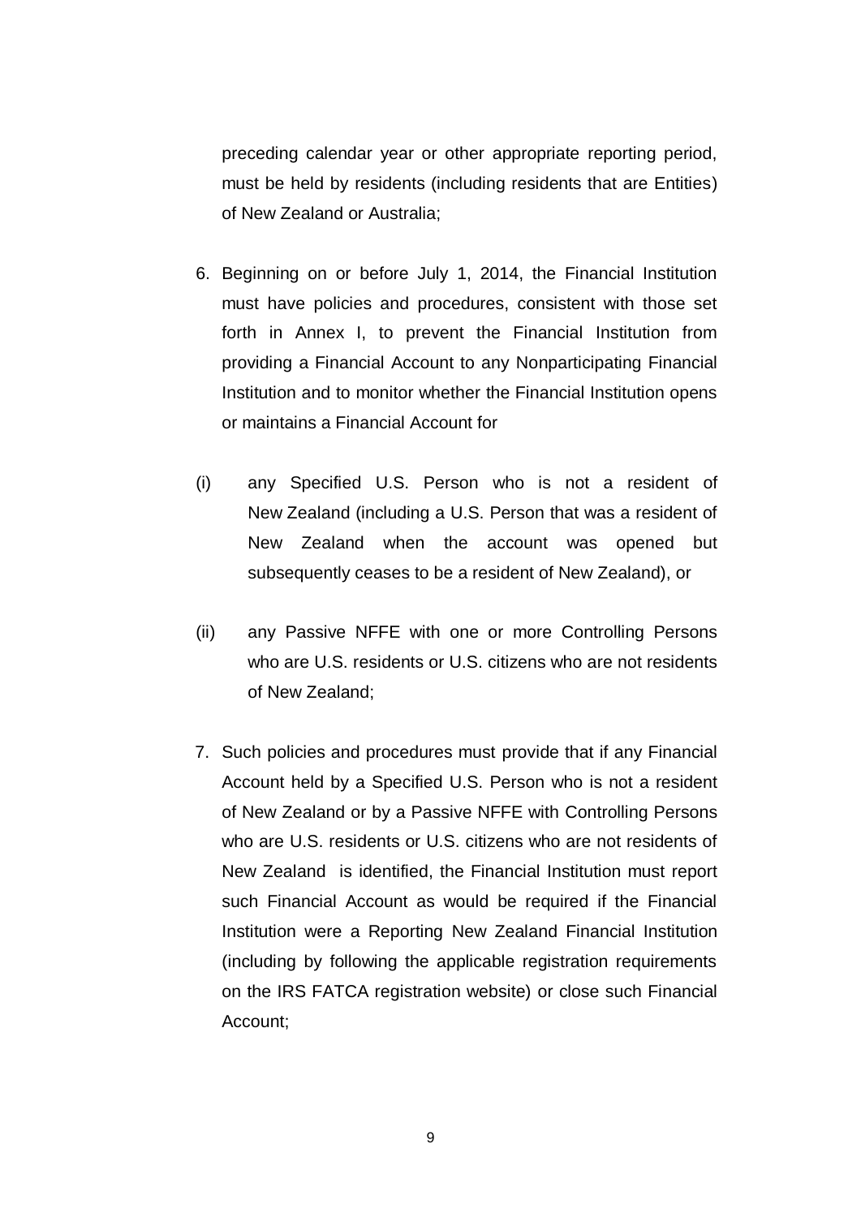preceding calendar year or other appropriate reporting period, must be held by residents (including residents that are Entities) of New Zealand or Australia;

6. Beginning on or before July 1, 2014, the Financial Institution must have policies and procedures, consistent with those set forth in Annex I, to prevent the Financial Institution from providing a Financial Account to any Nonparticipating Financial Institution and to monitor whether the Financial Institution opens or maintains a Financial Account for

(i) any Specified U.S. Person who is not a resident of New Zealand (including a U.S. Person that was a resident of New Zealand when the account was opened but subsequently ceases to be a resident of New Zealand), or

(ii) any Passive NFFE with one or more Controlling Persons who are U.S. residents or U.S. citizens who are not residents of New Zealand;

7. Such policies and procedures must provide that if any Financial Account held by a Specified U.S. Person who is not a resident of New Zealand or by a Passive NFFE with Controlling Persons who are U.S. residents or U.S. citizens who are not residents of New Zealand is identified, the Financial Institution must report such Financial Account as would be required if the Financial Institution were a Reporting New Zealand Financial Institution (including by following the applicable registration requirements on the IRS FATCA registration website) or close such Financial Account;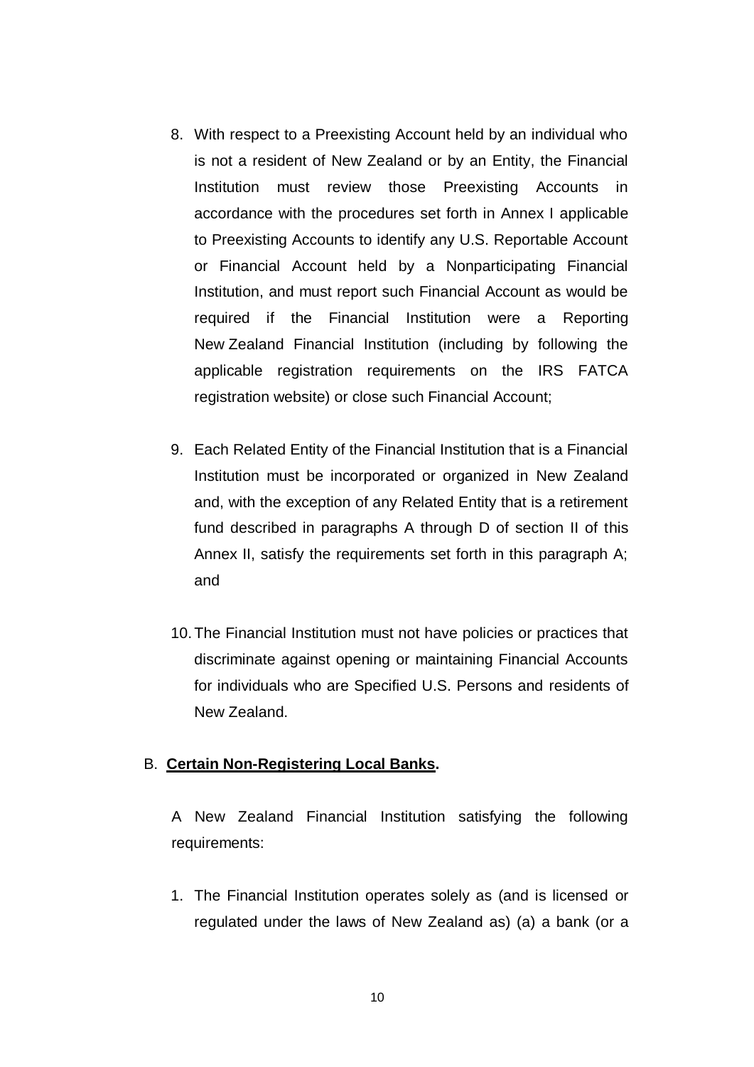8. With respect to a Preexisting Account held by an individual who is not a resident of New Zealand or by an Entity, the Financial Institution must review those Preexisting Accounts in accordance with the procedures set forth in Annex I applicable to Preexisting Accounts to identify any U.S. Reportable Account or Financial Account held by a Nonparticipating Financial Institution, and must report such Financial Account as would be required if the Financial Institution were a Reporting New Zealand Financial Institution (including by following the applicable registration requirements on the IRS FATCA registration website) or close such Financial Account;

9. Each Related Entity of the Financial Institution that is a Financial Institution must be incorporated or organized in New Zealand and, with the exception of any Related Entity that is a retirement fund described in paragraphs A through D of section II of this Annex II, satisfy the requirements set forth in this paragraph A; and

10. The Financial Institution must not have policies or practices that discriminate against opening or maintaining Financial Accounts for individuals who are Specified U.S. Persons and residents of New Zealand.

B. **Certain Non-Registering Local Banks.**

A New Zealand Financial Institution satisfying the following requirements:

1. The Financial Institution operates solely as (and is licensed or regulated under the laws of New Zealand as) (a) a bank (or a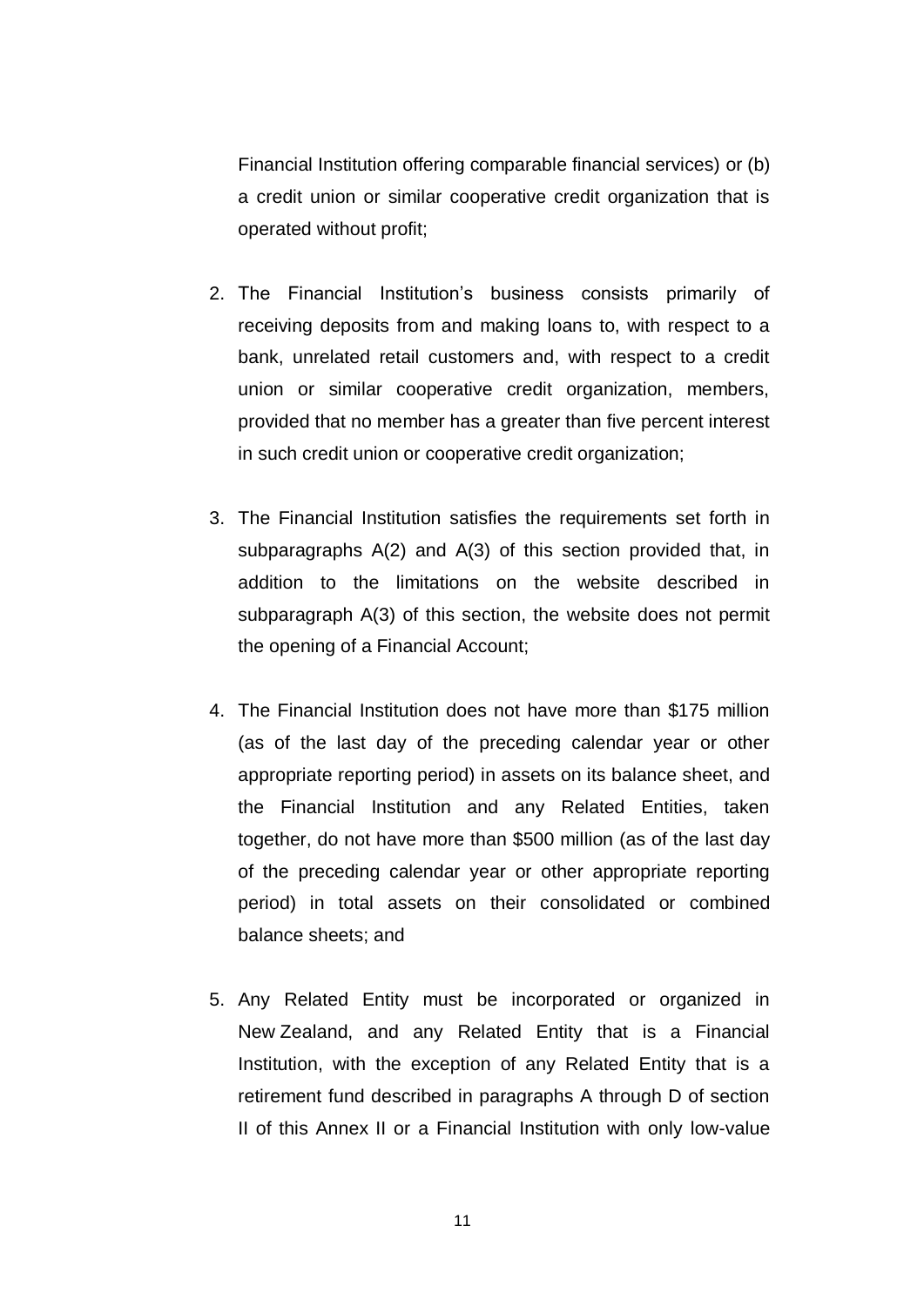Financial Institution offering comparable financial services) or (b) a credit union or similar cooperative credit organization that is operated without profit;

2. The Financial Institution's business consists primarily of receiving deposits from and making loans to, with respect to a bank, unrelated retail customers and, with respect to a credit union or similar cooperative credit organization, members, provided that no member has a greater than five percent interest in such credit union or cooperative credit organization;

3. The Financial Institution satisfies the requirements set forth in subparagraphs A(2) and A(3) of this section provided that, in addition to the limitations on the website described in subparagraph A(3) of this section, the website does not permit the opening of a Financial Account;

4. The Financial Institution does not have more than $175 million (as of the last day of the preceding calendar year or other appropriate reporting period) in assets on its balance sheet, and the Financial Institution and any Related Entities, taken together, do not have more than $500 million (as of the last day of the preceding calendar year or other appropriate reporting period) in total assets on their consolidated or combined balance sheets; and

5. Any Related Entity must be incorporated or organized in New Zealand, and any Related Entity that is a Financial Institution, with the exception of any Related Entity that is a retirement fund described in paragraphs A through D of section II of this Annex II or a Financial Institution with only low-value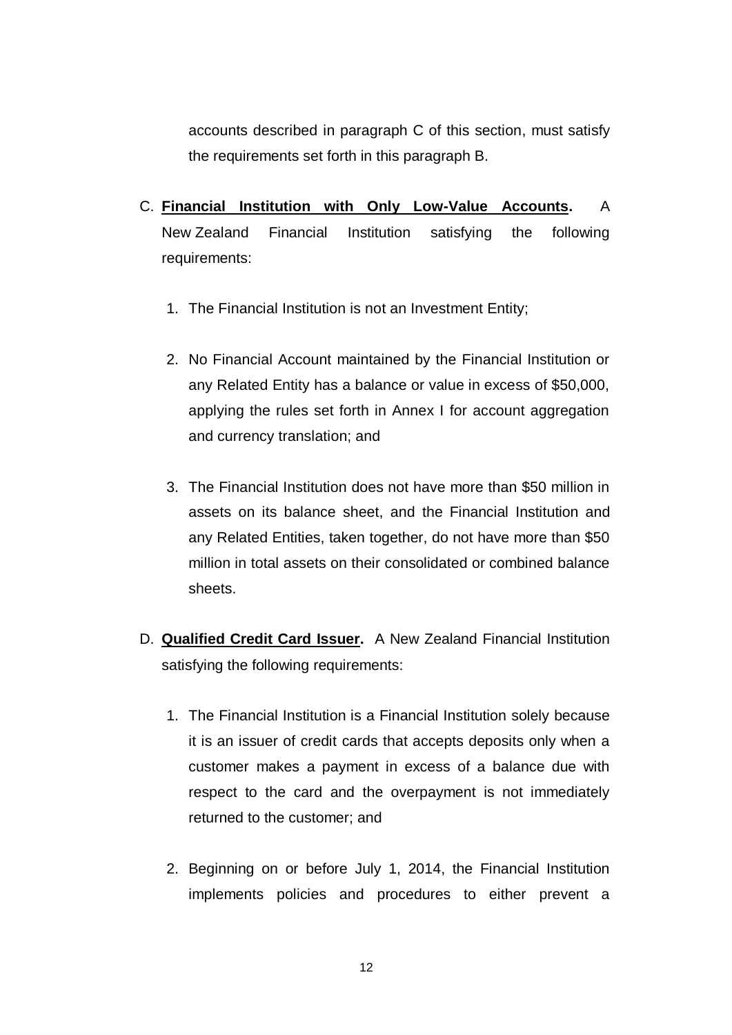accounts described in paragraph C of this section, must satisfy the requirements set forth in this paragraph B.

C. **Financial Institution with Only Low-Value Accounts.** A New Zealand Financial Institution satisfying the following requirements:

1. The Financial Institution is not an Investment Entity;

2. No Financial Account maintained by the Financial Institution or any Related Entity has a balance or value in excess of $50,000, applying the rules set forth in Annex I for account aggregation and currency translation; and

3. The Financial Institution does not have more than $50 million in assets on its balance sheet, and the Financial Institution and any Related Entities, taken together, do not have more than $50 million in total assets on their consolidated or combined balance sheets.

D. **Qualified Credit Card Issuer.** A New Zealand Financial Institution satisfying the following requirements:

1. The Financial Institution is a Financial Institution solely because it is an issuer of credit cards that accepts deposits only when a customer makes a payment in excess of a balance due with respect to the card and the overpayment is not immediately returned to the customer; and

2. Beginning on or before July 1, 2014, the Financial Institution implements policies and procedures to either prevent a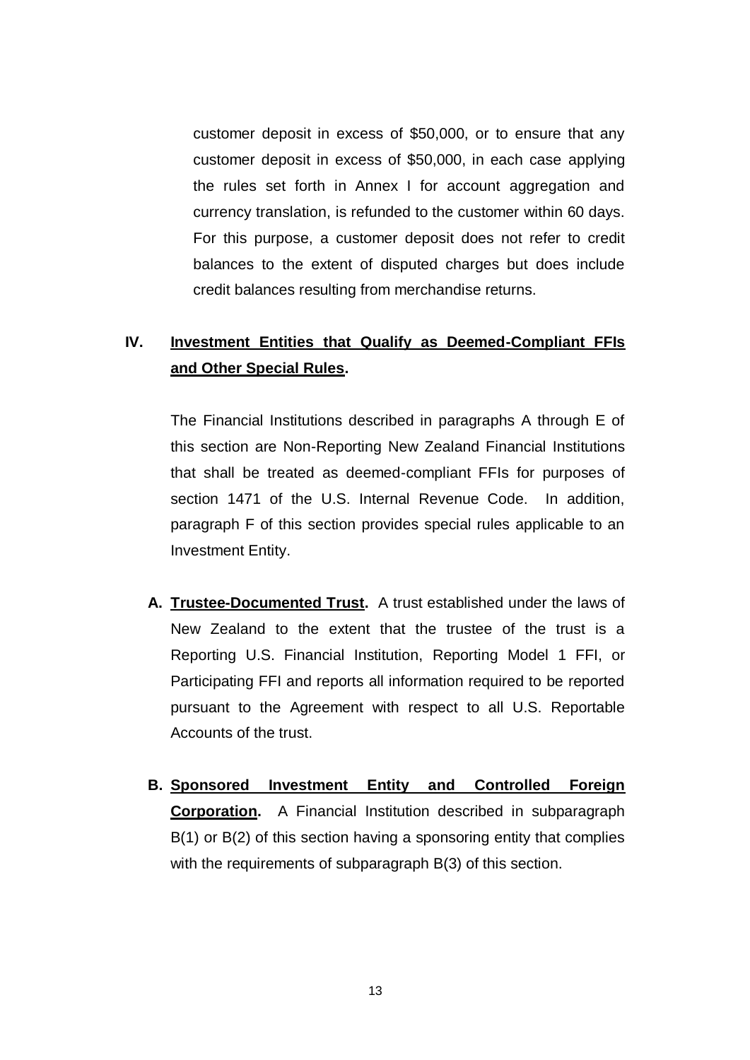customer deposit in excess of $50,000, or to ensure that any customer deposit in excess of $50,000, in each case applying the rules set forth in Annex I for account aggregation and currency translation, is refunded to the customer within 60 days. For this purpose, a customer deposit does not refer to credit balances to the extent of disputed charges but does include credit balances resulting from merchandise returns.

## IV. Investment Entities that Qualify as Deemed-Compliant FFIs and Other Special Rules.

The Financial Institutions described in paragraphs A through E of this section are Non-Reporting New Zealand Financial Institutions that shall be treated as deemed-compliant FFIs for purposes of section 1471 of the U.S. Internal Revenue Code. In addition, paragraph F of this section provides special rules applicable to an Investment Entity.

**A. Trustee-Documented Trust.** A trust established under the laws of New Zealand to the extent that the trustee of the trust is a Reporting U.S. Financial Institution, Reporting Model 1 FFI, or Participating FFI and reports all information required to be reported pursuant to the Agreement with respect to all U.S. Reportable Accounts of the trust.

**B. Sponsored Investment Entity and Controlled Foreign Corporation.** A Financial Institution described in subparagraph B(1) or B(2) of this section having a sponsoring entity that complies with the requirements of subparagraph B(3) of this section.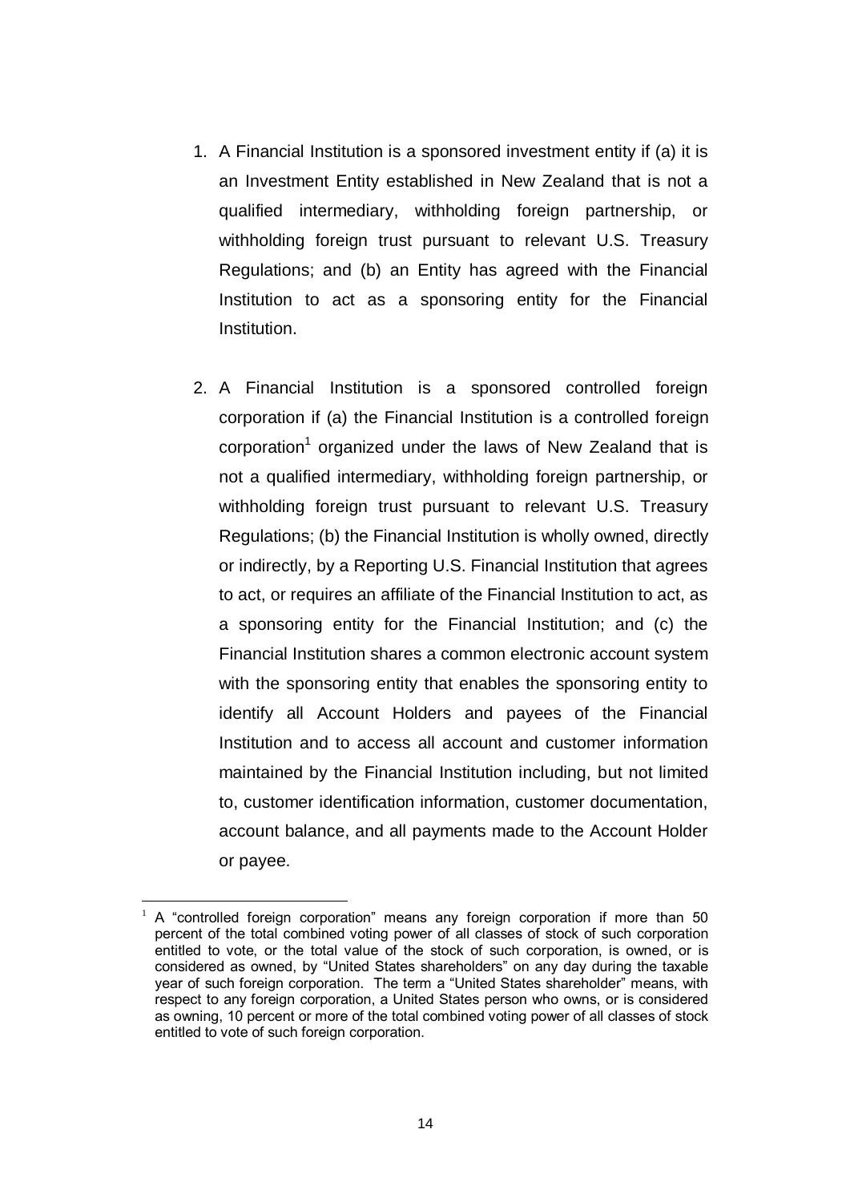1. A Financial Institution is a sponsored investment entity if (a) it is an Investment Entity established in New Zealand that is not a qualified intermediary, withholding foreign partnership, or withholding foreign trust pursuant to relevant U.S. Treasury Regulations; and (b) an Entity has agreed with the Financial Institution to act as a sponsoring entity for the Financial Institution.

2. A Financial Institution is a sponsored controlled foreign corporation if (a) the Financial Institution is a controlled foreign corporation[1] organized under the laws of New Zealand that is not a qualified intermediary, withholding foreign partnership, or withholding foreign trust pursuant to relevant U.S. Treasury Regulations; (b) the Financial Institution is wholly owned, directly or indirectly, by a Reporting U.S. Financial Institution that agrees to act, or requires an affiliate of the Financial Institution to act, as a sponsoring entity for the Financial Institution; and (c) the Financial Institution shares a common electronic account system with the sponsoring entity that enables the sponsoring entity to identify all Account Holders and payees of the Financial Institution and to access all account and customer information maintained by the Financial Institution including, but not limited to, customer identification information, customer documentation, account balance, and all payments made to the Account Holder or payee.

---

[1] A "controlled foreign corporation" means any foreign corporation if more than 50 percent of the total combined voting power of all classes of stock of such corporation entitled to vote, or the total value of the stock of such corporation, is owned, or is considered as owned, by "United States shareholders" on any day during the taxable year of such foreign corporation. The term a "United States shareholder" means, with respect to any foreign corporation, a United States person who owns, or is considered as owning, 10 percent or more of the total combined voting power of all classes of stock entitled to vote of such foreign corporation.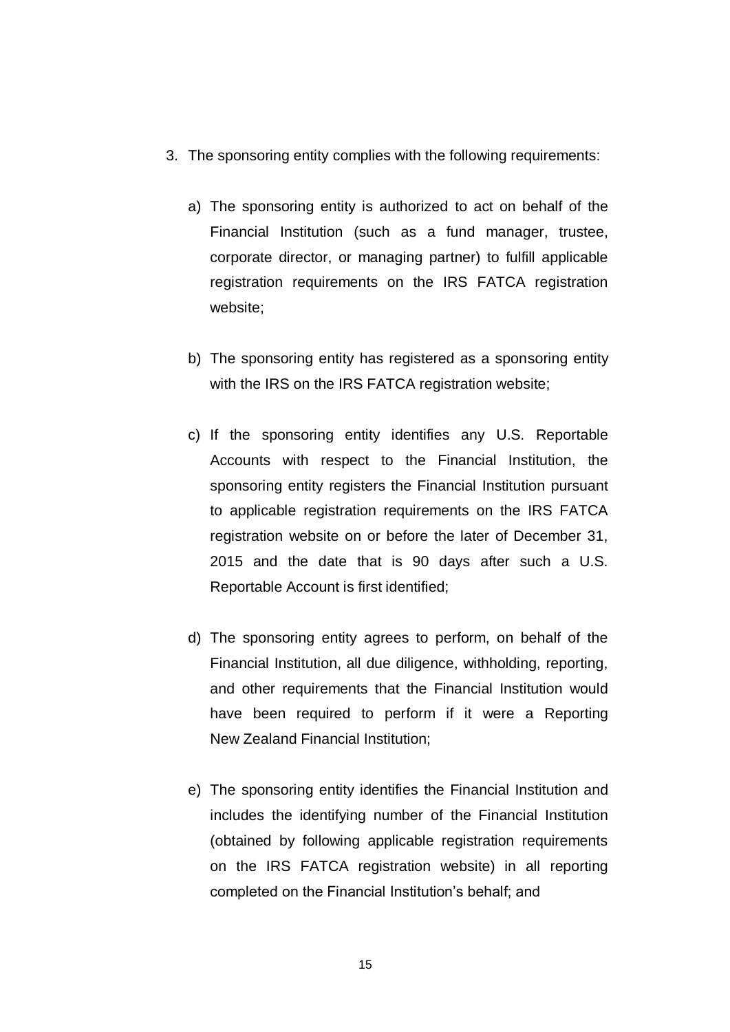3. The sponsoring entity complies with the following requirements:

   a) The sponsoring entity is authorized to act on behalf of the Financial Institution (such as a fund manager, trustee, corporate director, or managing partner) to fulfill applicable registration requirements on the IRS FATCA registration website;

   b) The sponsoring entity has registered as a sponsoring entity with the IRS on the IRS FATCA registration website;

   c) If the sponsoring entity identifies any U.S. Reportable Accounts with respect to the Financial Institution, the sponsoring entity registers the Financial Institution pursuant to applicable registration requirements on the IRS FATCA registration website on or before the later of December 31, 2015 and the date that is 90 days after such a U.S. Reportable Account is first identified;

   d) The sponsoring entity agrees to perform, on behalf of the Financial Institution, all due diligence, withholding, reporting, and other requirements that the Financial Institution would have been required to perform if it were a Reporting New Zealand Financial Institution;

   e) The sponsoring entity identifies the Financial Institution and includes the identifying number of the Financial Institution (obtained by following applicable registration requirements on the IRS FATCA registration website) in all reporting completed on the Financial Institution's behalf; and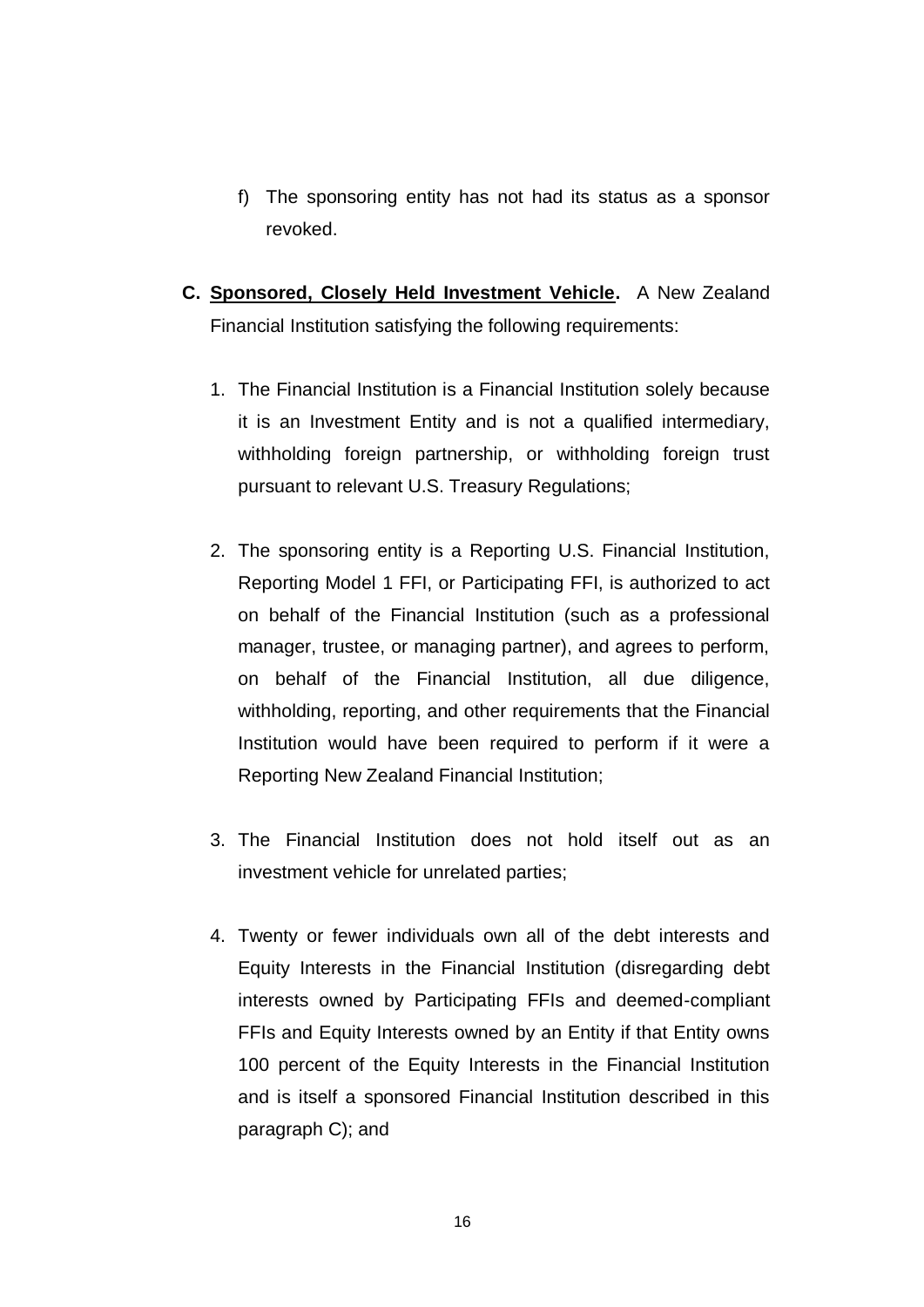f) The sponsoring entity has not had its status as a sponsor revoked.

**C. <u>Sponsored, Closely Held Investment Vehicle</u>.** A New Zealand Financial Institution satisfying the following requirements:

1. The Financial Institution is a Financial Institution solely because it is an Investment Entity and is not a qualified intermediary, withholding foreign partnership, or withholding foreign trust pursuant to relevant U.S. Treasury Regulations;

2. The sponsoring entity is a Reporting U.S. Financial Institution, Reporting Model 1 FFI, or Participating FFI, is authorized to act on behalf of the Financial Institution (such as a professional manager, trustee, or managing partner), and agrees to perform, on behalf of the Financial Institution, all due diligence, withholding, reporting, and other requirements that the Financial Institution would have been required to perform if it were a Reporting New Zealand Financial Institution;

3. The Financial Institution does not hold itself out as an investment vehicle for unrelated parties;

4. Twenty or fewer individuals own all of the debt interests and Equity Interests in the Financial Institution (disregarding debt interests owned by Participating FFIs and deemed-compliant FFIs and Equity Interests owned by an Entity if that Entity owns 100 percent of the Equity Interests in the Financial Institution and is itself a sponsored Financial Institution described in this paragraph C); and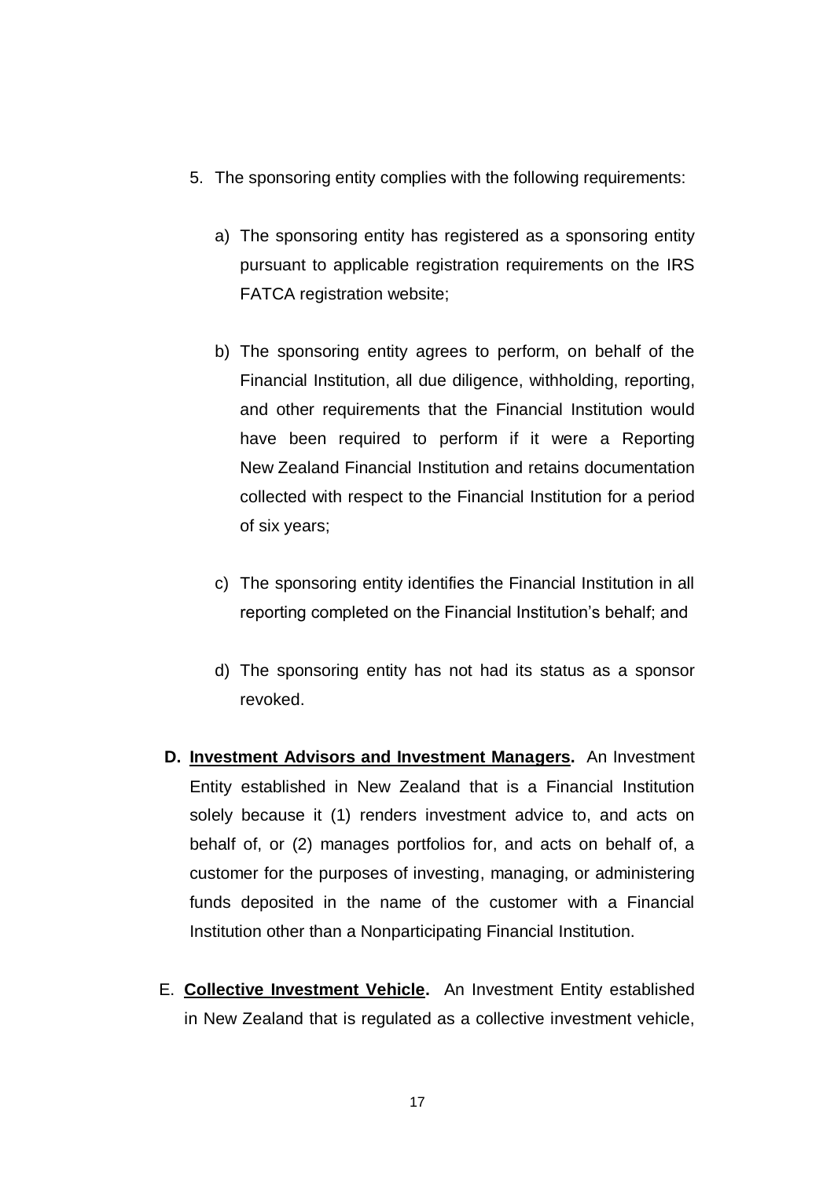5. The sponsoring entity complies with the following requirements:

    a) The sponsoring entity has registered as a sponsoring entity pursuant to applicable registration requirements on the IRS FATCA registration website;

    b) The sponsoring entity agrees to perform, on behalf of the Financial Institution, all due diligence, withholding, reporting, and other requirements that the Financial Institution would have been required to perform if it were a Reporting New Zealand Financial Institution and retains documentation collected with respect to the Financial Institution for a period of six years;

    c) The sponsoring entity identifies the Financial Institution in all reporting completed on the Financial Institution's behalf; and

    d) The sponsoring entity has not had its status as a sponsor revoked.

**D. Investment Advisors and Investment Managers.** An Investment Entity established in New Zealand that is a Financial Institution solely because it (1) renders investment advice to, and acts on behalf of, or (2) manages portfolios for, and acts on behalf of, a customer for the purposes of investing, managing, or administering funds deposited in the name of the customer with a Financial Institution other than a Nonparticipating Financial Institution.

E. **Collective Investment Vehicle.** An Investment Entity established in New Zealand that is regulated as a collective investment vehicle,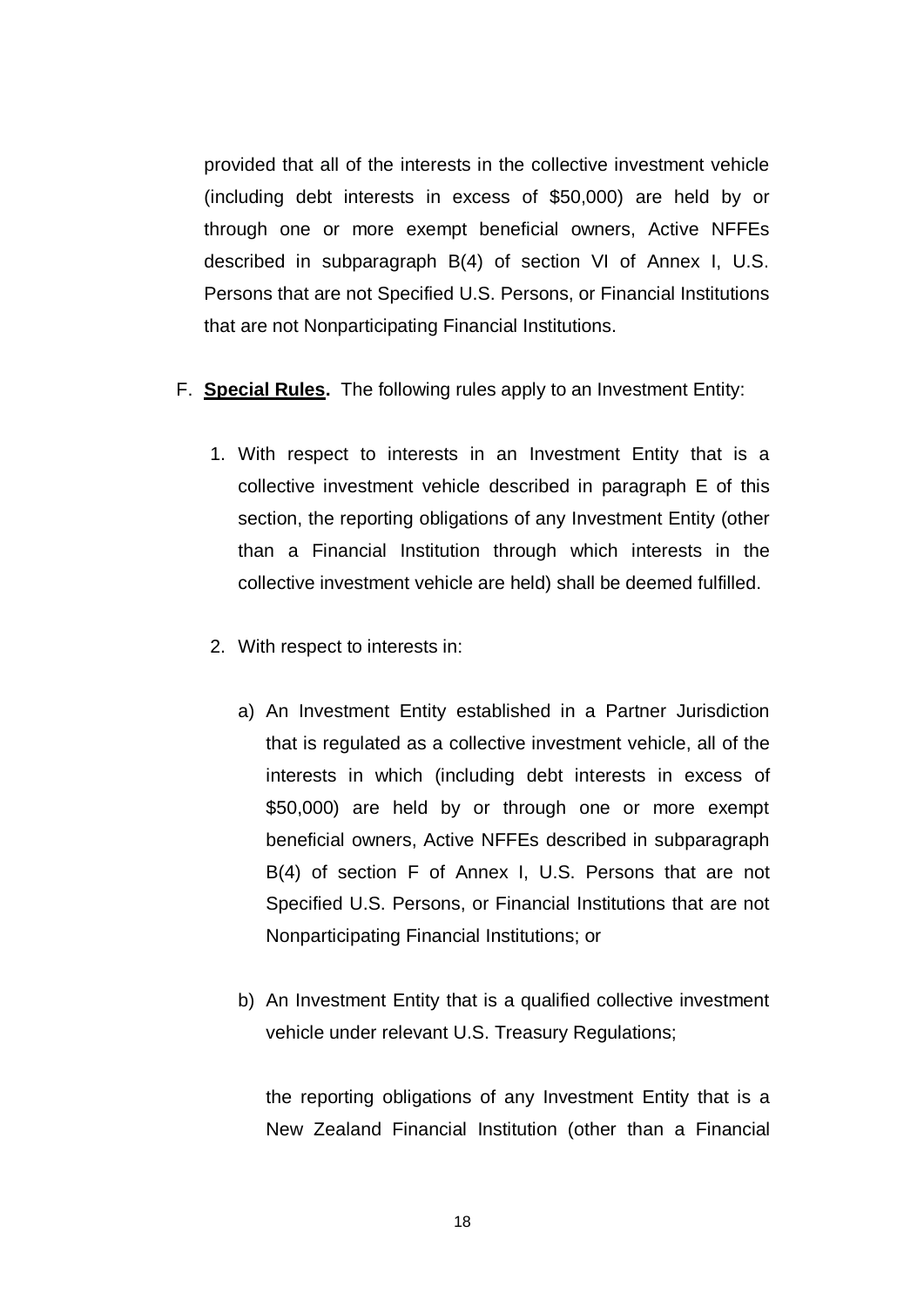provided that all of the interests in the collective investment vehicle (including debt interests in excess of $50,000) are held by or through one or more exempt beneficial owners, Active NFFEs described in subparagraph B(4) of section VI of Annex I, U.S. Persons that are not Specified U.S. Persons, or Financial Institutions that are not Nonparticipating Financial Institutions.

F. **Special Rules.** The following rules apply to an Investment Entity:

1. With respect to interests in an Investment Entity that is a collective investment vehicle described in paragraph E of this section, the reporting obligations of any Investment Entity (other than a Financial Institution through which interests in the collective investment vehicle are held) shall be deemed fulfilled.

2. With respect to interests in:

   a) An Investment Entity established in a Partner Jurisdiction that is regulated as a collective investment vehicle, all of the interests in which (including debt interests in excess of $50,000) are held by or through one or more exempt beneficial owners, Active NFFEs described in subparagraph B(4) of section F of Annex I, U.S. Persons that are not Specified U.S. Persons, or Financial Institutions that are not Nonparticipating Financial Institutions; or

   b) An Investment Entity that is a qualified collective investment vehicle under relevant U.S. Treasury Regulations;

   the reporting obligations of any Investment Entity that is a New Zealand Financial Institution (other than a Financial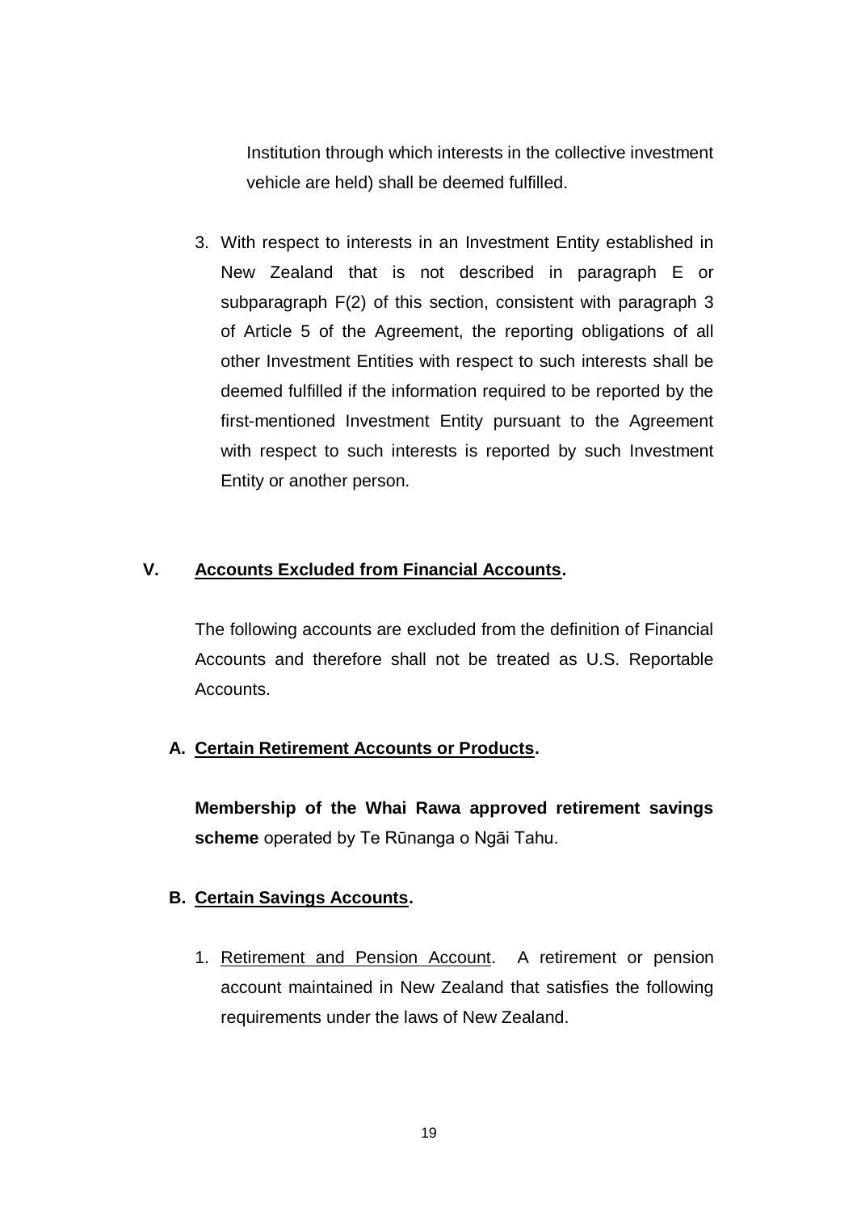Institution through which interests in the collective investment vehicle are held) shall be deemed fulfilled.

3. With respect to interests in an Investment Entity established in New Zealand that is not described in paragraph E or subparagraph F(2) of this section, consistent with paragraph 3 of Article 5 of the Agreement, the reporting obligations of all other Investment Entities with respect to such interests shall be deemed fulfilled if the information required to be reported by the first-mentioned Investment Entity pursuant to the Agreement with respect to such interests is reported by such Investment Entity or another person.

## V. Accounts Excluded from Financial Accounts.

The following accounts are excluded from the definition of Financial Accounts and therefore shall not be treated as U.S. Reportable Accounts.

### A. Certain Retirement Accounts or Products.

**Membership of the Whai Rawa approved retirement savings scheme** operated by Te Rūnanga o Ngāi Tahu.

### B. Certain Savings Accounts.

1. Retirement and Pension Account. A retirement or pension account maintained in New Zealand that satisfies the following requirements under the laws of New Zealand.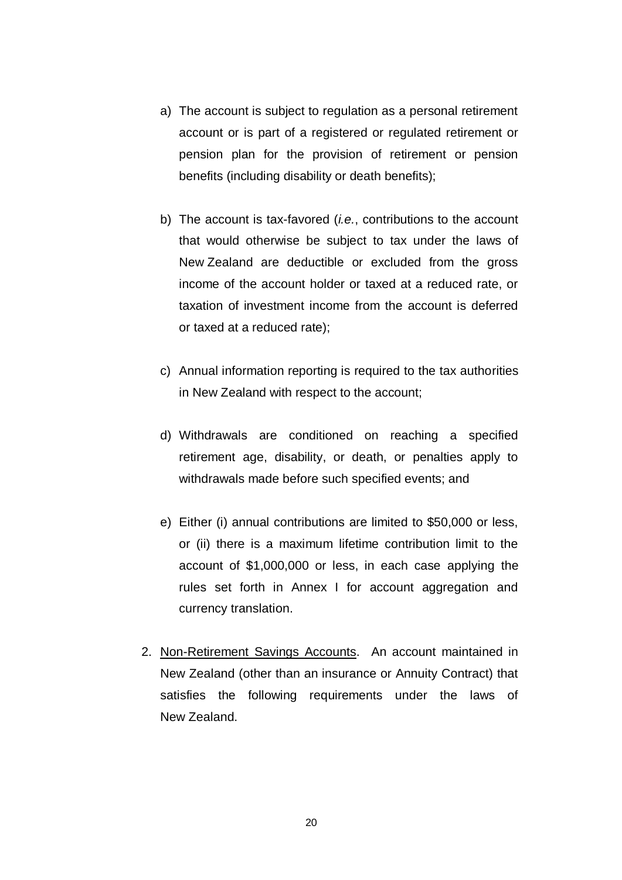a) The account is subject to regulation as a personal retirement account or is part of a registered or regulated retirement or pension plan for the provision of retirement or pension benefits (including disability or death benefits);

b) The account is tax-favored (*i.e.*, contributions to the account that would otherwise be subject to tax under the laws of New Zealand are deductible or excluded from the gross income of the account holder or taxed at a reduced rate, or taxation of investment income from the account is deferred or taxed at a reduced rate);

c) Annual information reporting is required to the tax authorities in New Zealand with respect to the account;

d) Withdrawals are conditioned on reaching a specified retirement age, disability, or death, or penalties apply to withdrawals made before such specified events; and

e) Either (i) annual contributions are limited to $50,000 or less, or (ii) there is a maximum lifetime contribution limit to the account of $1,000,000 or less, in each case applying the rules set forth in Annex I for account aggregation and currency translation.

2. Non-Retirement Savings Accounts. An account maintained in New Zealand (other than an insurance or Annuity Contract) that satisfies the following requirements under the laws of New Zealand.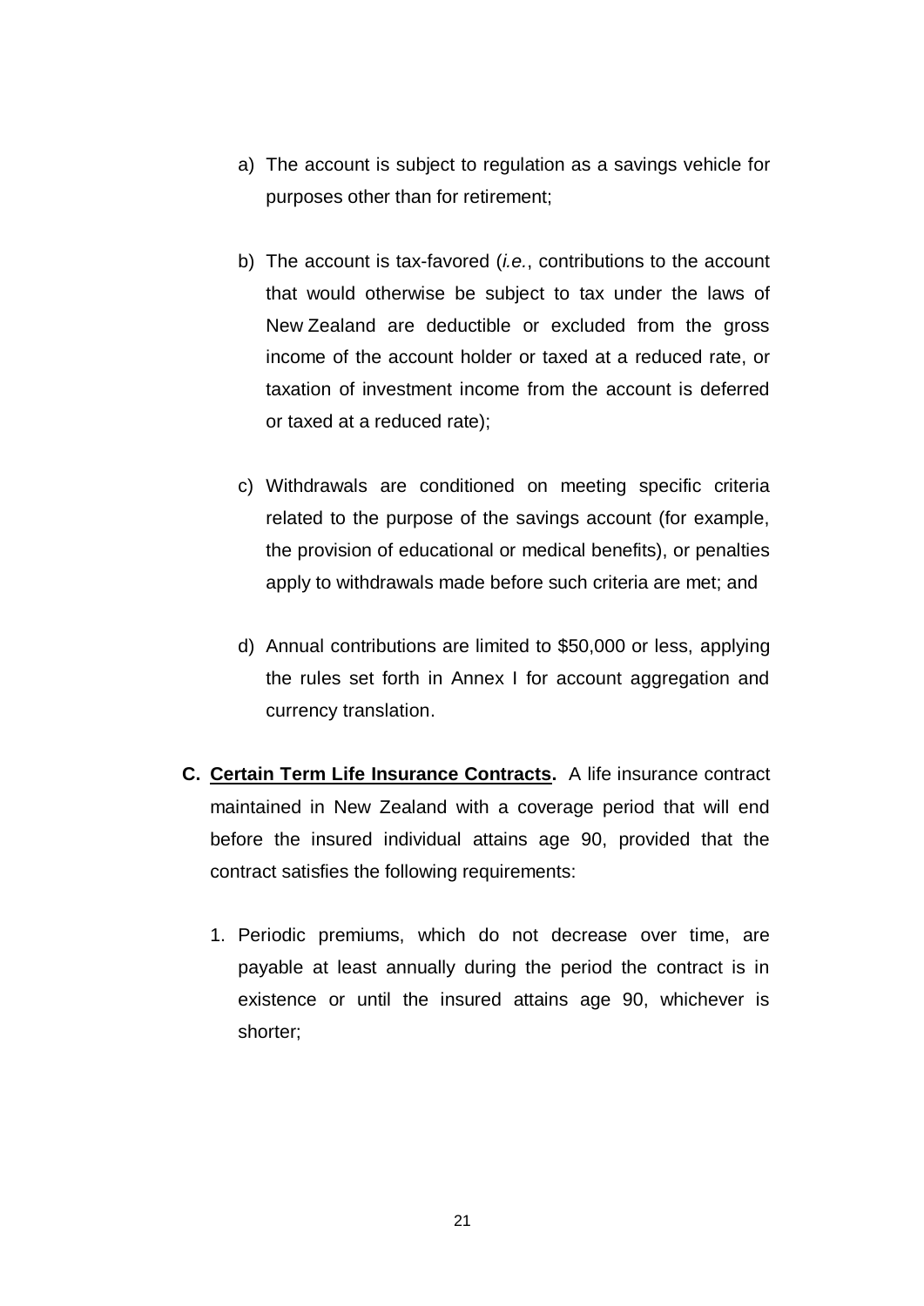a) The account is subject to regulation as a savings vehicle for purposes other than for retirement;

b) The account is tax-favored (*i.e.*, contributions to the account that would otherwise be subject to tax under the laws of New Zealand are deductible or excluded from the gross income of the account holder or taxed at a reduced rate, or taxation of investment income from the account is deferred or taxed at a reduced rate);

c) Withdrawals are conditioned on meeting specific criteria related to the purpose of the savings account (for example, the provision of educational or medical benefits), or penalties apply to withdrawals made before such criteria are met; and

d) Annual contributions are limited to $50,000 or less, applying the rules set forth in Annex I for account aggregation and currency translation.

**C. <u>Certain Term Life Insurance Contracts</u>.** A life insurance contract maintained in New Zealand with a coverage period that will end before the insured individual attains age 90, provided that the contract satisfies the following requirements:

1. Periodic premiums, which do not decrease over time, are payable at least annually during the period the contract is in existence or until the insured attains age 90, whichever is shorter;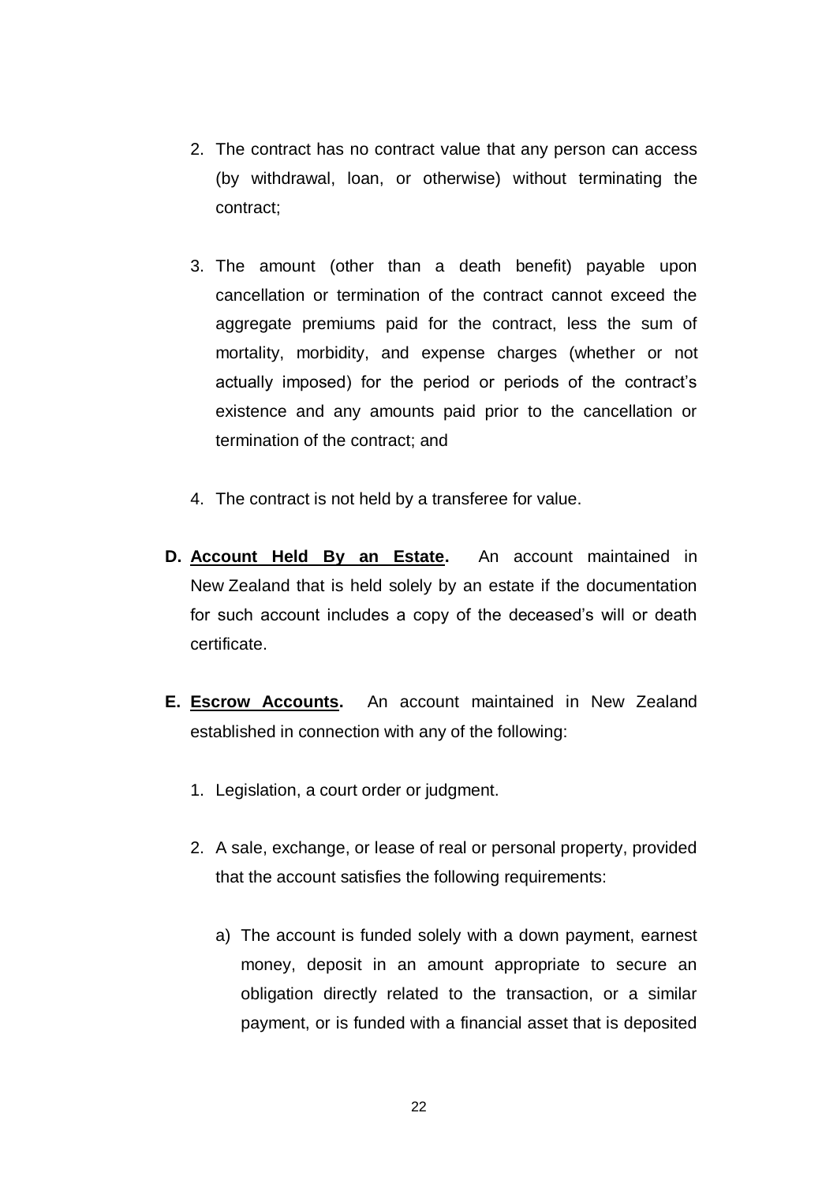2. The contract has no contract value that any person can access (by withdrawal, loan, or otherwise) without terminating the contract;

3. The amount (other than a death benefit) payable upon cancellation or termination of the contract cannot exceed the aggregate premiums paid for the contract, less the sum of mortality, morbidity, and expense charges (whether or not actually imposed) for the period or periods of the contract's existence and any amounts paid prior to the cancellation or termination of the contract; and

4. The contract is not held by a transferee for value.

**D. Account Held By an Estate.** An account maintained in New Zealand that is held solely by an estate if the documentation for such account includes a copy of the deceased's will or death certificate.

**E. Escrow Accounts.** An account maintained in New Zealand established in connection with any of the following:

1. Legislation, a court order or judgment.

2. A sale, exchange, or lease of real or personal property, provided that the account satisfies the following requirements:

   a) The account is funded solely with a down payment, earnest money, deposit in an amount appropriate to secure an obligation directly related to the transaction, or a similar payment, or is funded with a financial asset that is deposited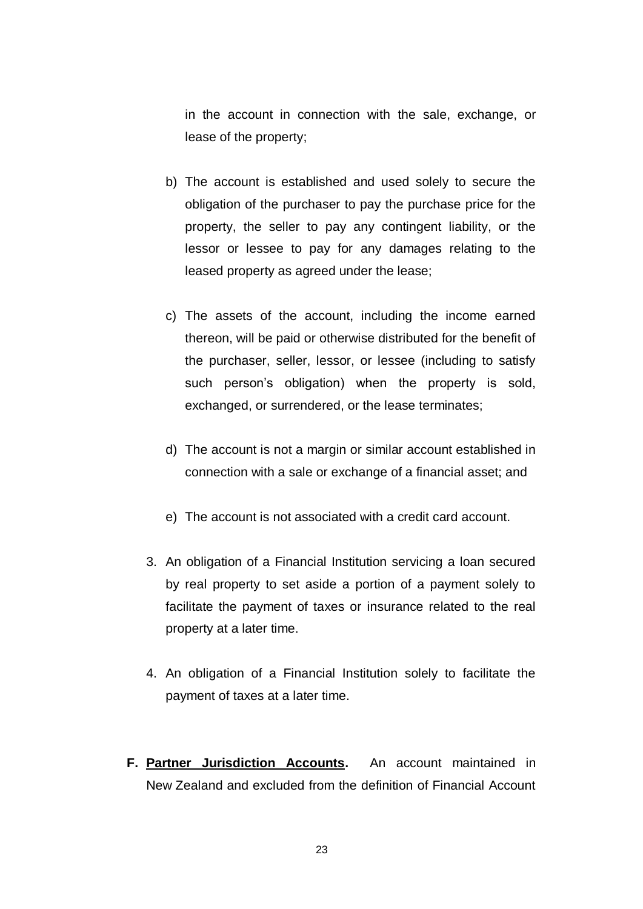in the account in connection with the sale, exchange, or lease of the property;

b) The account is established and used solely to secure the obligation of the purchaser to pay the purchase price for the property, the seller to pay any contingent liability, or the lessor or lessee to pay for any damages relating to the leased property as agreed under the lease;

c) The assets of the account, including the income earned thereon, will be paid or otherwise distributed for the benefit of the purchaser, seller, lessor, or lessee (including to satisfy such person's obligation) when the property is sold, exchanged, or surrendered, or the lease terminates;

d) The account is not a margin or similar account established in connection with a sale or exchange of a financial asset; and

e) The account is not associated with a credit card account.

3. An obligation of a Financial Institution servicing a loan secured by real property to set aside a portion of a payment solely to facilitate the payment of taxes or insurance related to the real property at a later time.

4. An obligation of a Financial Institution solely to facilitate the payment of taxes at a later time.

**F. <u>Partner Jurisdiction Accounts</u>.** An account maintained in New Zealand and excluded from the definition of Financial Account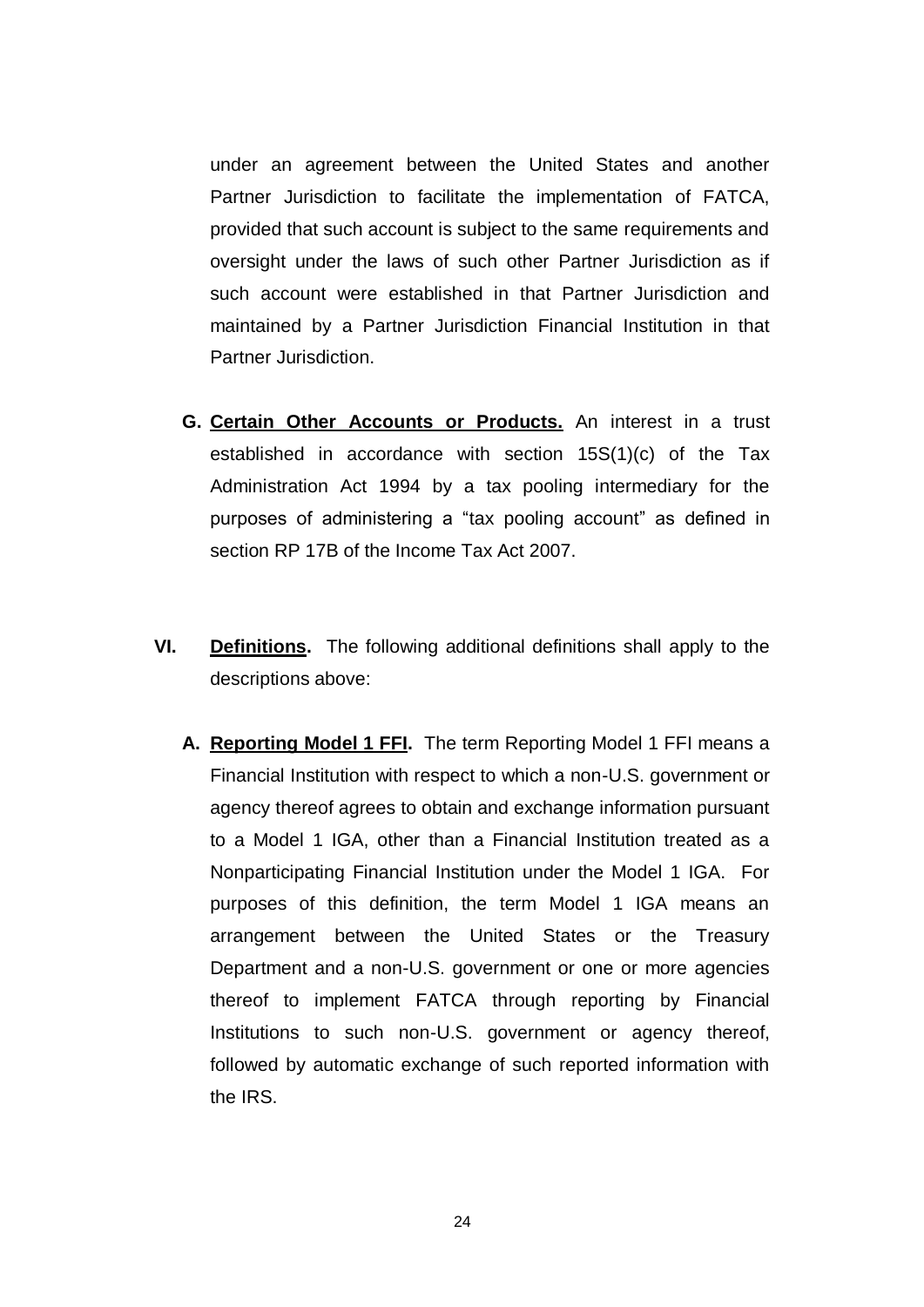under an agreement between the United States and another Partner Jurisdiction to facilitate the implementation of FATCA, provided that such account is subject to the same requirements and oversight under the laws of such other Partner Jurisdiction as if such account were established in that Partner Jurisdiction and maintained by a Partner Jurisdiction Financial Institution in that Partner Jurisdiction.

**G. Certain Other Accounts or Products.** An interest in a trust established in accordance with section 15S(1)(c) of the Tax Administration Act 1994 by a tax pooling intermediary for the purposes of administering a "tax pooling account" as defined in section RP 17B of the Income Tax Act 2007.

**VI. Definitions.** The following additional definitions shall apply to the descriptions above:

**A. Reporting Model 1 FFI.** The term Reporting Model 1 FFI means a Financial Institution with respect to which a non-U.S. government or agency thereof agrees to obtain and exchange information pursuant to a Model 1 IGA, other than a Financial Institution treated as a Nonparticipating Financial Institution under the Model 1 IGA. For purposes of this definition, the term Model 1 IGA means an arrangement between the United States or the Treasury Department and a non-U.S. government or one or more agencies thereof to implement FATCA through reporting by Financial Institutions to such non-U.S. government or agency thereof, followed by automatic exchange of such reported information with the IRS.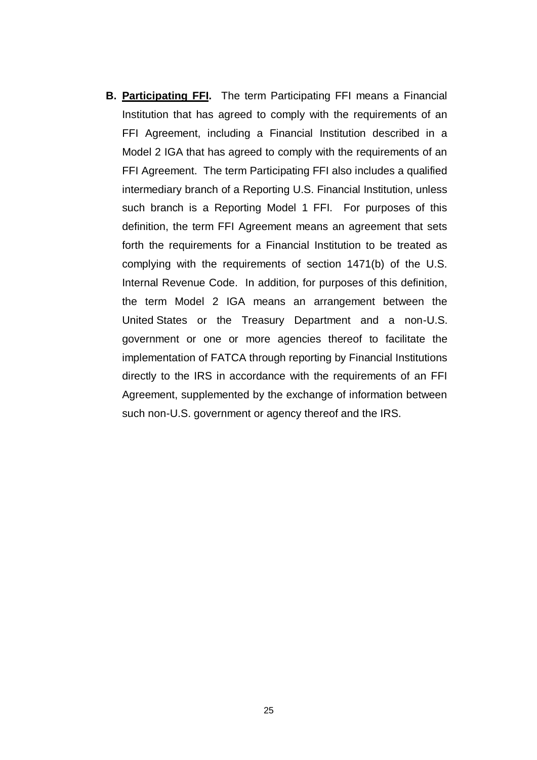**B. <u>Participating FFI</u>.** The term Participating FFI means a Financial Institution that has agreed to comply with the requirements of an FFI Agreement, including a Financial Institution described in a Model 2 IGA that has agreed to comply with the requirements of an FFI Agreement. The term Participating FFI also includes a qualified intermediary branch of a Reporting U.S. Financial Institution, unless such branch is a Reporting Model 1 FFI. For purposes of this definition, the term FFI Agreement means an agreement that sets forth the requirements for a Financial Institution to be treated as complying with the requirements of section 1471(b) of the U.S. Internal Revenue Code. In addition, for purposes of this definition, the term Model 2 IGA means an arrangement between the United States or the Treasury Department and a non-U.S. government or one or more agencies thereof to facilitate the implementation of FATCA through reporting by Financial Institutions directly to the IRS in accordance with the requirements of an FFI Agreement, supplemented by the exchange of information between such non-U.S. government or agency thereof and the IRS.